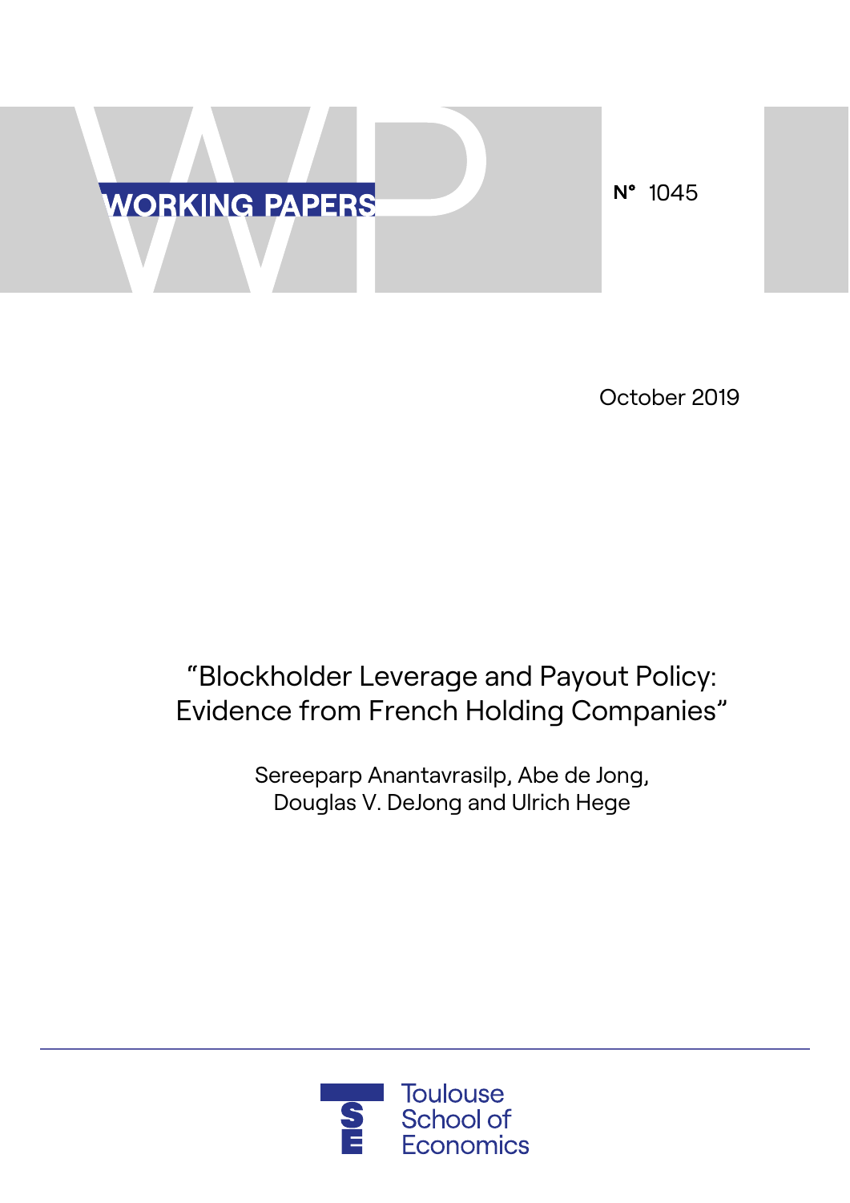WORKING PAPERS

N° 1045

October 2019

# "Blockholder Leverage and Payout Policy: Evidence from French Holding Companies"

Sereeparp Anantavrasilp, Abe de Jong, Douglas V. DeJong and Ulrich Hege

Toulouse School of Economics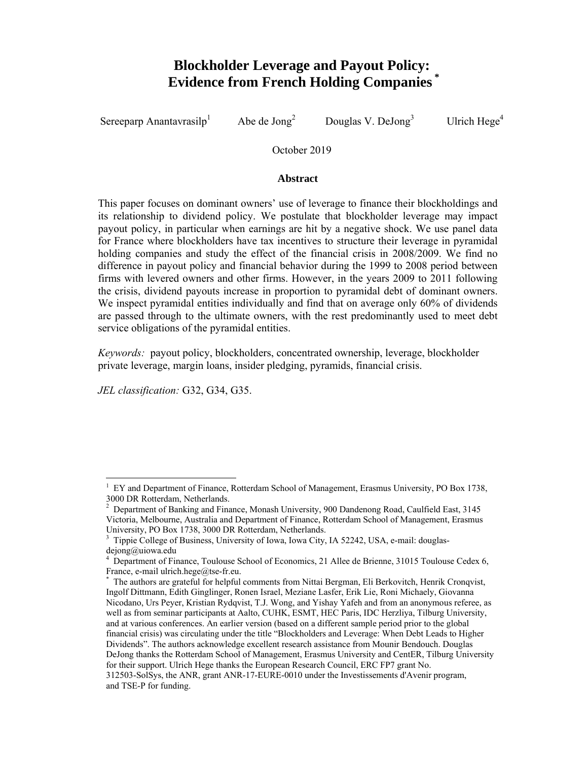# Blockholder Leverage and Payout Policy: Evidence from French Holding Companies [*]

Sereeparp Anantavrasilp[1] Abe de Jong[2] Douglas V. DeJong[3] Ulrich Hege[4]

October 2019

## Abstract

This paper focuses on dominant owners' use of leverage to finance their blockholdings and its relationship to dividend policy. We postulate that blockholder leverage may impact payout policy, in particular when earnings are hit by a negative shock. We use panel data for France where blockholders have tax incentives to structure their leverage in pyramidal holding companies and study the effect of the financial crisis in 2008/2009. We find no difference in payout policy and financial behavior during the 1999 to 2008 period between firms with levered owners and other firms. However, in the years 2009 to 2011 following the crisis, dividend payouts increase in proportion to pyramidal debt of dominant owners. We inspect pyramidal entities individually and find that on average only 60% of dividends are passed through to the ultimate owners, with the rest predominantly used to meet debt service obligations of the pyramidal entities.

*Keywords:* payout policy, blockholders, concentrated ownership, leverage, blockholder private leverage, margin loans, insider pledging, pyramids, financial crisis.

*JEL classification:* G32, G34, G35.

---

[1] EY and Department of Finance, Rotterdam School of Management, Erasmus University, PO Box 1738, 3000 DR Rotterdam, Netherlands.

[2] Department of Banking and Finance, Monash University, 900 Dandenong Road, Caulfield East, 3145 Victoria, Melbourne, Australia and Department of Finance, Rotterdam School of Management, Erasmus University, PO Box 1738, 3000 DR Rotterdam, Netherlands.

[3] Tippie College of Business, University of Iowa, Iowa City, IA 52242, USA, e-mail: douglas-dejong@uiowa.edu

[4] Department of Finance, Toulouse School of Economics, 21 Allee de Brienne, 31015 Toulouse Cedex 6, France, e-mail ulrich.hege@tse-fr.eu.

[*] The authors are grateful for helpful comments from Nittai Bergman, Eli Berkovitch, Henrik Cronqvist, Ingolf Dittmann, Edith Ginglinger, Ronen Israel, Meziane Lasfer, Erik Lie, Roni Michaely, Giovanna Nicodano, Urs Peyer, Kristian Rydqvist, T.J. Wong, and Yishay Yafeh and from an anonymous referee, as well as from seminar participants at Aalto, CUHK, ESMT, HEC Paris, IDC Herzliya, Tilburg University, and at various conferences. An earlier version (based on a different sample period prior to the global financial crisis) was circulating under the title "Blockholders and Leverage: When Debt Leads to Higher Dividends". The authors acknowledge excellent research assistance from Mounir Bendouch. Douglas DeJong thanks the Rotterdam School of Management, Erasmus University and CentER, Tilburg University for their support. Ulrich Hege thanks the European Research Council, ERC FP7 grant No. 312503-SolSys, the ANR, grant ANR-17-EURE-0010 under the Investissements d'Avenir program, and TSE-P for funding.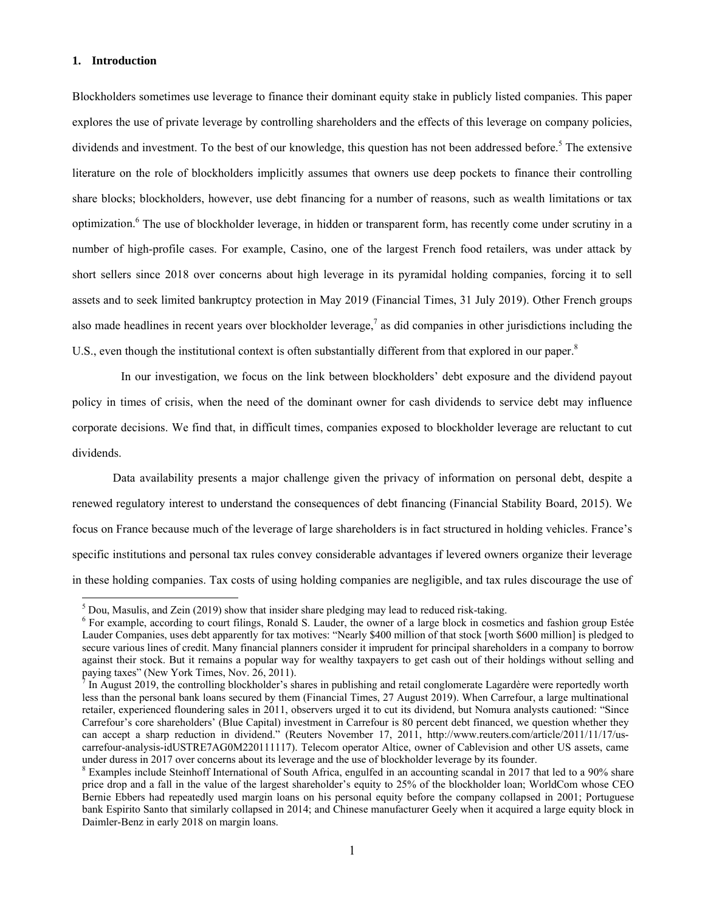## 1. Introduction

Blockholders sometimes use leverage to finance their dominant equity stake in publicly listed companies. This paper explores the use of private leverage by controlling shareholders and the effects of this leverage on company policies, dividends and investment. To the best of our knowledge, this question has not been addressed before.[5] The extensive literature on the role of blockholders implicitly assumes that owners use deep pockets to finance their controlling share blocks; blockholders, however, use debt financing for a number of reasons, such as wealth limitations or tax optimization.[6] The use of blockholder leverage, in hidden or transparent form, has recently come under scrutiny in a number of high-profile cases. For example, Casino, one of the largest French food retailers, was under attack by short sellers since 2018 over concerns about high leverage in its pyramidal holding companies, forcing it to sell assets and to seek limited bankruptcy protection in May 2019 (Financial Times, 31 July 2019). Other French groups also made headlines in recent years over blockholder leverage,[7] as did companies in other jurisdictions including the U.S., even though the institutional context is often substantially different from that explored in our paper.[8]

In our investigation, we focus on the link between blockholders' debt exposure and the dividend payout policy in times of crisis, when the need of the dominant owner for cash dividends to service debt may influence corporate decisions. We find that, in difficult times, companies exposed to blockholder leverage are reluctant to cut dividends.

Data availability presents a major challenge given the privacy of information on personal debt, despite a renewed regulatory interest to understand the consequences of debt financing (Financial Stability Board, 2015). We focus on France because much of the leverage of large shareholders is in fact structured in holding vehicles. France's specific institutions and personal tax rules convey considerable advantages if levered owners organize their leverage in these holding companies. Tax costs of using holding companies are negligible, and tax rules discourage the use of

[5] Dou, Masulis, and Zein (2019) show that insider share pledging may lead to reduced risk-taking.

[6] For example, according to court filings, Ronald S. Lauder, the owner of a large block in cosmetics and fashion group Estée Lauder Companies, uses debt apparently for tax motives: "Nearly $400 million of that stock [worth $600 million] is pledged to secure various lines of credit. Many financial planners consider it imprudent for principal shareholders in a company to borrow against their stock. But it remains a popular way for wealthy taxpayers to get cash out of their holdings without selling and paying taxes" (New York Times, Nov. 26, 2011).

[7] In August 2019, the controlling blockholder's shares in publishing and retail conglomerate Lagardère were reportedly worth less than the personal bank loans secured by them (Financial Times, 27 August 2019). When Carrefour, a large multinational retailer, experienced floundering sales in 2011, observers urged it to cut its dividend, but Nomura analysts cautioned: "Since Carrefour's core shareholders' (Blue Capital) investment in Carrefour is 80 percent debt financed, we question whether they can accept a sharp reduction in dividend." (Reuters November 17, 2011, http://www.reuters.com/article/2011/11/17/us-carrefour-analysis-idUSTRE7AG0M220111117). Telecom operator Altice, owner of Cablevision and other US assets, came under duress in 2017 over concerns about its leverage and the use of blockholder leverage by its founder.

[8] Examples include Steinhoff International of South Africa, engulfed in an accounting scandal in 2017 that led to a 90% share price drop and a fall in the value of the largest shareholder's equity to 25% of the blockholder loan; WorldCom whose CEO Bernie Ebbers had repeatedly used margin loans on his personal equity before the company collapsed in 2001; Portuguese bank Espirito Santo that similarly collapsed in 2014; and Chinese manufacturer Geely when it acquired a large equity block in Daimler-Benz in early 2018 on margin loans.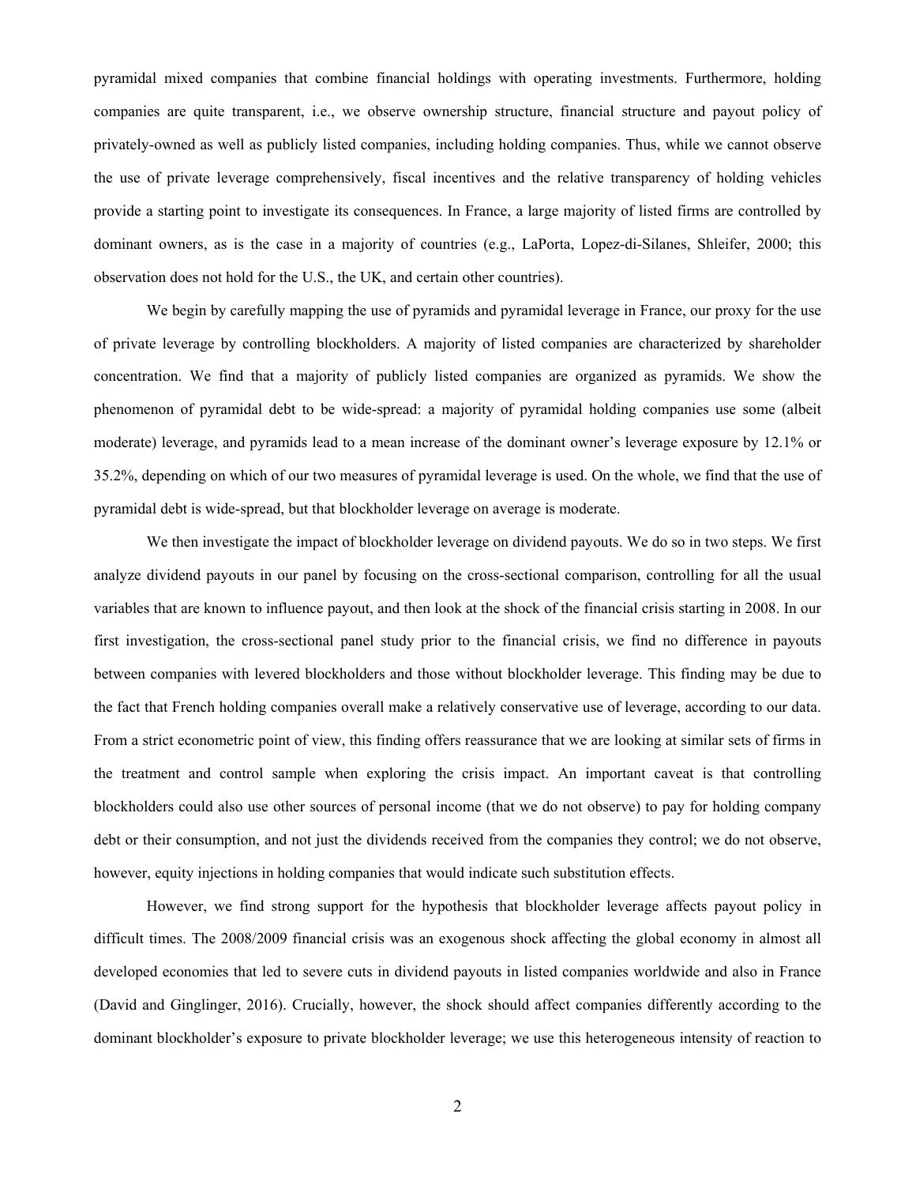pyramidal mixed companies that combine financial holdings with operating investments. Furthermore, holding companies are quite transparent, i.e., we observe ownership structure, financial structure and payout policy of privately-owned as well as publicly listed companies, including holding companies. Thus, while we cannot observe the use of private leverage comprehensively, fiscal incentives and the relative transparency of holding vehicles provide a starting point to investigate its consequences. In France, a large majority of listed firms are controlled by dominant owners, as is the case in a majority of countries (e.g., LaPorta, Lopez-di-Silanes, Shleifer, 2000; this observation does not hold for the U.S., the UK, and certain other countries).

We begin by carefully mapping the use of pyramids and pyramidal leverage in France, our proxy for the use of private leverage by controlling blockholders. A majority of listed companies are characterized by shareholder concentration. We find that a majority of publicly listed companies are organized as pyramids. We show the phenomenon of pyramidal debt to be wide-spread: a majority of pyramidal holding companies use some (albeit moderate) leverage, and pyramids lead to a mean increase of the dominant owner's leverage exposure by 12.1% or 35.2%, depending on which of our two measures of pyramidal leverage is used. On the whole, we find that the use of pyramidal debt is wide-spread, but that blockholder leverage on average is moderate.

We then investigate the impact of blockholder leverage on dividend payouts. We do so in two steps. We first analyze dividend payouts in our panel by focusing on the cross-sectional comparison, controlling for all the usual variables that are known to influence payout, and then look at the shock of the financial crisis starting in 2008. In our first investigation, the cross-sectional panel study prior to the financial crisis, we find no difference in payouts between companies with levered blockholders and those without blockholder leverage. This finding may be due to the fact that French holding companies overall make a relatively conservative use of leverage, according to our data. From a strict econometric point of view, this finding offers reassurance that we are looking at similar sets of firms in the treatment and control sample when exploring the crisis impact. An important caveat is that controlling blockholders could also use other sources of personal income (that we do not observe) to pay for holding company debt or their consumption, and not just the dividends received from the companies they control; we do not observe, however, equity injections in holding companies that would indicate such substitution effects.

However, we find strong support for the hypothesis that blockholder leverage affects payout policy in difficult times. The 2008/2009 financial crisis was an exogenous shock affecting the global economy in almost all developed economies that led to severe cuts in dividend payouts in listed companies worldwide and also in France (David and Ginglinger, 2016). Crucially, however, the shock should affect companies differently according to the dominant blockholder's exposure to private blockholder leverage; we use this heterogeneous intensity of reaction to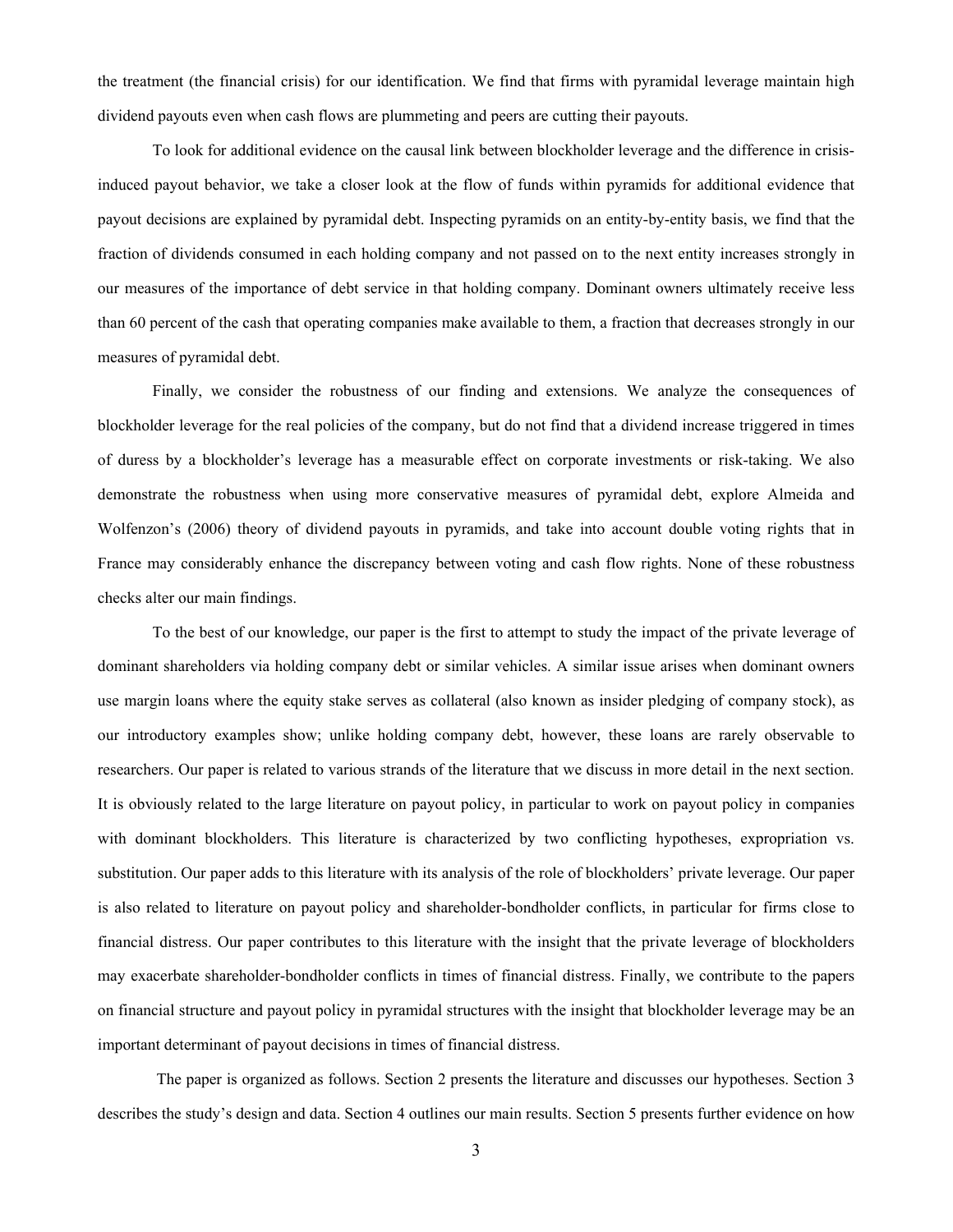the treatment (the financial crisis) for our identification. We find that firms with pyramidal leverage maintain high dividend payouts even when cash flows are plummeting and peers are cutting their payouts.

To look for additional evidence on the causal link between blockholder leverage and the difference in crisis-induced payout behavior, we take a closer look at the flow of funds within pyramids for additional evidence that payout decisions are explained by pyramidal debt. Inspecting pyramids on an entity-by-entity basis, we find that the fraction of dividends consumed in each holding company and not passed on to the next entity increases strongly in our measures of the importance of debt service in that holding company. Dominant owners ultimately receive less than 60 percent of the cash that operating companies make available to them, a fraction that decreases strongly in our measures of pyramidal debt.

Finally, we consider the robustness of our finding and extensions. We analyze the consequences of blockholder leverage for the real policies of the company, but do not find that a dividend increase triggered in times of duress by a blockholder's leverage has a measurable effect on corporate investments or risk-taking. We also demonstrate the robustness when using more conservative measures of pyramidal debt, explore Almeida and Wolfenzon's (2006) theory of dividend payouts in pyramids, and take into account double voting rights that in France may considerably enhance the discrepancy between voting and cash flow rights. None of these robustness checks alter our main findings.

To the best of our knowledge, our paper is the first to attempt to study the impact of the private leverage of dominant shareholders via holding company debt or similar vehicles. A similar issue arises when dominant owners use margin loans where the equity stake serves as collateral (also known as insider pledging of company stock), as our introductory examples show; unlike holding company debt, however, these loans are rarely observable to researchers. Our paper is related to various strands of the literature that we discuss in more detail in the next section. It is obviously related to the large literature on payout policy, in particular to work on payout policy in companies with dominant blockholders. This literature is characterized by two conflicting hypotheses, expropriation vs. substitution. Our paper adds to this literature with its analysis of the role of blockholders' private leverage. Our paper is also related to literature on payout policy and shareholder-bondholder conflicts, in particular for firms close to financial distress. Our paper contributes to this literature with the insight that the private leverage of blockholders may exacerbate shareholder-bondholder conflicts in times of financial distress. Finally, we contribute to the papers on financial structure and payout policy in pyramidal structures with the insight that blockholder leverage may be an important determinant of payout decisions in times of financial distress.

The paper is organized as follows. Section 2 presents the literature and discusses our hypotheses. Section 3 describes the study's design and data. Section 4 outlines our main results. Section 5 presents further evidence on how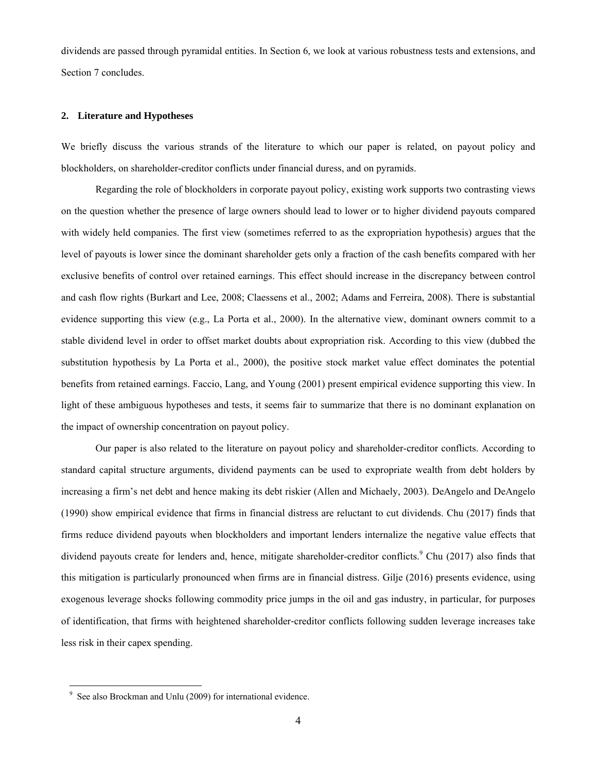dividends are passed through pyramidal entities. In Section 6, we look at various robustness tests and extensions, and Section 7 concludes.

## 2. Literature and Hypotheses

We briefly discuss the various strands of the literature to which our paper is related, on payout policy and blockholders, on shareholder-creditor conflicts under financial duress, and on pyramids.

Regarding the role of blockholders in corporate payout policy, existing work supports two contrasting views on the question whether the presence of large owners should lead to lower or to higher dividend payouts compared with widely held companies. The first view (sometimes referred to as the expropriation hypothesis) argues that the level of payouts is lower since the dominant shareholder gets only a fraction of the cash benefits compared with her exclusive benefits of control over retained earnings. This effect should increase in the discrepancy between control and cash flow rights (Burkart and Lee, 2008; Claessens et al., 2002; Adams and Ferreira, 2008). There is substantial evidence supporting this view (e.g., La Porta et al., 2000). In the alternative view, dominant owners commit to a stable dividend level in order to offset market doubts about expropriation risk. According to this view (dubbed the substitution hypothesis by La Porta et al., 2000), the positive stock market value effect dominates the potential benefits from retained earnings. Faccio, Lang, and Young (2001) present empirical evidence supporting this view. In light of these ambiguous hypotheses and tests, it seems fair to summarize that there is no dominant explanation on the impact of ownership concentration on payout policy.

Our paper is also related to the literature on payout policy and shareholder-creditor conflicts. According to standard capital structure arguments, dividend payments can be used to expropriate wealth from debt holders by increasing a firm's net debt and hence making its debt riskier (Allen and Michaely, 2003). DeAngelo and DeAngelo (1990) show empirical evidence that firms in financial distress are reluctant to cut dividends. Chu (2017) finds that firms reduce dividend payouts when blockholders and important lenders internalize the negative value effects that dividend payouts create for lenders and, hence, mitigate shareholder-creditor conflicts.[9] Chu (2017) also finds that this mitigation is particularly pronounced when firms are in financial distress. Gilje (2016) presents evidence, using exogenous leverage shocks following commodity price jumps in the oil and gas industry, in particular, for purposes of identification, that firms with heightened shareholder-creditor conflicts following sudden leverage increases take less risk in their capex spending.

[9] See also Brockman and Unlu (2009) for international evidence.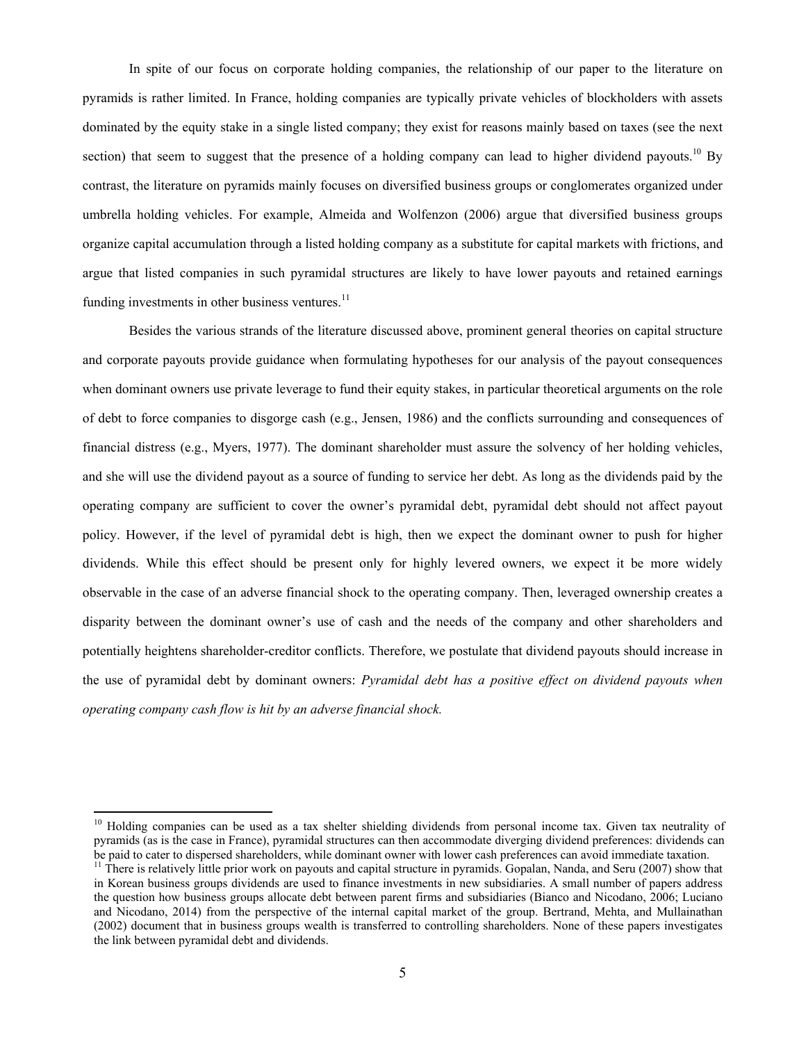In spite of our focus on corporate holding companies, the relationship of our paper to the literature on pyramids is rather limited. In France, holding companies are typically private vehicles of blockholders with assets dominated by the equity stake in a single listed company; they exist for reasons mainly based on taxes (see the next section) that seem to suggest that the presence of a holding company can lead to higher dividend payouts.[10] By contrast, the literature on pyramids mainly focuses on diversified business groups or conglomerates organized under umbrella holding vehicles. For example, Almeida and Wolfenzon (2006) argue that diversified business groups organize capital accumulation through a listed holding company as a substitute for capital markets with frictions, and argue that listed companies in such pyramidal structures are likely to have lower payouts and retained earnings funding investments in other business ventures.[11]

Besides the various strands of the literature discussed above, prominent general theories on capital structure and corporate payouts provide guidance when formulating hypotheses for our analysis of the payout consequences when dominant owners use private leverage to fund their equity stakes, in particular theoretical arguments on the role of debt to force companies to disgorge cash (e.g., Jensen, 1986) and the conflicts surrounding and consequences of financial distress (e.g., Myers, 1977). The dominant shareholder must assure the solvency of her holding vehicles, and she will use the dividend payout as a source of funding to service her debt. As long as the dividends paid by the operating company are sufficient to cover the owner's pyramidal debt, pyramidal debt should not affect payout policy. However, if the level of pyramidal debt is high, then we expect the dominant owner to push for higher dividends. While this effect should be present only for highly levered owners, we expect it be more widely observable in the case of an adverse financial shock to the operating company. Then, leveraged ownership creates a disparity between the dominant owner's use of cash and the needs of the company and other shareholders and potentially heightens shareholder-creditor conflicts. Therefore, we postulate that dividend payouts should increase in the use of pyramidal debt by dominant owners: *Pyramidal debt has a positive effect on dividend payouts when operating company cash flow is hit by an adverse financial shock.*

---

[10] Holding companies can be used as a tax shelter shielding dividends from personal income tax. Given tax neutrality of pyramids (as is the case in France), pyramidal structures can then accommodate diverging dividend preferences: dividends can be paid to cater to dispersed shareholders, while dominant owner with lower cash preferences can avoid immediate taxation.

[11] There is relatively little prior work on payouts and capital structure in pyramids. Gopalan, Nanda, and Seru (2007) show that in Korean business groups dividends are used to finance investments in new subsidiaries. A small number of papers address the question how business groups allocate debt between parent firms and subsidiaries (Bianco and Nicodano, 2006; Luciano and Nicodano, 2014) from the perspective of the internal capital market of the group. Bertrand, Mehta, and Mullainathan (2002) document that in business groups wealth is transferred to controlling shareholders. None of these papers investigates the link between pyramidal debt and dividends.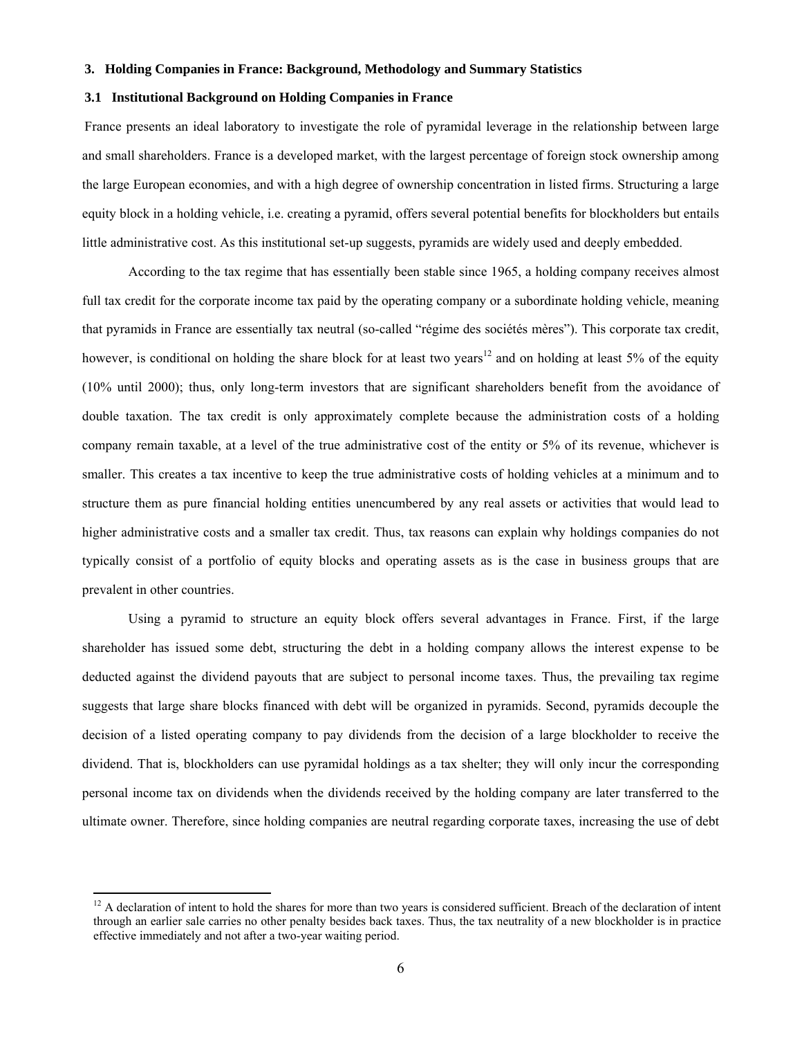## 3. Holding Companies in France: Background, Methodology and Summary Statistics

### 3.1 Institutional Background on Holding Companies in France

France presents an ideal laboratory to investigate the role of pyramidal leverage in the relationship between large and small shareholders. France is a developed market, with the largest percentage of foreign stock ownership among the large European economies, and with a high degree of ownership concentration in listed firms. Structuring a large equity block in a holding vehicle, i.e. creating a pyramid, offers several potential benefits for blockholders but entails little administrative cost. As this institutional set-up suggests, pyramids are widely used and deeply embedded.

According to the tax regime that has essentially been stable since 1965, a holding company receives almost full tax credit for the corporate income tax paid by the operating company or a subordinate holding vehicle, meaning that pyramids in France are essentially tax neutral (so-called "régime des sociétés mères"). This corporate tax credit, however, is conditional on holding the share block for at least two years[12] and on holding at least 5% of the equity (10% until 2000); thus, only long-term investors that are significant shareholders benefit from the avoidance of double taxation. The tax credit is only approximately complete because the administration costs of a holding company remain taxable, at a level of the true administrative cost of the entity or 5% of its revenue, whichever is smaller. This creates a tax incentive to keep the true administrative costs of holding vehicles at a minimum and to structure them as pure financial holding entities unencumbered by any real assets or activities that would lead to higher administrative costs and a smaller tax credit. Thus, tax reasons can explain why holdings companies do not typically consist of a portfolio of equity blocks and operating assets as is the case in business groups that are prevalent in other countries.

Using a pyramid to structure an equity block offers several advantages in France. First, if the large shareholder has issued some debt, structuring the debt in a holding company allows the interest expense to be deducted against the dividend payouts that are subject to personal income taxes. Thus, the prevailing tax regime suggests that large share blocks financed with debt will be organized in pyramids. Second, pyramids decouple the decision of a listed operating company to pay dividends from the decision of a large blockholder to receive the dividend. That is, blockholders can use pyramidal holdings as a tax shelter; they will only incur the corresponding personal income tax on dividends when the dividends received by the holding company are later transferred to the ultimate owner. Therefore, since holding companies are neutral regarding corporate taxes, increasing the use of debt

[12] A declaration of intent to hold the shares for more than two years is considered sufficient. Breach of the declaration of intent through an earlier sale carries no other penalty besides back taxes. Thus, the tax neutrality of a new blockholder is in practice effective immediately and not after a two-year waiting period.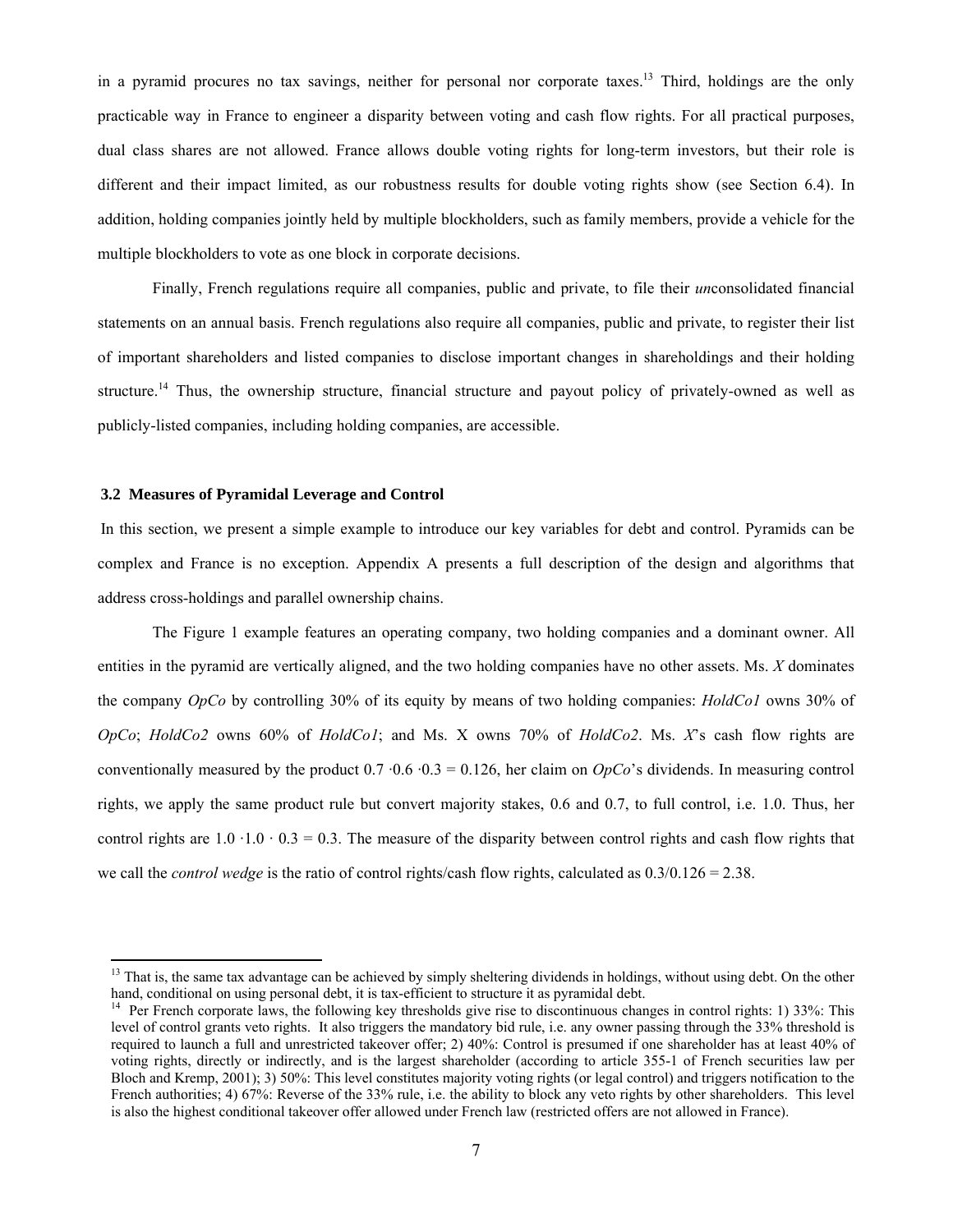in a pyramid procures no tax savings, neither for personal nor corporate taxes.[13] Third, holdings are the only practicable way in France to engineer a disparity between voting and cash flow rights. For all practical purposes, dual class shares are not allowed. France allows double voting rights for long-term investors, but their role is different and their impact limited, as our robustness results for double voting rights show (see Section 6.4). In addition, holding companies jointly held by multiple blockholders, such as family members, provide a vehicle for the multiple blockholders to vote as one block in corporate decisions.

Finally, French regulations require all companies, public and private, to file their *un*consolidated financial statements on an annual basis. French regulations also require all companies, public and private, to register their list of important shareholders and listed companies to disclose important changes in shareholdings and their holding structure.[14] Thus, the ownership structure, financial structure and payout policy of privately-owned as well as publicly-listed companies, including holding companies, are accessible.

### 3.2 Measures of Pyramidal Leverage and Control

In this section, we present a simple example to introduce our key variables for debt and control. Pyramids can be complex and France is no exception. Appendix A presents a full description of the design and algorithms that address cross-holdings and parallel ownership chains.

The Figure 1 example features an operating company, two holding companies and a dominant owner. All entities in the pyramid are vertically aligned, and the two holding companies have no other assets. Ms. *X* dominates the company *OpCo* by controlling 30% of its equity by means of two holding companies: *HoldCo1* owns 30% of *OpCo*; *HoldCo2* owns 60% of *HoldCo1*; and Ms. X owns 70% of *HoldCo2*. Ms. *X*'s cash flow rights are conventionally measured by the product $0.7 \cdot 0.6 \cdot 0.3 = 0.126$, her claim on *OpCo*'s dividends. In measuring control rights, we apply the same product rule but convert majority stakes, 0.6 and 0.7, to full control, i.e. 1.0. Thus, her control rights are $1.0 \cdot 1.0 \cdot 0.3 = 0.3$. The measure of the disparity between control rights and cash flow rights that we call the *control wedge* is the ratio of control rights/cash flow rights, calculated as $0.3/0.126 = 2.38$.

---

[13] That is, the same tax advantage can be achieved by simply sheltering dividends in holdings, without using debt. On the other hand, conditional on using personal debt, it is tax-efficient to structure it as pyramidal debt.

[14] Per French corporate laws, the following key thresholds give rise to discontinuous changes in control rights: 1) 33%: This level of control grants veto rights. It also triggers the mandatory bid rule, i.e. any owner passing through the 33% threshold is required to launch a full and unrestricted takeover offer; 2) 40%: Control is presumed if one shareholder has at least 40% of voting rights, directly or indirectly, and is the largest shareholder (according to article 355-1 of French securities law per Bloch and Kremp, 2001); 3) 50%: This level constitutes majority voting rights (or legal control) and triggers notification to the French authorities; 4) 67%: Reverse of the 33% rule, i.e. the ability to block any veto rights by other shareholders. This level is also the highest conditional takeover offer allowed under French law (restricted offers are not allowed in France).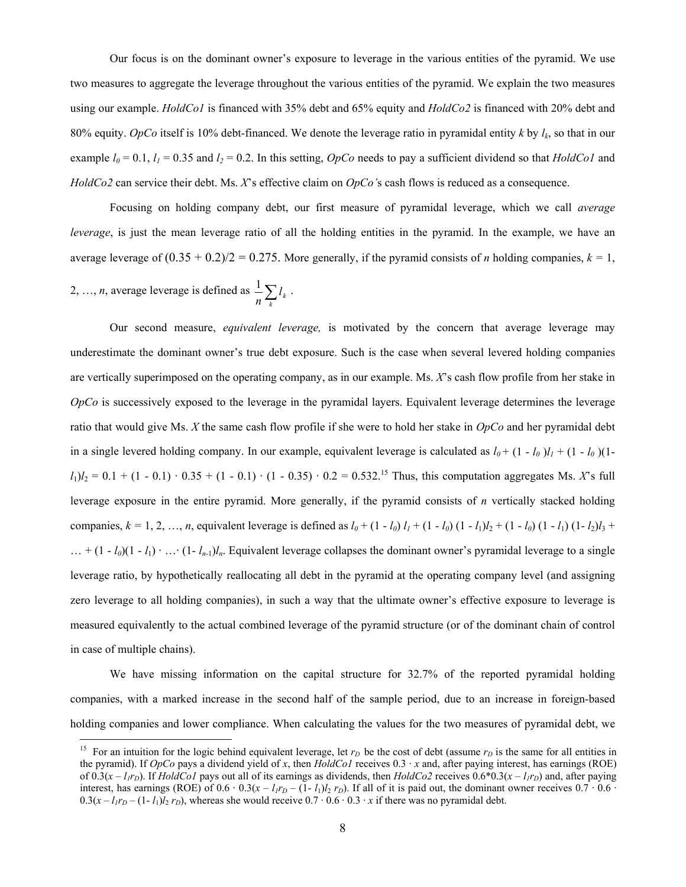Our focus is on the dominant owner's exposure to leverage in the various entities of the pyramid. We use two measures to aggregate the leverage throughout the various entities of the pyramid. We explain the two measures using our example. *HoldCo1* is financed with 35% debt and 65% equity and *HoldCo2* is financed with 20% debt and 80% equity. *OpCo* itself is 10% debt-financed. We denote the leverage ratio in pyramidal entity *k* by $l_k$, so that in our example $l_0 = 0.1$, $l_1 = 0.35$ and $l_2 = 0.2$. In this setting, *OpCo* needs to pay a sufficient dividend so that *HoldCo1* and *HoldCo2* can service their debt. Ms. *X*'s effective claim on *OpCo*'s cash flows is reduced as a consequence.

Focusing on holding company debt, our first measure of pyramidal leverage, which we call *average leverage*, is just the mean leverage ratio of all the holding entities in the pyramid. In the example, we have an average leverage of $(0.35 + 0.2)/2 = 0.275$. More generally, if the pyramid consists of *n* holding companies, $k = 1, 2, \ldots, n$, average leverage is defined as $\frac{1}{n}\sum_k l_k$ .

Our second measure, *equivalent leverage,* is motivated by the concern that average leverage may underestimate the dominant owner's true debt exposure. Such is the case when several levered holding companies are vertically superimposed on the operating company, as in our example. Ms. *X*'s cash flow profile from her stake in *OpCo* is successively exposed to the leverage in the pyramidal layers. Equivalent leverage determines the leverage ratio that would give Ms. *X* the same cash flow profile if she were to hold her stake in *OpCo* and her pyramidal debt in a single levered holding company. In our example, equivalent leverage is calculated as $l_0 + (1 - l_0)l_1 + (1 - l_0)(1-l_1)l_2 = 0.1 + (1 - 0.1) \cdot 0.35 + (1 - 0.1) \cdot (1 - 0.35) \cdot 0.2 = 0.532$.[15] Thus, this computation aggregates Ms. *X*'s full leverage exposure in the entire pyramid. More generally, if the pyramid consists of *n* vertically stacked holding companies, $k = 1, 2, \ldots, n$, equivalent leverage is defined as $l_0 + (1 - l_0) l_1 + (1 - l_0) (1 - l_1)l_2 + (1 - l_0) (1 - l_1) (1- l_2)l_3 + \ldots + (1 - l_0)(1 - l_1) \cdot \ldots \cdot (1- l_{n-1})l_n$. Equivalent leverage collapses the dominant owner's pyramidal leverage to a single leverage ratio, by hypothetically reallocating all debt in the pyramid at the operating company level (and assigning zero leverage to all holding companies), in such a way that the ultimate owner's effective exposure to leverage is measured equivalently to the actual combined leverage of the pyramid structure (or of the dominant chain of control in case of multiple chains).

We have missing information on the capital structure for 32.7% of the reported pyramidal holding companies, with a marked increase in the second half of the sample period, due to an increase in foreign-based holding companies and lower compliance. When calculating the values for the two measures of pyramidal debt, we

[15] For an intuition for the logic behind equivalent leverage, let $r_D$ be the cost of debt (assume $r_D$ is the same for all entities in the pyramid). If *OpCo* pays a dividend yield of *x*, then *HoldCo1* receives $0.3 \cdot x$ and, after paying interest, has earnings (ROE) of $0.3(x - l_1 r_D)$. If *HoldCo1* pays out all of its earnings as dividends, then *HoldCo2* receives $0.6 \cdot 0.3(x - l_1 r_D)$ and, after paying interest, has earnings (ROE) of $0.6 \cdot 0.3(x - l_1 r_D - (1- l_1)l_2 r_D)$. If all of it is paid out, the dominant owner receives $0.7 \cdot 0.6 \cdot 0.3(x - l_1 r_D - (1- l_1)l_2 r_D)$, whereas she would receive $0.7 \cdot 0.6 \cdot 0.3 \cdot x$ if there was no pyramidal debt.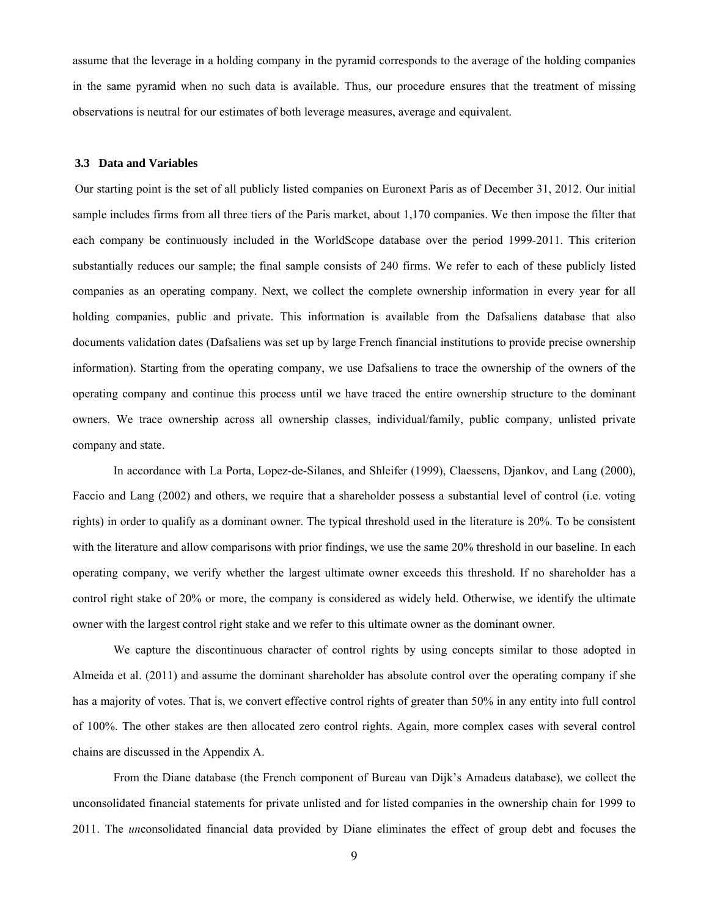assume that the leverage in a holding company in the pyramid corresponds to the average of the holding companies in the same pyramid when no such data is available. Thus, our procedure ensures that the treatment of missing observations is neutral for our estimates of both leverage measures, average and equivalent.

### 3.3 Data and Variables

Our starting point is the set of all publicly listed companies on Euronext Paris as of December 31, 2012. Our initial sample includes firms from all three tiers of the Paris market, about 1,170 companies. We then impose the filter that each company be continuously included in the WorldScope database over the period 1999-2011. This criterion substantially reduces our sample; the final sample consists of 240 firms. We refer to each of these publicly listed companies as an operating company. Next, we collect the complete ownership information in every year for all holding companies, public and private. This information is available from the Dafsaliens database that also documents validation dates (Dafsaliens was set up by large French financial institutions to provide precise ownership information). Starting from the operating company, we use Dafsaliens to trace the ownership of the owners of the operating company and continue this process until we have traced the entire ownership structure to the dominant owners. We trace ownership across all ownership classes, individual/family, public company, unlisted private company and state.

In accordance with La Porta, Lopez-de-Silanes, and Shleifer (1999), Claessens, Djankov, and Lang (2000), Faccio and Lang (2002) and others, we require that a shareholder possess a substantial level of control (i.e. voting rights) in order to qualify as a dominant owner. The typical threshold used in the literature is 20%. To be consistent with the literature and allow comparisons with prior findings, we use the same 20% threshold in our baseline. In each operating company, we verify whether the largest ultimate owner exceeds this threshold. If no shareholder has a control right stake of 20% or more, the company is considered as widely held. Otherwise, we identify the ultimate owner with the largest control right stake and we refer to this ultimate owner as the dominant owner.

We capture the discontinuous character of control rights by using concepts similar to those adopted in Almeida et al. (2011) and assume the dominant shareholder has absolute control over the operating company if she has a majority of votes. That is, we convert effective control rights of greater than 50% in any entity into full control of 100%. The other stakes are then allocated zero control rights. Again, more complex cases with several control chains are discussed in the Appendix A.

From the Diane database (the French component of Bureau van Dijk's Amadeus database), we collect the unconsolidated financial statements for private unlisted and for listed companies in the ownership chain for 1999 to 2011. The *un*consolidated financial data provided by Diane eliminates the effect of group debt and focuses the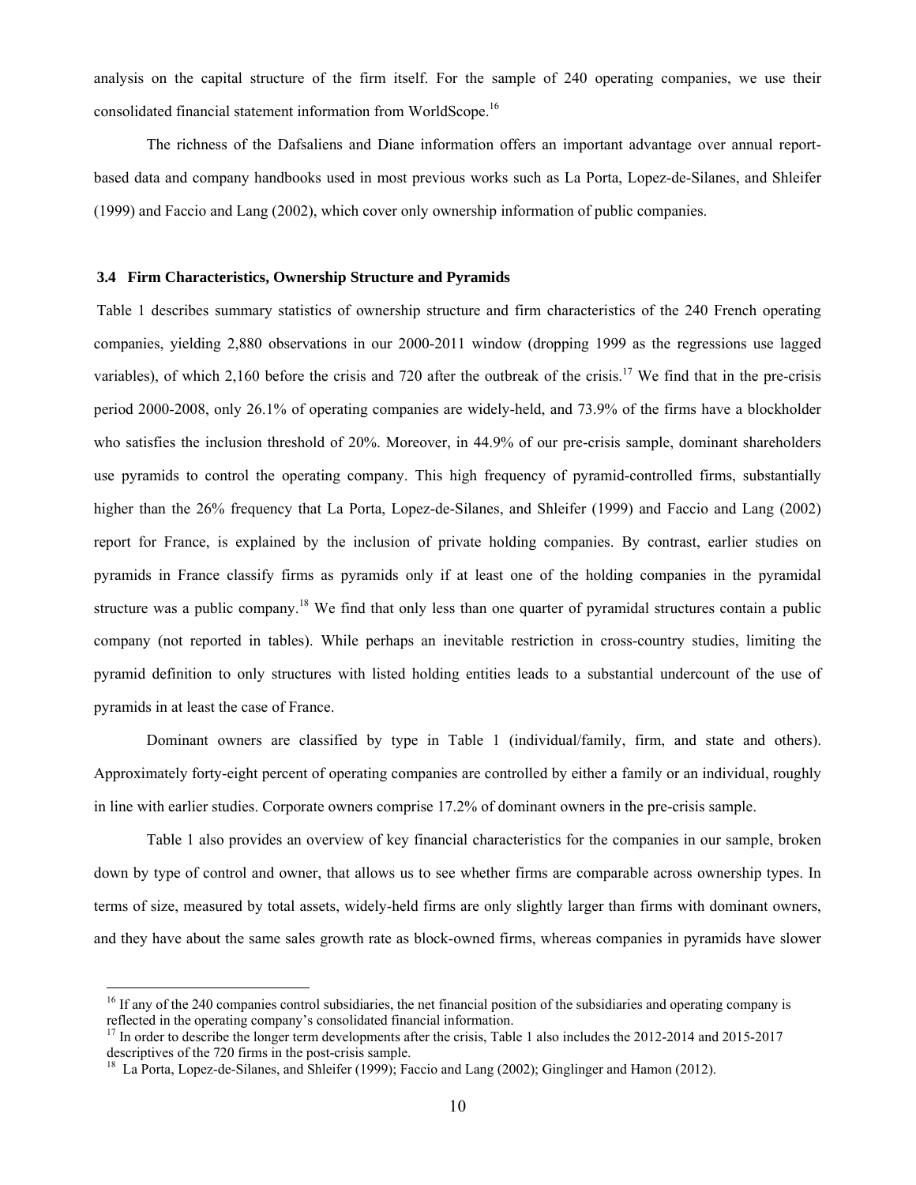analysis on the capital structure of the firm itself. For the sample of 240 operating companies, we use their consolidated financial statement information from WorldScope.[16]

The richness of the Dafsaliens and Diane information offers an important advantage over annual report-based data and company handbooks used in most previous works such as La Porta, Lopez-de-Silanes, and Shleifer (1999) and Faccio and Lang (2002), which cover only ownership information of public companies.

### 3.4 Firm Characteristics, Ownership Structure and Pyramids

Table 1 describes summary statistics of ownership structure and firm characteristics of the 240 French operating companies, yielding 2,880 observations in our 2000-2011 window (dropping 1999 as the regressions use lagged variables), of which 2,160 before the crisis and 720 after the outbreak of the crisis.[17] We find that in the pre-crisis period 2000-2008, only 26.1% of operating companies are widely-held, and 73.9% of the firms have a blockholder who satisfies the inclusion threshold of 20%. Moreover, in 44.9% of our pre-crisis sample, dominant shareholders use pyramids to control the operating company. This high frequency of pyramid-controlled firms, substantially higher than the 26% frequency that La Porta, Lopez-de-Silanes, and Shleifer (1999) and Faccio and Lang (2002) report for France, is explained by the inclusion of private holding companies. By contrast, earlier studies on pyramids in France classify firms as pyramids only if at least one of the holding companies in the pyramidal structure was a public company.[18] We find that only less than one quarter of pyramidal structures contain a public company (not reported in tables). While perhaps an inevitable restriction in cross-country studies, limiting the pyramid definition to only structures with listed holding entities leads to a substantial undercount of the use of pyramids in at least the case of France.

Dominant owners are classified by type in Table 1 (individual/family, firm, and state and others). Approximately forty-eight percent of operating companies are controlled by either a family or an individual, roughly in line with earlier studies. Corporate owners comprise 17.2% of dominant owners in the pre-crisis sample.

Table 1 also provides an overview of key financial characteristics for the companies in our sample, broken down by type of control and owner, that allows us to see whether firms are comparable across ownership types. In terms of size, measured by total assets, widely-held firms are only slightly larger than firms with dominant owners, and they have about the same sales growth rate as block-owned firms, whereas companies in pyramids have slower

---

[16] If any of the 240 companies control subsidiaries, the net financial position of the subsidiaries and operating company is reflected in the operating company's consolidated financial information.

[17] In order to describe the longer term developments after the crisis, Table 1 also includes the 2012-2014 and 2015-2017 descriptives of the 720 firms in the post-crisis sample.

[18] La Porta, Lopez-de-Silanes, and Shleifer (1999); Faccio and Lang (2002); Ginglinger and Hamon (2012).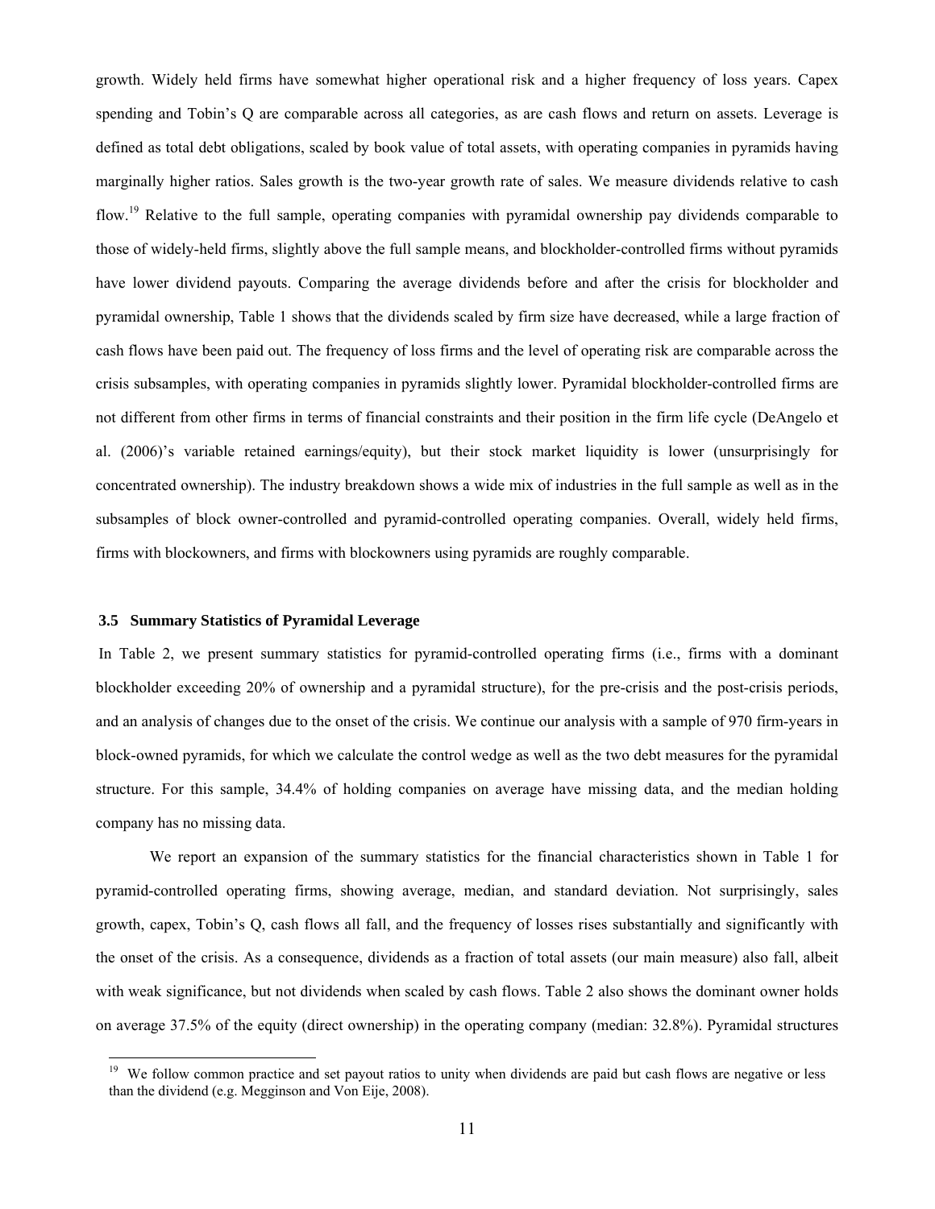growth. Widely held firms have somewhat higher operational risk and a higher frequency of loss years. Capex spending and Tobin's Q are comparable across all categories, as are cash flows and return on assets. Leverage is defined as total debt obligations, scaled by book value of total assets, with operating companies in pyramids having marginally higher ratios. Sales growth is the two-year growth rate of sales. We measure dividends relative to cash flow.[19] Relative to the full sample, operating companies with pyramidal ownership pay dividends comparable to those of widely-held firms, slightly above the full sample means, and blockholder-controlled firms without pyramids have lower dividend payouts. Comparing the average dividends before and after the crisis for blockholder and pyramidal ownership, Table 1 shows that the dividends scaled by firm size have decreased, while a large fraction of cash flows have been paid out. The frequency of loss firms and the level of operating risk are comparable across the crisis subsamples, with operating companies in pyramids slightly lower. Pyramidal blockholder-controlled firms are not different from other firms in terms of financial constraints and their position in the firm life cycle (DeAngelo et al. (2006)'s variable retained earnings/equity), but their stock market liquidity is lower (unsurprisingly for concentrated ownership). The industry breakdown shows a wide mix of industries in the full sample as well as in the subsamples of block owner-controlled and pyramid-controlled operating companies. Overall, widely held firms, firms with blockowners, and firms with blockowners using pyramids are roughly comparable.

### 3.5 Summary Statistics of Pyramidal Leverage

In Table 2, we present summary statistics for pyramid-controlled operating firms (i.e., firms with a dominant blockholder exceeding 20% of ownership and a pyramidal structure), for the pre-crisis and the post-crisis periods, and an analysis of changes due to the onset of the crisis. We continue our analysis with a sample of 970 firm-years in block-owned pyramids, for which we calculate the control wedge as well as the two debt measures for the pyramidal structure. For this sample, 34.4% of holding companies on average have missing data, and the median holding company has no missing data.

We report an expansion of the summary statistics for the financial characteristics shown in Table 1 for pyramid-controlled operating firms, showing average, median, and standard deviation. Not surprisingly, sales growth, capex, Tobin's Q, cash flows all fall, and the frequency of losses rises substantially and significantly with the onset of the crisis. As a consequence, dividends as a fraction of total assets (our main measure) also fall, albeit with weak significance, but not dividends when scaled by cash flows. Table 2 also shows the dominant owner holds on average 37.5% of the equity (direct ownership) in the operating company (median: 32.8%). Pyramidal structures

[19] We follow common practice and set payout ratios to unity when dividends are paid but cash flows are negative or less than the dividend (e.g. Megginson and Von Eije, 2008).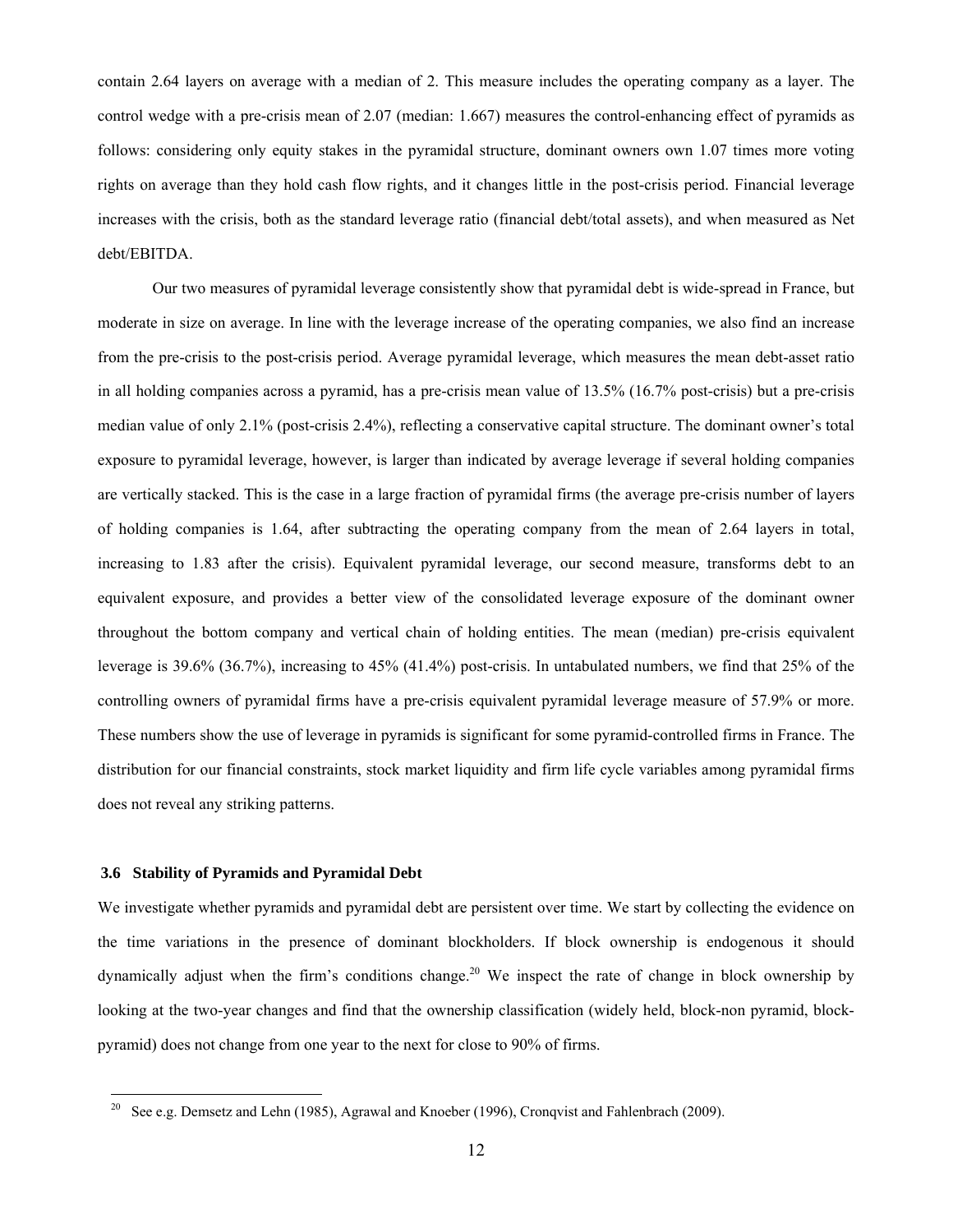contain 2.64 layers on average with a median of 2. This measure includes the operating company as a layer. The control wedge with a pre-crisis mean of 2.07 (median: 1.667) measures the control-enhancing effect of pyramids as follows: considering only equity stakes in the pyramidal structure, dominant owners own 1.07 times more voting rights on average than they hold cash flow rights, and it changes little in the post-crisis period. Financial leverage increases with the crisis, both as the standard leverage ratio (financial debt/total assets), and when measured as Net debt/EBITDA.

Our two measures of pyramidal leverage consistently show that pyramidal debt is wide-spread in France, but moderate in size on average. In line with the leverage increase of the operating companies, we also find an increase from the pre-crisis to the post-crisis period. Average pyramidal leverage, which measures the mean debt-asset ratio in all holding companies across a pyramid, has a pre-crisis mean value of 13.5% (16.7% post-crisis) but a pre-crisis median value of only 2.1% (post-crisis 2.4%), reflecting a conservative capital structure. The dominant owner's total exposure to pyramidal leverage, however, is larger than indicated by average leverage if several holding companies are vertically stacked. This is the case in a large fraction of pyramidal firms (the average pre-crisis number of layers of holding companies is 1.64, after subtracting the operating company from the mean of 2.64 layers in total, increasing to 1.83 after the crisis). Equivalent pyramidal leverage, our second measure, transforms debt to an equivalent exposure, and provides a better view of the consolidated leverage exposure of the dominant owner throughout the bottom company and vertical chain of holding entities. The mean (median) pre-crisis equivalent leverage is 39.6% (36.7%), increasing to 45% (41.4%) post-crisis. In untabulated numbers, we find that 25% of the controlling owners of pyramidal firms have a pre-crisis equivalent pyramidal leverage measure of 57.9% or more. These numbers show the use of leverage in pyramids is significant for some pyramid-controlled firms in France. The distribution for our financial constraints, stock market liquidity and firm life cycle variables among pyramidal firms does not reveal any striking patterns.

### 3.6 Stability of Pyramids and Pyramidal Debt

We investigate whether pyramids and pyramidal debt are persistent over time. We start by collecting the evidence on the time variations in the presence of dominant blockholders. If block ownership is endogenous it should dynamically adjust when the firm's conditions change.[20] We inspect the rate of change in block ownership by looking at the two-year changes and find that the ownership classification (widely held, block-non pyramid, block-pyramid) does not change from one year to the next for close to 90% of firms.

[20] See e.g. Demsetz and Lehn (1985), Agrawal and Knoeber (1996), Cronqvist and Fahlenbrach (2009).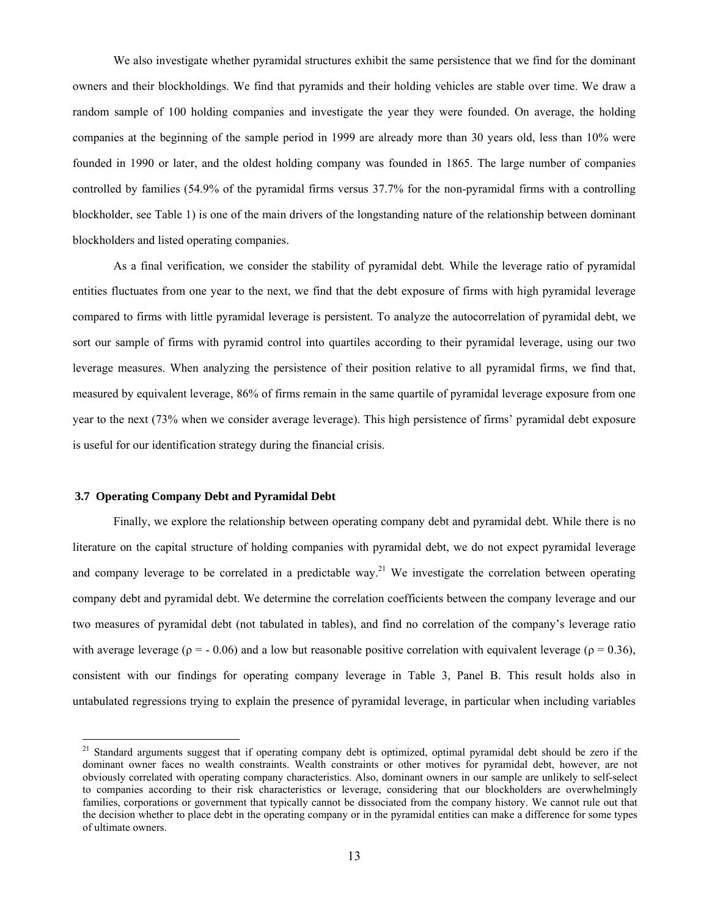We also investigate whether pyramidal structures exhibit the same persistence that we find for the dominant owners and their blockholdings. We find that pyramids and their holding vehicles are stable over time. We draw a random sample of 100 holding companies and investigate the year they were founded. On average, the holding companies at the beginning of the sample period in 1999 are already more than 30 years old, less than 10% were founded in 1990 or later, and the oldest holding company was founded in 1865. The large number of companies controlled by families (54.9% of the pyramidal firms versus 37.7% for the non-pyramidal firms with a controlling blockholder, see Table 1) is one of the main drivers of the longstanding nature of the relationship between dominant blockholders and listed operating companies.

As a final verification, we consider the stability of pyramidal debt*.* While the leverage ratio of pyramidal entities fluctuates from one year to the next, we find that the debt exposure of firms with high pyramidal leverage compared to firms with little pyramidal leverage is persistent. To analyze the autocorrelation of pyramidal debt, we sort our sample of firms with pyramid control into quartiles according to their pyramidal leverage, using our two leverage measures. When analyzing the persistence of their position relative to all pyramidal firms, we find that, measured by equivalent leverage, 86% of firms remain in the same quartile of pyramidal leverage exposure from one year to the next (73% when we consider average leverage). This high persistence of firms' pyramidal debt exposure is useful for our identification strategy during the financial crisis.

### 3.7 Operating Company Debt and Pyramidal Debt

Finally, we explore the relationship between operating company debt and pyramidal debt. While there is no literature on the capital structure of holding companies with pyramidal debt, we do not expect pyramidal leverage and company leverage to be correlated in a predictable way.[21] We investigate the correlation between operating company debt and pyramidal debt. We determine the correlation coefficients between the company leverage and our two measures of pyramidal debt (not tabulated in tables), and find no correlation of the company's leverage ratio with average leverage ($\rho$ = - 0.06) and a low but reasonable positive correlation with equivalent leverage ($\rho$ = 0.36), consistent with our findings for operating company leverage in Table 3, Panel B. This result holds also in untabulated regressions trying to explain the presence of pyramidal leverage, in particular when including variables

[21] Standard arguments suggest that if operating company debt is optimized, optimal pyramidal debt should be zero if the dominant owner faces no wealth constraints. Wealth constraints or other motives for pyramidal debt, however, are not obviously correlated with operating company characteristics. Also, dominant owners in our sample are unlikely to self-select to companies according to their risk characteristics or leverage, considering that our blockholders are overwhelmingly families, corporations or government that typically cannot be dissociated from the company history. We cannot rule out that the decision whether to place debt in the operating company or in the pyramidal entities can make a difference for some types of ultimate owners.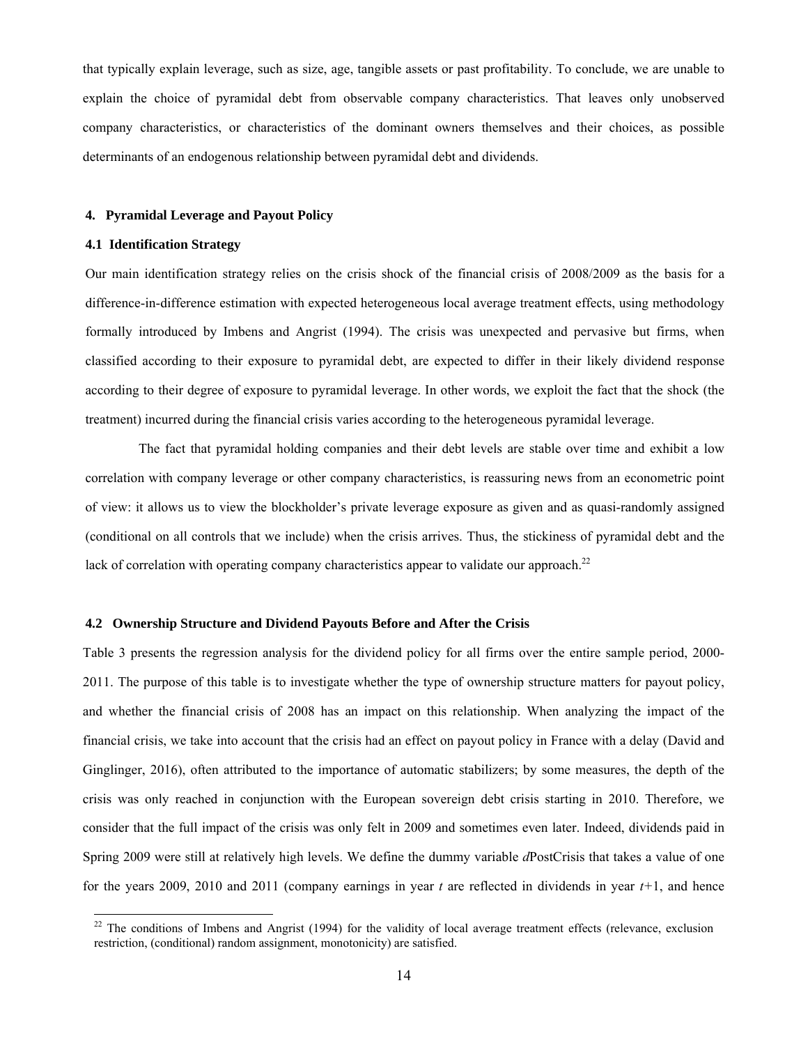that typically explain leverage, such as size, age, tangible assets or past profitability. To conclude, we are unable to explain the choice of pyramidal debt from observable company characteristics. That leaves only unobserved company characteristics, or characteristics of the dominant owners themselves and their choices, as possible determinants of an endogenous relationship between pyramidal debt and dividends.

## 4. Pyramidal Leverage and Payout Policy

### 4.1 Identification Strategy

Our main identification strategy relies on the crisis shock of the financial crisis of 2008/2009 as the basis for a difference-in-difference estimation with expected heterogeneous local average treatment effects, using methodology formally introduced by Imbens and Angrist (1994). The crisis was unexpected and pervasive but firms, when classified according to their exposure to pyramidal debt, are expected to differ in their likely dividend response according to their degree of exposure to pyramidal leverage. In other words, we exploit the fact that the shock (the treatment) incurred during the financial crisis varies according to the heterogeneous pyramidal leverage.

The fact that pyramidal holding companies and their debt levels are stable over time and exhibit a low correlation with company leverage or other company characteristics, is reassuring news from an econometric point of view: it allows us to view the blockholder's private leverage exposure as given and as quasi-randomly assigned (conditional on all controls that we include) when the crisis arrives. Thus, the stickiness of pyramidal debt and the lack of correlation with operating company characteristics appear to validate our approach.[22]

### 4.2 Ownership Structure and Dividend Payouts Before and After the Crisis

Table 3 presents the regression analysis for the dividend policy for all firms over the entire sample period, 2000-2011. The purpose of this table is to investigate whether the type of ownership structure matters for payout policy, and whether the financial crisis of 2008 has an impact on this relationship. When analyzing the impact of the financial crisis, we take into account that the crisis had an effect on payout policy in France with a delay (David and Ginglinger, 2016), often attributed to the importance of automatic stabilizers; by some measures, the depth of the crisis was only reached in conjunction with the European sovereign debt crisis starting in 2010. Therefore, we consider that the full impact of the crisis was only felt in 2009 and sometimes even later. Indeed, dividends paid in Spring 2009 were still at relatively high levels. We define the dummy variable *d*PostCrisis that takes a value of one for the years 2009, 2010 and 2011 (company earnings in year *t* are reflected in dividends in year *t*+1, and hence

[22] The conditions of Imbens and Angrist (1994) for the validity of local average treatment effects (relevance, exclusion restriction, (conditional) random assignment, monotonicity) are satisfied.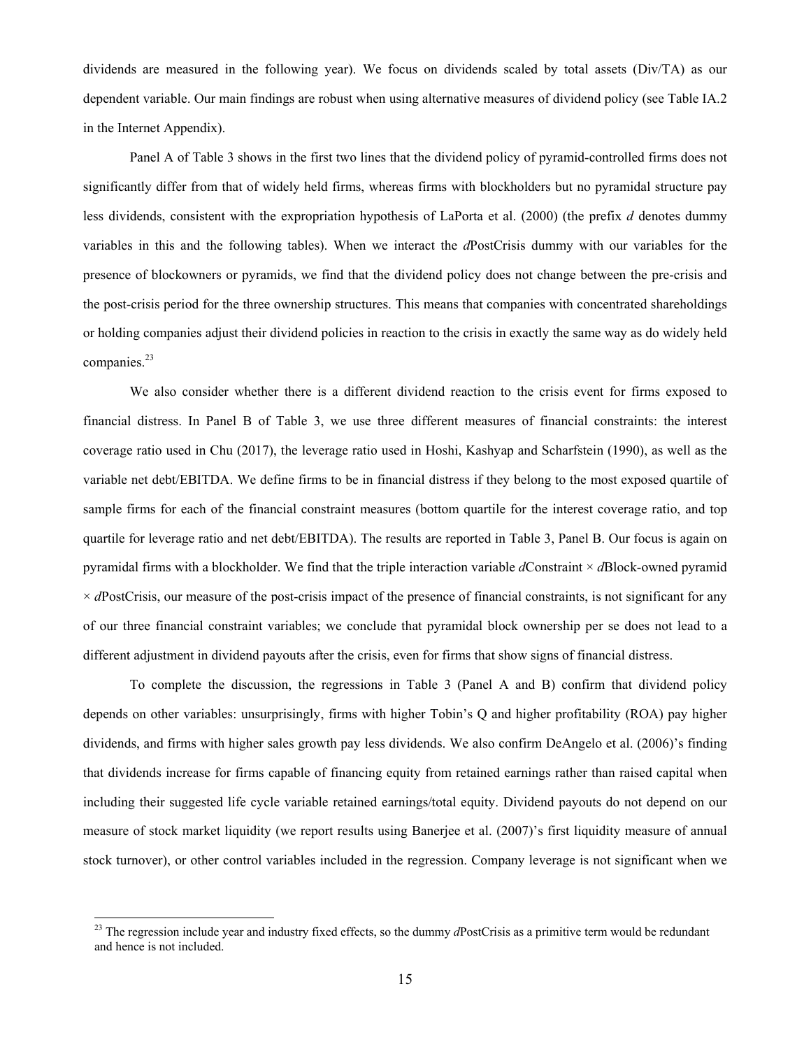dividends are measured in the following year). We focus on dividends scaled by total assets (Div/TA) as our dependent variable. Our main findings are robust when using alternative measures of dividend policy (see Table IA.2 in the Internet Appendix).

Panel A of Table 3 shows in the first two lines that the dividend policy of pyramid-controlled firms does not significantly differ from that of widely held firms, whereas firms with blockholders but no pyramidal structure pay less dividends, consistent with the expropriation hypothesis of LaPorta et al. (2000) (the prefix *d* denotes dummy variables in this and the following tables). When we interact the *d*PostCrisis dummy with our variables for the presence of blockowners or pyramids, we find that the dividend policy does not change between the pre-crisis and the post-crisis period for the three ownership structures. This means that companies with concentrated shareholdings or holding companies adjust their dividend policies in reaction to the crisis in exactly the same way as do widely held companies.[23]

We also consider whether there is a different dividend reaction to the crisis event for firms exposed to financial distress. In Panel B of Table 3, we use three different measures of financial constraints: the interest coverage ratio used in Chu (2017), the leverage ratio used in Hoshi, Kashyap and Scharfstein (1990), as well as the variable net debt/EBITDA. We define firms to be in financial distress if they belong to the most exposed quartile of sample firms for each of the financial constraint measures (bottom quartile for the interest coverage ratio, and top quartile for leverage ratio and net debt/EBITDA). The results are reported in Table 3, Panel B. Our focus is again on pyramidal firms with a blockholder. We find that the triple interaction variable *d*Constraint × *d*Block-owned pyramid × *d*PostCrisis, our measure of the post-crisis impact of the presence of financial constraints, is not significant for any of our three financial constraint variables; we conclude that pyramidal block ownership per se does not lead to a different adjustment in dividend payouts after the crisis, even for firms that show signs of financial distress.

To complete the discussion, the regressions in Table 3 (Panel A and B) confirm that dividend policy depends on other variables: unsurprisingly, firms with higher Tobin's Q and higher profitability (ROA) pay higher dividends, and firms with higher sales growth pay less dividends. We also confirm DeAngelo et al. (2006)'s finding that dividends increase for firms capable of financing equity from retained earnings rather than raised capital when including their suggested life cycle variable retained earnings/total equity. Dividend payouts do not depend on our measure of stock market liquidity (we report results using Banerjee et al. (2007)'s first liquidity measure of annual stock turnover), or other control variables included in the regression. Company leverage is not significant when we

[23] The regression include year and industry fixed effects, so the dummy *d*PostCrisis as a primitive term would be redundant and hence is not included.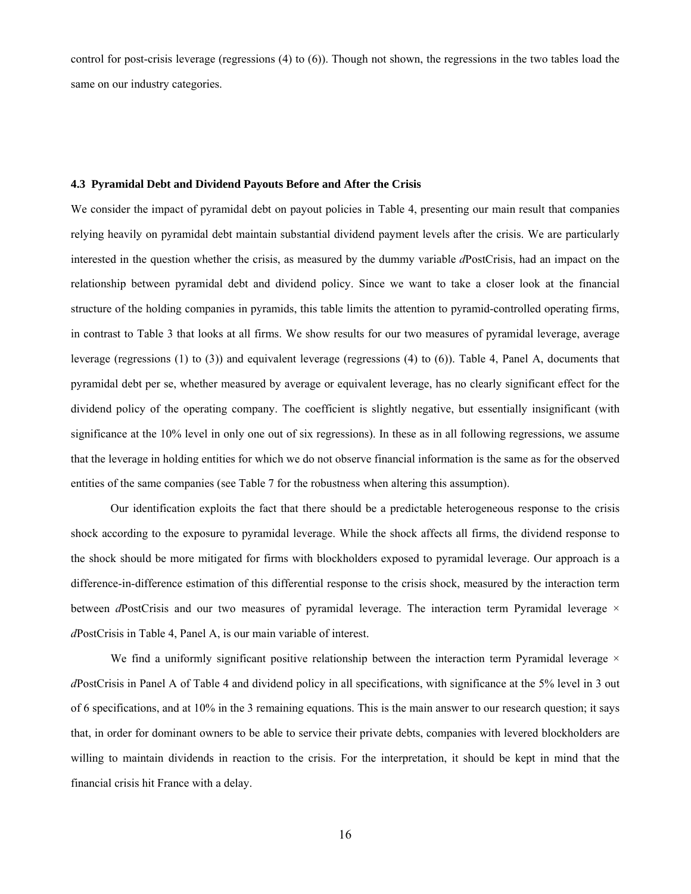control for post-crisis leverage (regressions (4) to (6)). Though not shown, the regressions in the two tables load the same on our industry categories.

### 4.3 Pyramidal Debt and Dividend Payouts Before and After the Crisis

We consider the impact of pyramidal debt on payout policies in Table 4, presenting our main result that companies relying heavily on pyramidal debt maintain substantial dividend payment levels after the crisis. We are particularly interested in the question whether the crisis, as measured by the dummy variable *d*PostCrisis, had an impact on the relationship between pyramidal debt and dividend policy. Since we want to take a closer look at the financial structure of the holding companies in pyramids, this table limits the attention to pyramid-controlled operating firms, in contrast to Table 3 that looks at all firms. We show results for our two measures of pyramidal leverage, average leverage (regressions (1) to (3)) and equivalent leverage (regressions (4) to (6)). Table 4, Panel A, documents that pyramidal debt per se, whether measured by average or equivalent leverage, has no clearly significant effect for the dividend policy of the operating company. The coefficient is slightly negative, but essentially insignificant (with significance at the 10% level in only one out of six regressions). In these as in all following regressions, we assume that the leverage in holding entities for which we do not observe financial information is the same as for the observed entities of the same companies (see Table 7 for the robustness when altering this assumption).

Our identification exploits the fact that there should be a predictable heterogeneous response to the crisis shock according to the exposure to pyramidal leverage. While the shock affects all firms, the dividend response to the shock should be more mitigated for firms with blockholders exposed to pyramidal leverage. Our approach is a difference-in-difference estimation of this differential response to the crisis shock, measured by the interaction term between *d*PostCrisis and our two measures of pyramidal leverage. The interaction term Pyramidal leverage × *d*PostCrisis in Table 4, Panel A, is our main variable of interest.

We find a uniformly significant positive relationship between the interaction term Pyramidal leverage × *d*PostCrisis in Panel A of Table 4 and dividend policy in all specifications, with significance at the 5% level in 3 out of 6 specifications, and at 10% in the 3 remaining equations. This is the main answer to our research question; it says that, in order for dominant owners to be able to service their private debts, companies with levered blockholders are willing to maintain dividends in reaction to the crisis. For the interpretation, it should be kept in mind that the financial crisis hit France with a delay.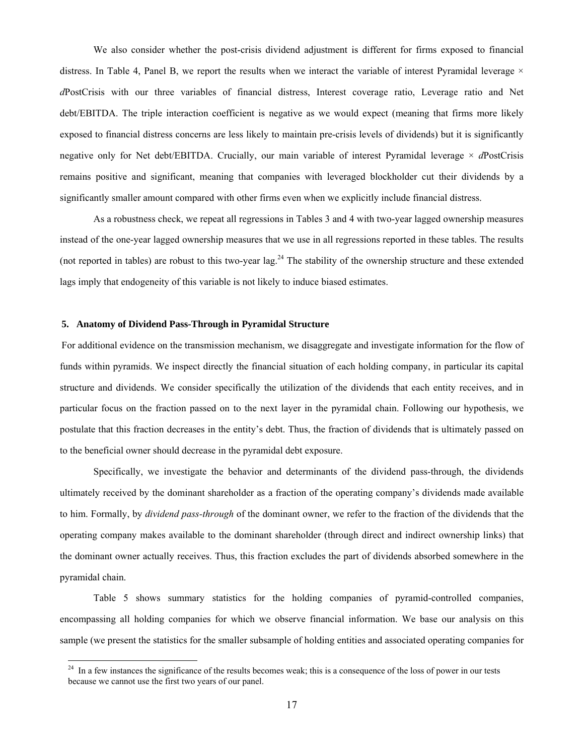We also consider whether the post-crisis dividend adjustment is different for firms exposed to financial distress. In Table 4, Panel B, we report the results when we interact the variable of interest Pyramidal leverage × *d*PostCrisis with our three variables of financial distress, Interest coverage ratio, Leverage ratio and Net debt/EBITDA. The triple interaction coefficient is negative as we would expect (meaning that firms more likely exposed to financial distress concerns are less likely to maintain pre-crisis levels of dividends) but it is significantly negative only for Net debt/EBITDA. Crucially, our main variable of interest Pyramidal leverage × *d*PostCrisis remains positive and significant, meaning that companies with leveraged blockholder cut their dividends by a significantly smaller amount compared with other firms even when we explicitly include financial distress.

As a robustness check, we repeat all regressions in Tables 3 and 4 with two-year lagged ownership measures instead of the one-year lagged ownership measures that we use in all regressions reported in these tables. The results (not reported in tables) are robust to this two-year lag.[24] The stability of the ownership structure and these extended lags imply that endogeneity of this variable is not likely to induce biased estimates.

## 5. Anatomy of Dividend Pass-Through in Pyramidal Structure

For additional evidence on the transmission mechanism, we disaggregate and investigate information for the flow of funds within pyramids. We inspect directly the financial situation of each holding company, in particular its capital structure and dividends. We consider specifically the utilization of the dividends that each entity receives, and in particular focus on the fraction passed on to the next layer in the pyramidal chain. Following our hypothesis, we postulate that this fraction decreases in the entity's debt. Thus, the fraction of dividends that is ultimately passed on to the beneficial owner should decrease in the pyramidal debt exposure.

Specifically, we investigate the behavior and determinants of the dividend pass-through, the dividends ultimately received by the dominant shareholder as a fraction of the operating company's dividends made available to him. Formally, by *dividend pass-through* of the dominant owner, we refer to the fraction of the dividends that the operating company makes available to the dominant shareholder (through direct and indirect ownership links) that the dominant owner actually receives. Thus, this fraction excludes the part of dividends absorbed somewhere in the pyramidal chain.

Table 5 shows summary statistics for the holding companies of pyramid-controlled companies, encompassing all holding companies for which we observe financial information. We base our analysis on this sample (we present the statistics for the smaller subsample of holding entities and associated operating companies for

[24] In a few instances the significance of the results becomes weak; this is a consequence of the loss of power in our tests because we cannot use the first two years of our panel.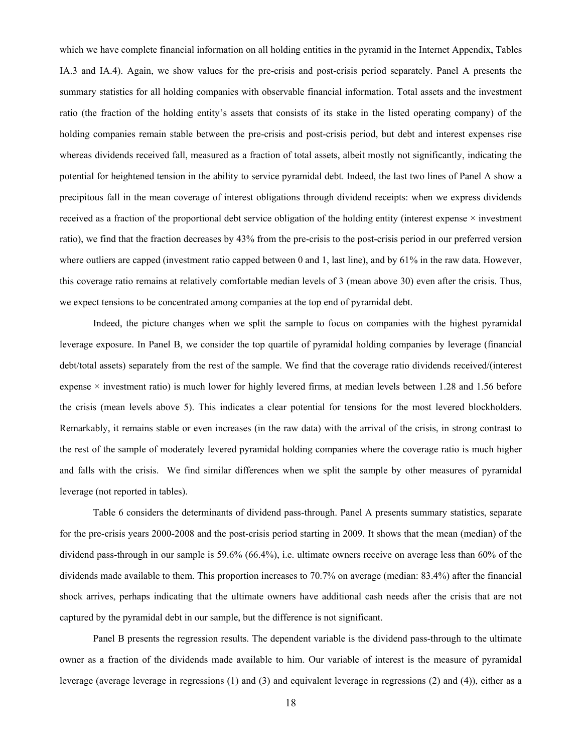which we have complete financial information on all holding entities in the pyramid in the Internet Appendix, Tables IA.3 and IA.4). Again, we show values for the pre-crisis and post-crisis period separately. Panel A presents the summary statistics for all holding companies with observable financial information. Total assets and the investment ratio (the fraction of the holding entity's assets that consists of its stake in the listed operating company) of the holding companies remain stable between the pre-crisis and post-crisis period, but debt and interest expenses rise whereas dividends received fall, measured as a fraction of total assets, albeit mostly not significantly, indicating the potential for heightened tension in the ability to service pyramidal debt. Indeed, the last two lines of Panel A show a precipitous fall in the mean coverage of interest obligations through dividend receipts: when we express dividends received as a fraction of the proportional debt service obligation of the holding entity (interest expense × investment ratio), we find that the fraction decreases by 43% from the pre-crisis to the post-crisis period in our preferred version where outliers are capped (investment ratio capped between 0 and 1, last line), and by 61% in the raw data. However, this coverage ratio remains at relatively comfortable median levels of 3 (mean above 30) even after the crisis. Thus, we expect tensions to be concentrated among companies at the top end of pyramidal debt.

Indeed, the picture changes when we split the sample to focus on companies with the highest pyramidal leverage exposure. In Panel B, we consider the top quartile of pyramidal holding companies by leverage (financial debt/total assets) separately from the rest of the sample. We find that the coverage ratio dividends received/(interest expense × investment ratio) is much lower for highly levered firms, at median levels between 1.28 and 1.56 before the crisis (mean levels above 5). This indicates a clear potential for tensions for the most levered blockholders. Remarkably, it remains stable or even increases (in the raw data) with the arrival of the crisis, in strong contrast to the rest of the sample of moderately levered pyramidal holding companies where the coverage ratio is much higher and falls with the crisis. We find similar differences when we split the sample by other measures of pyramidal leverage (not reported in tables).

Table 6 considers the determinants of dividend pass-through. Panel A presents summary statistics, separate for the pre-crisis years 2000-2008 and the post-crisis period starting in 2009. It shows that the mean (median) of the dividend pass-through in our sample is 59.6% (66.4%), i.e. ultimate owners receive on average less than 60% of the dividends made available to them. This proportion increases to 70.7% on average (median: 83.4%) after the financial shock arrives, perhaps indicating that the ultimate owners have additional cash needs after the crisis that are not captured by the pyramidal debt in our sample, but the difference is not significant.

Panel B presents the regression results. The dependent variable is the dividend pass-through to the ultimate owner as a fraction of the dividends made available to him. Our variable of interest is the measure of pyramidal leverage (average leverage in regressions (1) and (3) and equivalent leverage in regressions (2) and (4)), either as a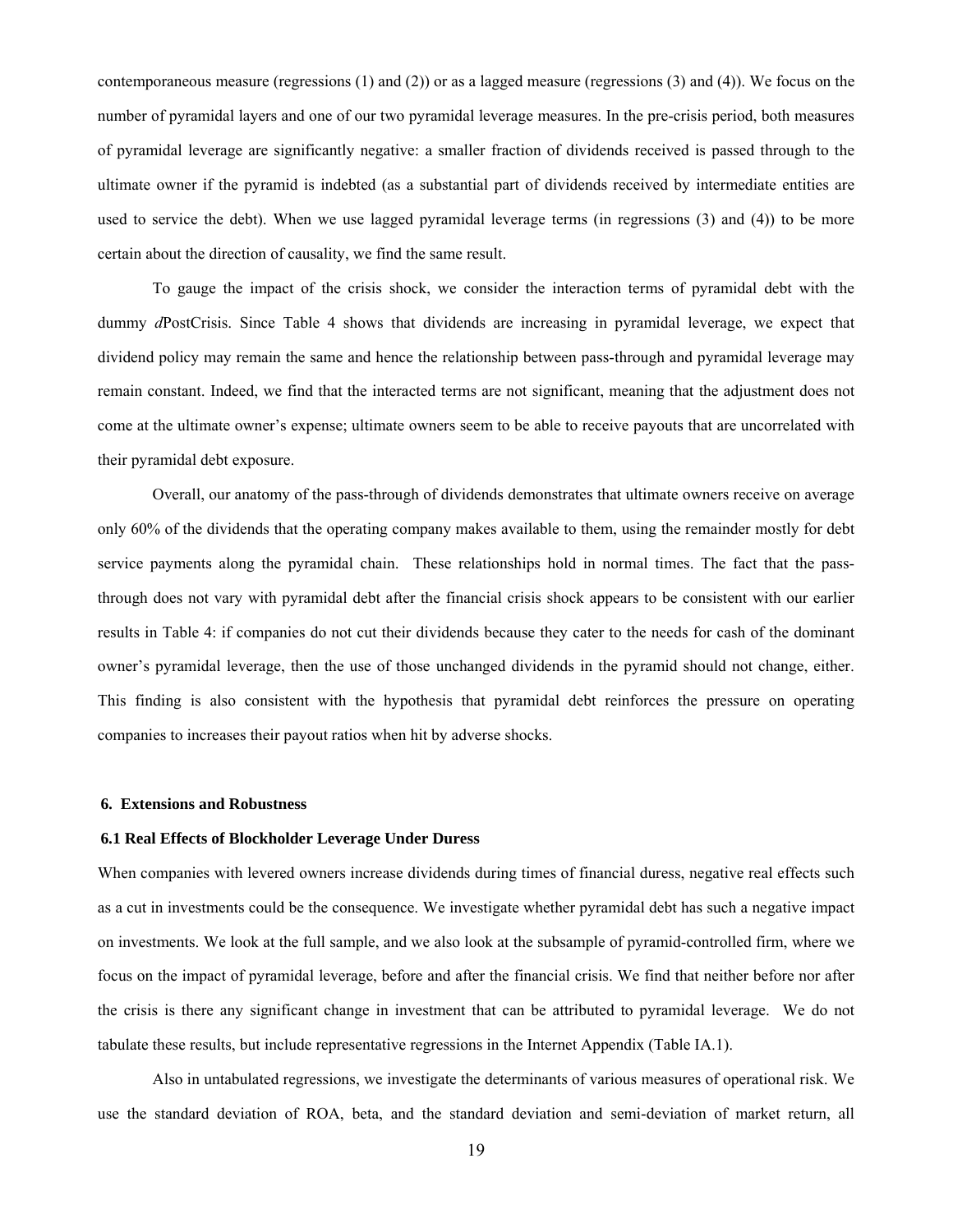contemporaneous measure (regressions (1) and (2)) or as a lagged measure (regressions (3) and (4)). We focus on the number of pyramidal layers and one of our two pyramidal leverage measures. In the pre-crisis period, both measures of pyramidal leverage are significantly negative: a smaller fraction of dividends received is passed through to the ultimate owner if the pyramid is indebted (as a substantial part of dividends received by intermediate entities are used to service the debt). When we use lagged pyramidal leverage terms (in regressions (3) and (4)) to be more certain about the direction of causality, we find the same result.

To gauge the impact of the crisis shock, we consider the interaction terms of pyramidal debt with the dummy *d*PostCrisis. Since Table 4 shows that dividends are increasing in pyramidal leverage, we expect that dividend policy may remain the same and hence the relationship between pass-through and pyramidal leverage may remain constant. Indeed, we find that the interacted terms are not significant, meaning that the adjustment does not come at the ultimate owner's expense; ultimate owners seem to be able to receive payouts that are uncorrelated with their pyramidal debt exposure.

Overall, our anatomy of the pass-through of dividends demonstrates that ultimate owners receive on average only 60% of the dividends that the operating company makes available to them, using the remainder mostly for debt service payments along the pyramidal chain. These relationships hold in normal times. The fact that the pass-through does not vary with pyramidal debt after the financial crisis shock appears to be consistent with our earlier results in Table 4: if companies do not cut their dividends because they cater to the needs for cash of the dominant owner's pyramidal leverage, then the use of those unchanged dividends in the pyramid should not change, either. This finding is also consistent with the hypothesis that pyramidal debt reinforces the pressure on operating companies to increases their payout ratios when hit by adverse shocks.

## 6. Extensions and Robustness

### 6.1 Real Effects of Blockholder Leverage Under Duress

When companies with levered owners increase dividends during times of financial duress, negative real effects such as a cut in investments could be the consequence. We investigate whether pyramidal debt has such a negative impact on investments. We look at the full sample, and we also look at the subsample of pyramid-controlled firm, where we focus on the impact of pyramidal leverage, before and after the financial crisis. We find that neither before nor after the crisis is there any significant change in investment that can be attributed to pyramidal leverage. We do not tabulate these results, but include representative regressions in the Internet Appendix (Table IA.1).

Also in untabulated regressions, we investigate the determinants of various measures of operational risk. We use the standard deviation of ROA, beta, and the standard deviation and semi-deviation of market return, all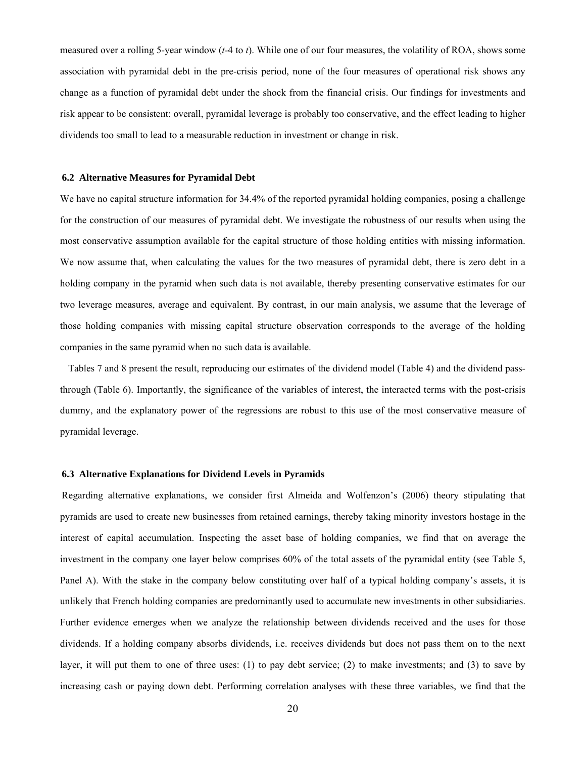measured over a rolling 5-year window (*t*-4 to *t*). While one of our four measures, the volatility of ROA, shows some association with pyramidal debt in the pre-crisis period, none of the four measures of operational risk shows any change as a function of pyramidal debt under the shock from the financial crisis. Our findings for investments and risk appear to be consistent: overall, pyramidal leverage is probably too conservative, and the effect leading to higher dividends too small to lead to a measurable reduction in investment or change in risk.

### 6.2 Alternative Measures for Pyramidal Debt

We have no capital structure information for 34.4% of the reported pyramidal holding companies, posing a challenge for the construction of our measures of pyramidal debt. We investigate the robustness of our results when using the most conservative assumption available for the capital structure of those holding entities with missing information. We now assume that, when calculating the values for the two measures of pyramidal debt, there is zero debt in a holding company in the pyramid when such data is not available, thereby presenting conservative estimates for our two leverage measures, average and equivalent. By contrast, in our main analysis, we assume that the leverage of those holding companies with missing capital structure observation corresponds to the average of the holding companies in the same pyramid when no such data is available.

Tables 7 and 8 present the result, reproducing our estimates of the dividend model (Table 4) and the dividend pass-through (Table 6). Importantly, the significance of the variables of interest, the interacted terms with the post-crisis dummy, and the explanatory power of the regressions are robust to this use of the most conservative measure of pyramidal leverage.

### 6.3 Alternative Explanations for Dividend Levels in Pyramids

Regarding alternative explanations, we consider first Almeida and Wolfenzon's (2006) theory stipulating that pyramids are used to create new businesses from retained earnings, thereby taking minority investors hostage in the interest of capital accumulation. Inspecting the asset base of holding companies, we find that on average the investment in the company one layer below comprises 60% of the total assets of the pyramidal entity (see Table 5, Panel A). With the stake in the company below constituting over half of a typical holding company's assets, it is unlikely that French holding companies are predominantly used to accumulate new investments in other subsidiaries. Further evidence emerges when we analyze the relationship between dividends received and the uses for those dividends. If a holding company absorbs dividends, i.e. receives dividends but does not pass them on to the next layer, it will put them to one of three uses: (1) to pay debt service; (2) to make investments; and (3) to save by increasing cash or paying down debt. Performing correlation analyses with these three variables, we find that the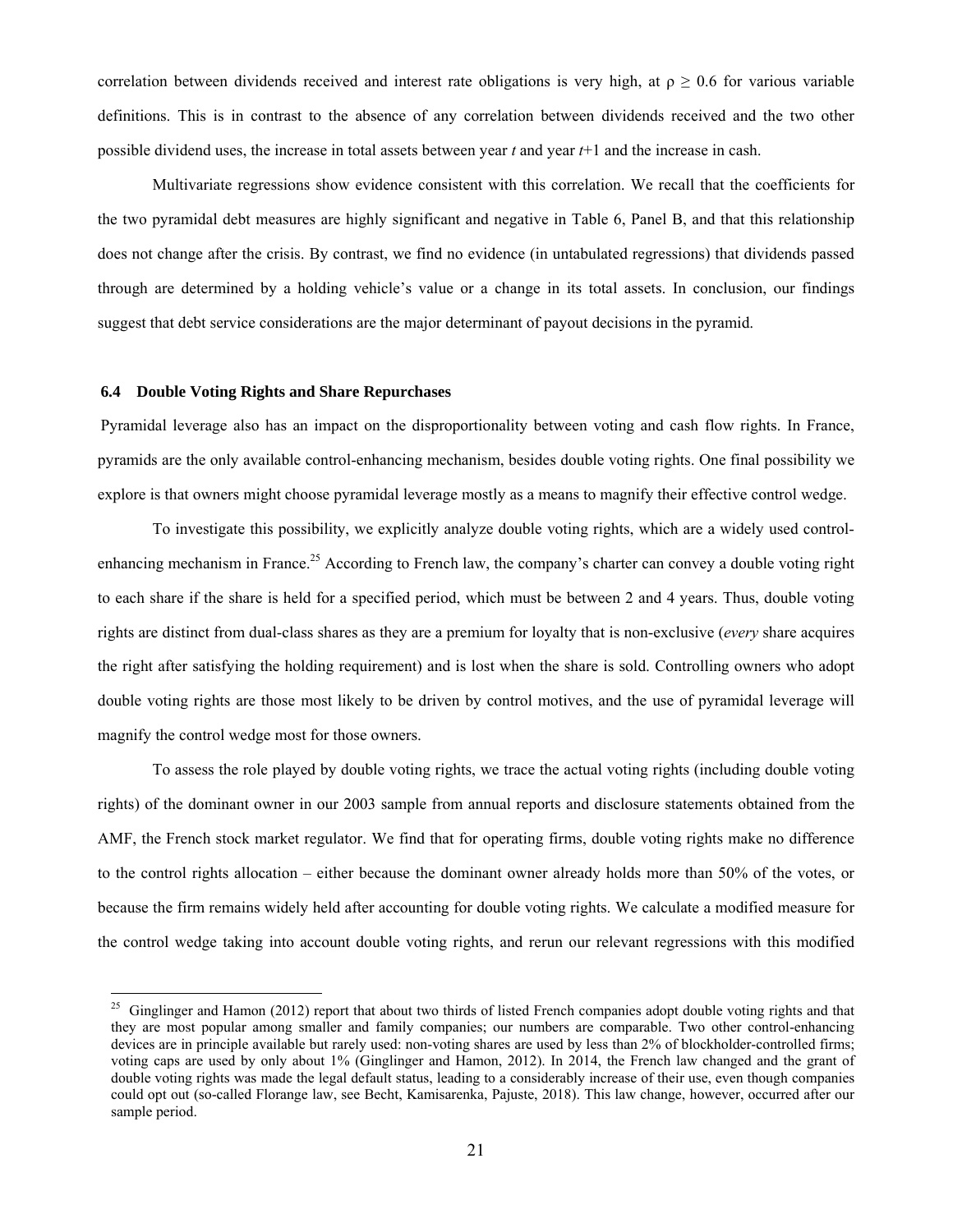correlation between dividends received and interest rate obligations is very high, at $\rho \geq 0.6$ for various variable definitions. This is in contrast to the absence of any correlation between dividends received and the two other possible dividend uses, the increase in total assets between year *t* and year *t*+1 and the increase in cash.

Multivariate regressions show evidence consistent with this correlation. We recall that the coefficients for the two pyramidal debt measures are highly significant and negative in Table 6, Panel B, and that this relationship does not change after the crisis. By contrast, we find no evidence (in untabulated regressions) that dividends passed through are determined by a holding vehicle's value or a change in its total assets. In conclusion, our findings suggest that debt service considerations are the major determinant of payout decisions in the pyramid.

### 6.4 Double Voting Rights and Share Repurchases

Pyramidal leverage also has an impact on the disproportionality between voting and cash flow rights. In France, pyramids are the only available control-enhancing mechanism, besides double voting rights. One final possibility we explore is that owners might choose pyramidal leverage mostly as a means to magnify their effective control wedge.

To investigate this possibility, we explicitly analyze double voting rights, which are a widely used control-enhancing mechanism in France.[25] According to French law, the company's charter can convey a double voting right to each share if the share is held for a specified period, which must be between 2 and 4 years. Thus, double voting rights are distinct from dual-class shares as they are a premium for loyalty that is non-exclusive (*every* share acquires the right after satisfying the holding requirement) and is lost when the share is sold. Controlling owners who adopt double voting rights are those most likely to be driven by control motives, and the use of pyramidal leverage will magnify the control wedge most for those owners.

To assess the role played by double voting rights, we trace the actual voting rights (including double voting rights) of the dominant owner in our 2003 sample from annual reports and disclosure statements obtained from the AMF, the French stock market regulator. We find that for operating firms, double voting rights make no difference to the control rights allocation – either because the dominant owner already holds more than 50% of the votes, or because the firm remains widely held after accounting for double voting rights. We calculate a modified measure for the control wedge taking into account double voting rights, and rerun our relevant regressions with this modified

---

[25] Ginglinger and Hamon (2012) report that about two thirds of listed French companies adopt double voting rights and that they are most popular among smaller and family companies; our numbers are comparable. Two other control-enhancing devices are in principle available but rarely used: non-voting shares are used by less than 2% of blockholder-controlled firms; voting caps are used by only about 1% (Ginglinger and Hamon, 2012). In 2014, the French law changed and the grant of double voting rights was made the legal default status, leading to a considerably increase of their use, even though companies could opt out (so-called Florange law, see Becht, Kamisarenka, Pajuste, 2018). This law change, however, occurred after our sample period.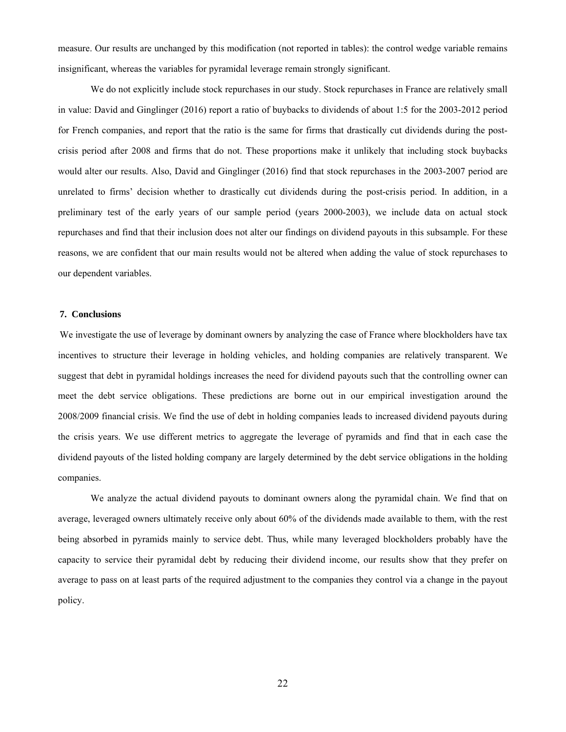measure. Our results are unchanged by this modification (not reported in tables): the control wedge variable remains insignificant, whereas the variables for pyramidal leverage remain strongly significant.

We do not explicitly include stock repurchases in our study. Stock repurchases in France are relatively small in value: David and Ginglinger (2016) report a ratio of buybacks to dividends of about 1:5 for the 2003-2012 period for French companies, and report that the ratio is the same for firms that drastically cut dividends during the post-crisis period after 2008 and firms that do not. These proportions make it unlikely that including stock buybacks would alter our results. Also, David and Ginglinger (2016) find that stock repurchases in the 2003-2007 period are unrelated to firms' decision whether to drastically cut dividends during the post-crisis period. In addition, in a preliminary test of the early years of our sample period (years 2000-2003), we include data on actual stock repurchases and find that their inclusion does not alter our findings on dividend payouts in this subsample. For these reasons, we are confident that our main results would not be altered when adding the value of stock repurchases to our dependent variables.

## 7. Conclusions

We investigate the use of leverage by dominant owners by analyzing the case of France where blockholders have tax incentives to structure their leverage in holding vehicles, and holding companies are relatively transparent. We suggest that debt in pyramidal holdings increases the need for dividend payouts such that the controlling owner can meet the debt service obligations. These predictions are borne out in our empirical investigation around the 2008/2009 financial crisis. We find the use of debt in holding companies leads to increased dividend payouts during the crisis years. We use different metrics to aggregate the leverage of pyramids and find that in each case the dividend payouts of the listed holding company are largely determined by the debt service obligations in the holding companies.

We analyze the actual dividend payouts to dominant owners along the pyramidal chain. We find that on average, leveraged owners ultimately receive only about 60% of the dividends made available to them, with the rest being absorbed in pyramids mainly to service debt. Thus, while many leveraged blockholders probably have the capacity to service their pyramidal debt by reducing their dividend income, our results show that they prefer on average to pass on at least parts of the required adjustment to the companies they control via a change in the payout policy.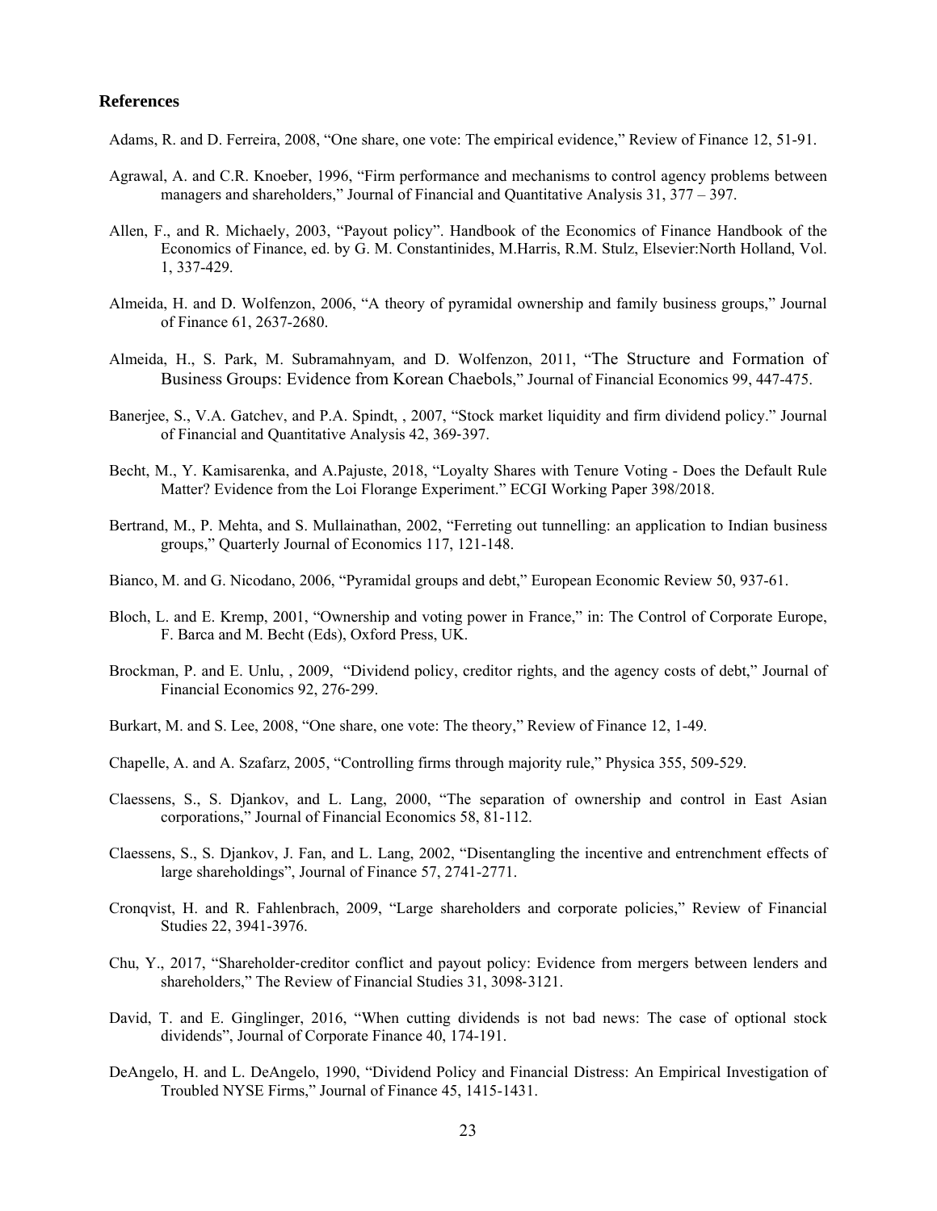## References

Adams, R. and D. Ferreira, 2008, "One share, one vote: The empirical evidence," Review of Finance 12, 51-91.

Agrawal, A. and C.R. Knoeber, 1996, "Firm performance and mechanisms to control agency problems between managers and shareholders," Journal of Financial and Quantitative Analysis 31, 377 – 397.

Allen, F., and R. Michaely, 2003, "Payout policy". Handbook of the Economics of Finance Handbook of the Economics of Finance, ed. by G. M. Constantinides, M.Harris, R.M. Stulz, Elsevier:North Holland, Vol. 1, 337-429.

Almeida, H. and D. Wolfenzon, 2006, "A theory of pyramidal ownership and family business groups," Journal of Finance 61, 2637-2680.

Almeida, H., S. Park, M. Subramahnyam, and D. Wolfenzon, 2011, "The Structure and Formation of Business Groups: Evidence from Korean Chaebols," Journal of Financial Economics 99, 447-475.

Banerjee, S., V.A. Gatchev, and P.A. Spindt, , 2007, "Stock market liquidity and firm dividend policy." Journal of Financial and Quantitative Analysis 42, 369-397.

Becht, M., Y. Kamisarenka, and A.Pajuste, 2018, "Loyalty Shares with Tenure Voting - Does the Default Rule Matter? Evidence from the Loi Florange Experiment." ECGI Working Paper 398/2018.

Bertrand, M., P. Mehta, and S. Mullainathan, 2002, "Ferreting out tunnelling: an application to Indian business groups," Quarterly Journal of Economics 117, 121-148.

Bianco, M. and G. Nicodano, 2006, "Pyramidal groups and debt," European Economic Review 50, 937-61.

Bloch, L. and E. Kremp, 2001, "Ownership and voting power in France," in: The Control of Corporate Europe, F. Barca and M. Becht (Eds), Oxford Press, UK.

Brockman, P. and E. Unlu, , 2009, "Dividend policy, creditor rights, and the agency costs of debt," Journal of Financial Economics 92, 276-299.

Burkart, M. and S. Lee, 2008, "One share, one vote: The theory," Review of Finance 12, 1-49.

Chapelle, A. and A. Szafarz, 2005, "Controlling firms through majority rule," Physica 355, 509-529.

Claessens, S., S. Djankov, and L. Lang, 2000, "The separation of ownership and control in East Asian corporations," Journal of Financial Economics 58, 81-112.

Claessens, S., S. Djankov, J. Fan, and L. Lang, 2002, "Disentangling the incentive and entrenchment effects of large shareholdings", Journal of Finance 57, 2741-2771.

Cronqvist, H. and R. Fahlenbrach, 2009, "Large shareholders and corporate policies," Review of Financial Studies 22, 3941-3976.

Chu, Y., 2017, "Shareholder-creditor conflict and payout policy: Evidence from mergers between lenders and shareholders," The Review of Financial Studies 31, 3098-3121.

David, T. and E. Ginglinger, 2016, "When cutting dividends is not bad news: The case of optional stock dividends", Journal of Corporate Finance 40, 174-191.

DeAngelo, H. and L. DeAngelo, 1990, "Dividend Policy and Financial Distress: An Empirical Investigation of Troubled NYSE Firms," Journal of Finance 45, 1415-1431.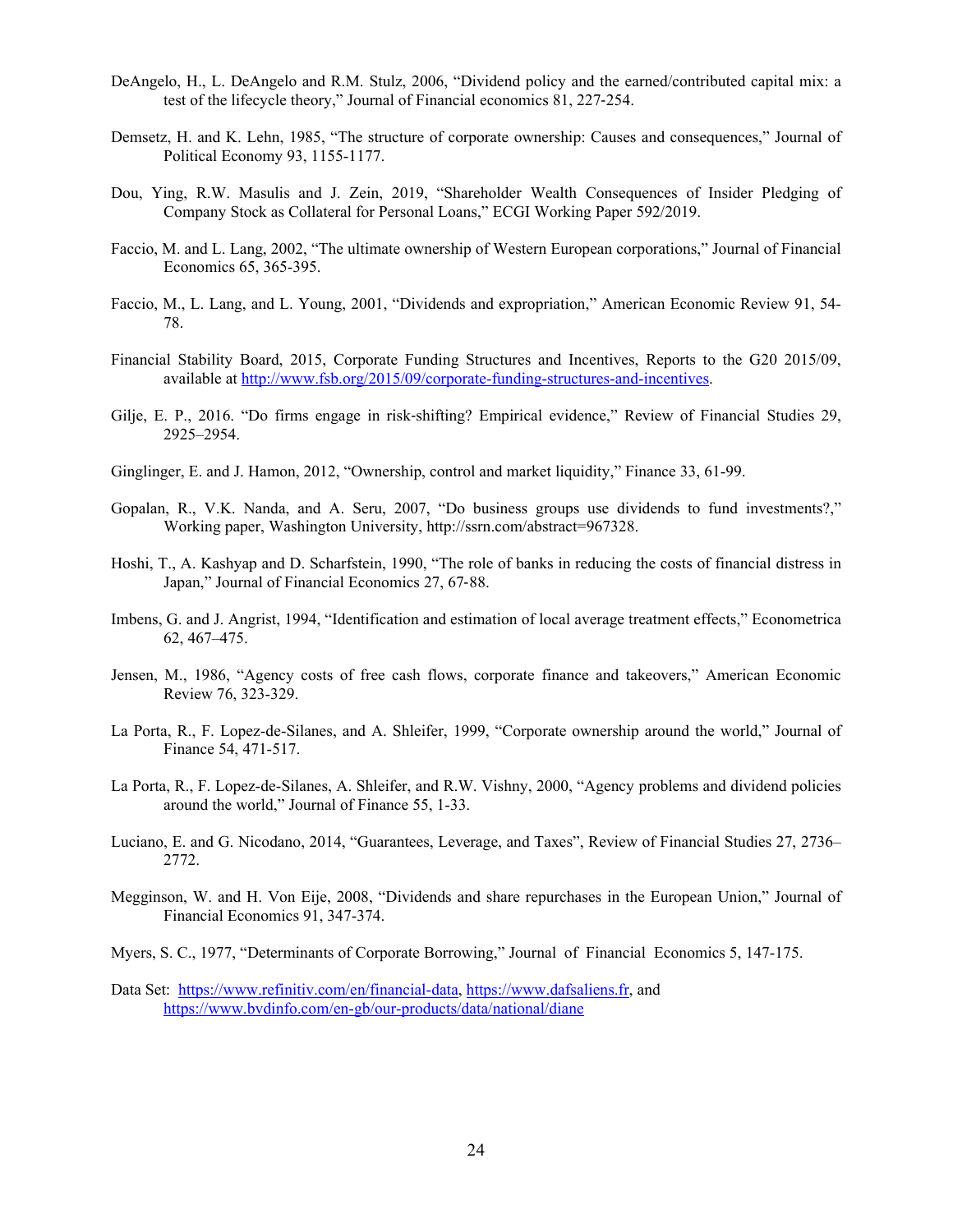DeAngelo, H., L. DeAngelo and R.M. Stulz, 2006, "Dividend policy and the earned/contributed capital mix: a test of the lifecycle theory," Journal of Financial economics 81, 227-254.

Demsetz, H. and K. Lehn, 1985, "The structure of corporate ownership: Causes and consequences," Journal of Political Economy 93, 1155-1177.

Dou, Ying, R.W. Masulis and J. Zein, 2019, "Shareholder Wealth Consequences of Insider Pledging of Company Stock as Collateral for Personal Loans," ECGI Working Paper 592/2019.

Faccio, M. and L. Lang, 2002, "The ultimate ownership of Western European corporations," Journal of Financial Economics 65, 365-395.

Faccio, M., L. Lang, and L. Young, 2001, "Dividends and expropriation," American Economic Review 91, 54-78.

Financial Stability Board, 2015, Corporate Funding Structures and Incentives, Reports to the G20 2015/09, available at http://www.fsb.org/2015/09/corporate-funding-structures-and-incentives.

Gilje, E. P., 2016. "Do firms engage in risk-shifting? Empirical evidence," Review of Financial Studies 29, 2925–2954.

Ginglinger, E. and J. Hamon, 2012, "Ownership, control and market liquidity," Finance 33, 61-99.

Gopalan, R., V.K. Nanda, and A. Seru, 2007, "Do business groups use dividends to fund investments?," Working paper, Washington University, http://ssrn.com/abstract=967328.

Hoshi, T., A. Kashyap and D. Scharfstein, 1990, "The role of banks in reducing the costs of financial distress in Japan," Journal of Financial Economics 27, 67-88.

Imbens, G. and J. Angrist, 1994, "Identification and estimation of local average treatment effects," Econometrica 62, 467–475.

Jensen, M., 1986, "Agency costs of free cash flows, corporate finance and takeovers," American Economic Review 76, 323-329.

La Porta, R., F. Lopez-de-Silanes, and A. Shleifer, 1999, "Corporate ownership around the world," Journal of Finance 54, 471-517.

La Porta, R., F. Lopez-de-Silanes, A. Shleifer, and R.W. Vishny, 2000, "Agency problems and dividend policies around the world," Journal of Finance 55, 1-33.

Luciano, E. and G. Nicodano, 2014, "Guarantees, Leverage, and Taxes", Review of Financial Studies 27, 2736–2772.

Megginson, W. and H. Von Eije, 2008, "Dividends and share repurchases in the European Union," Journal of Financial Economics 91, 347-374.

Myers, S. C., 1977, "Determinants of Corporate Borrowing," Journal of Financial Economics 5, 147-175.

Data Set: https://www.refinitiv.com/en/financial-data, https://www.dafsaliens.fr, and https://www.bvdinfo.com/en-gb/our-products/data/national/diane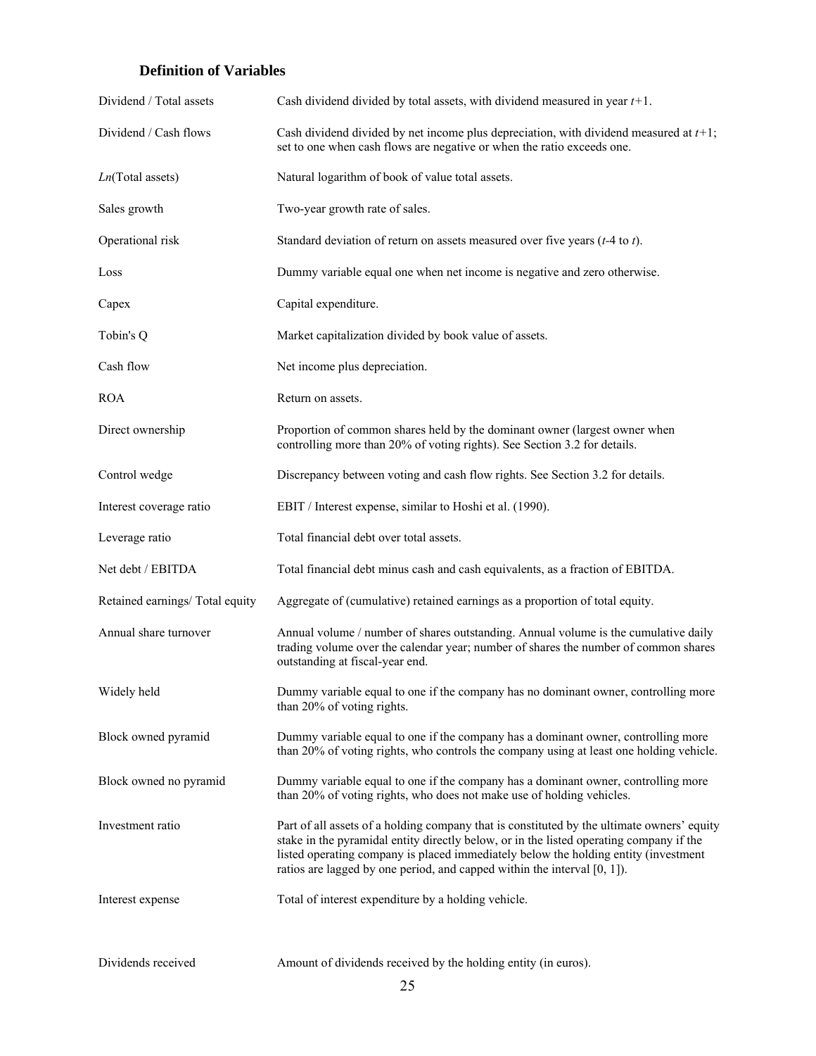## Definition of Variables

| Variable | Definition |
|---|---|
| Dividend / Total assets | Cash dividend divided by total assets, with dividend measured in year $t$+1. |
| Dividend / Cash flows | Cash dividend divided by net income plus depreciation, with dividend measured at $t$+1; set to one when cash flows are negative or when the ratio exceeds one. |
| *Ln*(Total assets) | Natural logarithm of book of value total assets. |
| Sales growth | Two-year growth rate of sales. |
| Operational risk | Standard deviation of return on assets measured over five years ($t$-4 to $t$). |
| Loss | Dummy variable equal one when net income is negative and zero otherwise. |
| Capex | Capital expenditure. |
| Tobin's Q | Market capitalization divided by book value of assets. |
| Cash flow | Net income plus depreciation. |
| ROA | Return on assets. |
| Direct ownership | Proportion of common shares held by the dominant owner (largest owner when controlling more than 20% of voting rights). See Section 3.2 for details. |
| Control wedge | Discrepancy between voting and cash flow rights. See Section 3.2 for details. |
| Interest coverage ratio | EBIT / Interest expense, similar to Hoshi et al. (1990). |
| Leverage ratio | Total financial debt over total assets. |
| Net debt / EBITDA | Total financial debt minus cash and cash equivalents, as a fraction of EBITDA. |
| Retained earnings/ Total equity | Aggregate of (cumulative) retained earnings as a proportion of total equity. |
| Annual share turnover | Annual volume / number of shares outstanding. Annual volume is the cumulative daily trading volume over the calendar year; number of shares the number of common shares outstanding at fiscal-year end. |
| Widely held | Dummy variable equal to one if the company has no dominant owner, controlling more than 20% of voting rights. |
| Block owned pyramid | Dummy variable equal to one if the company has a dominant owner, controlling more than 20% of voting rights, who controls the company using at least one holding vehicle. |
| Block owned no pyramid | Dummy variable equal to one if the company has a dominant owner, controlling more than 20% of voting rights, who does not make use of holding vehicles. |
| Investment ratio | Part of all assets of a holding company that is constituted by the ultimate owners' equity stake in the pyramidal entity directly below, or in the listed operating company if the listed operating company is placed immediately below the holding entity (investment ratios are lagged by one period, and capped within the interval [0, 1]). |
| Interest expense | Total of interest expenditure by a holding vehicle. |
| Dividends received | Amount of dividends received by the holding entity (in euros). |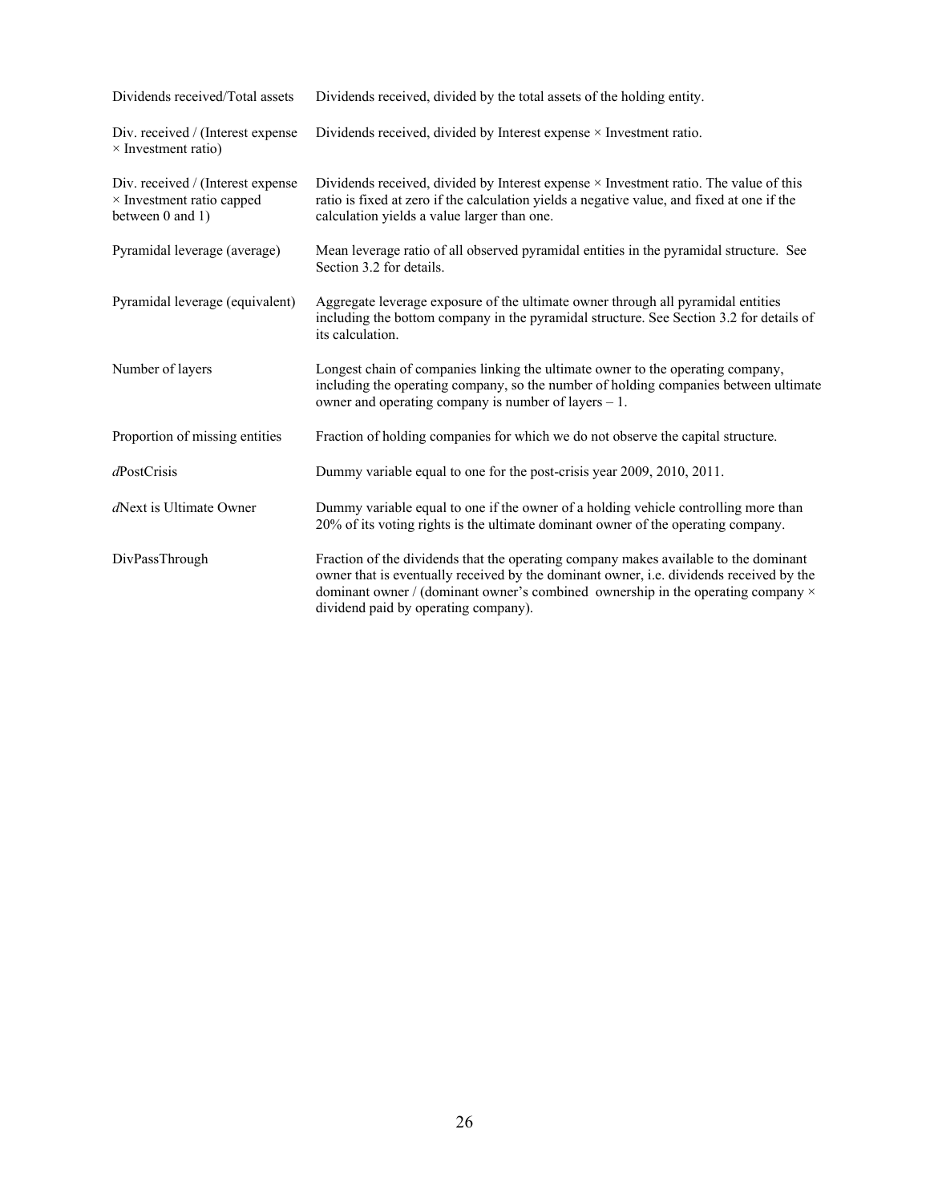| | |
|---|---|
| Dividends received/Total assets | Dividends received, divided by the total assets of the holding entity. |
| Div. received / (Interest expense × Investment ratio) | Dividends received, divided by Interest expense × Investment ratio. |
| Div. received / (Interest expense × Investment ratio capped between 0 and 1) | Dividends received, divided by Interest expense × Investment ratio. The value of this ratio is fixed at zero if the calculation yields a negative value, and fixed at one if the calculation yields a value larger than one. |
| Pyramidal leverage (average) | Mean leverage ratio of all observed pyramidal entities in the pyramidal structure. See Section 3.2 for details. |
| Pyramidal leverage (equivalent) | Aggregate leverage exposure of the ultimate owner through all pyramidal entities including the bottom company in the pyramidal structure. See Section 3.2 for details of its calculation. |
| Number of layers | Longest chain of companies linking the ultimate owner to the operating company, including the operating company, so the number of holding companies between ultimate owner and operating company is number of layers – 1. |
| Proportion of missing entities | Fraction of holding companies for which we do not observe the capital structure. |
| *d*PostCrisis | Dummy variable equal to one for the post-crisis year 2009, 2010, 2011. |
| *d*Next is Ultimate Owner | Dummy variable equal to one if the owner of a holding vehicle controlling more than 20% of its voting rights is the ultimate dominant owner of the operating company. |
| DivPassThrough | Fraction of the dividends that the operating company makes available to the dominant owner that is eventually received by the dominant owner, i.e. dividends received by the dominant owner / (dominant owner's combined ownership in the operating company × dividend paid by operating company). |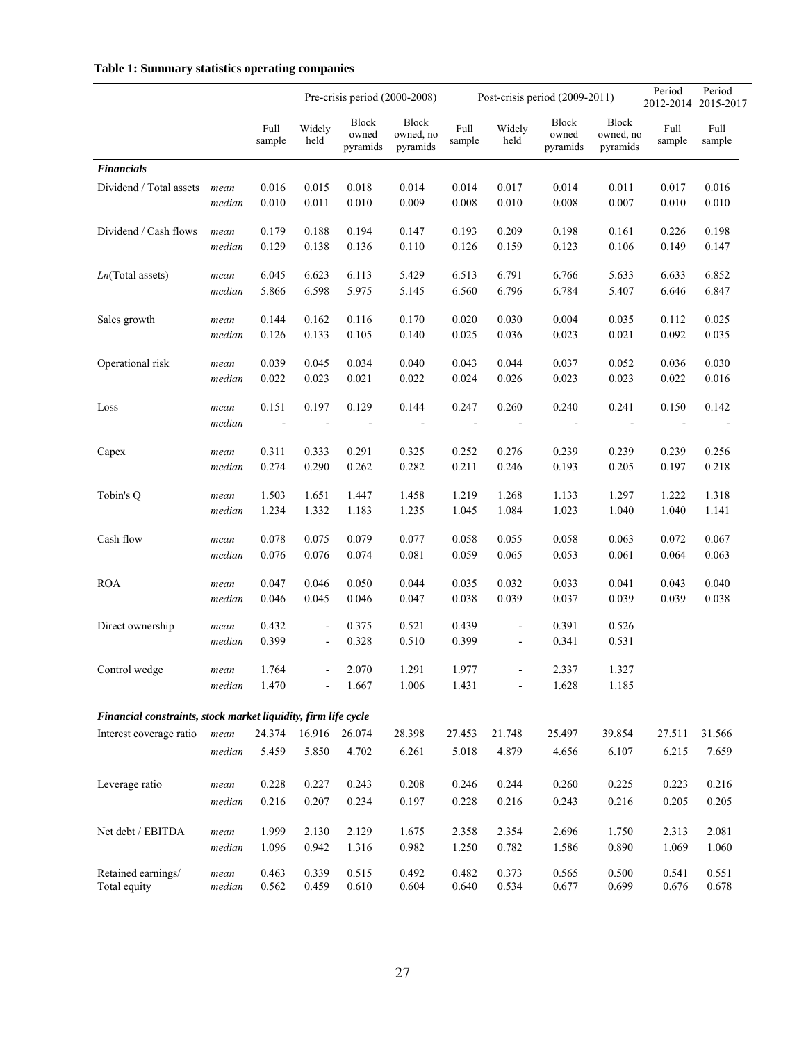**Table 1: Summary statistics operating companies**

| | | Pre-crisis period (2000-2008) | | | | Post-crisis period (2009-2011) | | | | Period 2012-2014 | Period 2015-2017 |
|---|---|---|---|---|---|---|---|---|---|---|---|
| | | Full sample | Widely held | Block owned pyramids | Block owned, no pyramids | Full sample | Widely held | Block owned pyramids | Block owned, no pyramids | Full sample | Full sample |
| ***Financials*** | | | | | | | | | | | |
| Dividend / Total assets | *mean* | 0.016 | 0.015 | 0.018 | 0.014 | 0.014 | 0.017 | 0.014 | 0.011 | 0.017 | 0.016 |
| | *median* | 0.010 | 0.011 | 0.010 | 0.009 | 0.008 | 0.010 | 0.008 | 0.007 | 0.010 | 0.010 |
| Dividend / Cash flows | *mean* | 0.179 | 0.188 | 0.194 | 0.147 | 0.193 | 0.209 | 0.198 | 0.161 | 0.226 | 0.198 |
| | *median* | 0.129 | 0.138 | 0.136 | 0.110 | 0.126 | 0.159 | 0.123 | 0.106 | 0.149 | 0.147 |
| *Ln*(Total assets) | *mean* | 6.045 | 6.623 | 6.113 | 5.429 | 6.513 | 6.791 | 6.766 | 5.633 | 6.633 | 6.852 |
| | *median* | 5.866 | 6.598 | 5.975 | 5.145 | 6.560 | 6.796 | 6.784 | 5.407 | 6.646 | 6.847 |
| Sales growth | *mean* | 0.144 | 0.162 | 0.116 | 0.170 | 0.020 | 0.030 | 0.004 | 0.035 | 0.112 | 0.025 |
| | *median* | 0.126 | 0.133 | 0.105 | 0.140 | 0.025 | 0.036 | 0.023 | 0.021 | 0.092 | 0.035 |
| Operational risk | *mean* | 0.039 | 0.045 | 0.034 | 0.040 | 0.043 | 0.044 | 0.037 | 0.052 | 0.036 | 0.030 |
| | *median* | 0.022 | 0.023 | 0.021 | 0.022 | 0.024 | 0.026 | 0.023 | 0.023 | 0.022 | 0.016 |
| Loss | *mean* | 0.151 | 0.197 | 0.129 | 0.144 | 0.247 | 0.260 | 0.240 | 0.241 | 0.150 | 0.142 |
| | *median* | - | - | - | - | - | - | - | - | - | - |
| Capex | *mean* | 0.311 | 0.333 | 0.291 | 0.325 | 0.252 | 0.276 | 0.239 | 0.239 | 0.239 | 0.256 |
| | *median* | 0.274 | 0.290 | 0.262 | 0.282 | 0.211 | 0.246 | 0.193 | 0.205 | 0.197 | 0.218 |
| Tobin's Q | *mean* | 1.503 | 1.651 | 1.447 | 1.458 | 1.219 | 1.268 | 1.133 | 1.297 | 1.222 | 1.318 |
| | *median* | 1.234 | 1.332 | 1.183 | 1.235 | 1.045 | 1.084 | 1.023 | 1.040 | 1.040 | 1.141 |
| Cash flow | *mean* | 0.078 | 0.075 | 0.079 | 0.077 | 0.058 | 0.055 | 0.058 | 0.063 | 0.072 | 0.067 |
| | *median* | 0.076 | 0.076 | 0.074 | 0.081 | 0.059 | 0.065 | 0.053 | 0.061 | 0.064 | 0.063 |
| ROA | *mean* | 0.047 | 0.046 | 0.050 | 0.044 | 0.035 | 0.032 | 0.033 | 0.041 | 0.043 | 0.040 |
| | *median* | 0.046 | 0.045 | 0.046 | 0.047 | 0.038 | 0.039 | 0.037 | 0.039 | 0.039 | 0.038 |
| Direct ownership | *mean* | 0.432 | - | 0.375 | 0.521 | 0.439 | - | 0.391 | 0.526 | | |
| | *median* | 0.399 | - | 0.328 | 0.510 | 0.399 | - | 0.341 | 0.531 | | |
| Control wedge | *mean* | 1.764 | - | 2.070 | 1.291 | 1.977 | - | 2.337 | 1.327 | | |
| | *median* | 1.470 | - | 1.667 | 1.006 | 1.431 | - | 1.628 | 1.185 | | |
| ***Financial constraints, stock market liquidity, firm life cycle*** | | | | | | | | | | | |
| Interest coverage ratio | *mean* | 24.374 | 16.916 | 26.074 | 28.398 | 27.453 | 21.748 | 25.497 | 39.854 | 27.511 | 31.566 |
| | *median* | 5.459 | 5.850 | 4.702 | 6.261 | 5.018 | 4.879 | 4.656 | 6.107 | 6.215 | 7.659 |
| Leverage ratio | *mean* | 0.228 | 0.227 | 0.243 | 0.208 | 0.246 | 0.244 | 0.260 | 0.225 | 0.223 | 0.216 |
| | *median* | 0.216 | 0.207 | 0.234 | 0.197 | 0.228 | 0.216 | 0.243 | 0.216 | 0.205 | 0.205 |
| Net debt / EBITDA | *mean* | 1.999 | 2.130 | 2.129 | 1.675 | 2.358 | 2.354 | 2.696 | 1.750 | 2.313 | 2.081 |
| | *median* | 1.096 | 0.942 | 1.316 | 0.982 | 1.250 | 0.782 | 1.586 | 0.890 | 1.069 | 1.060 |
| Retained earnings/ Total equity | *mean* | 0.463 | 0.339 | 0.515 | 0.492 | 0.482 | 0.373 | 0.565 | 0.500 | 0.541 | 0.551 |
| | *median* | 0.562 | 0.459 | 0.610 | 0.604 | 0.640 | 0.534 | 0.677 | 0.699 | 0.676 | 0.678 |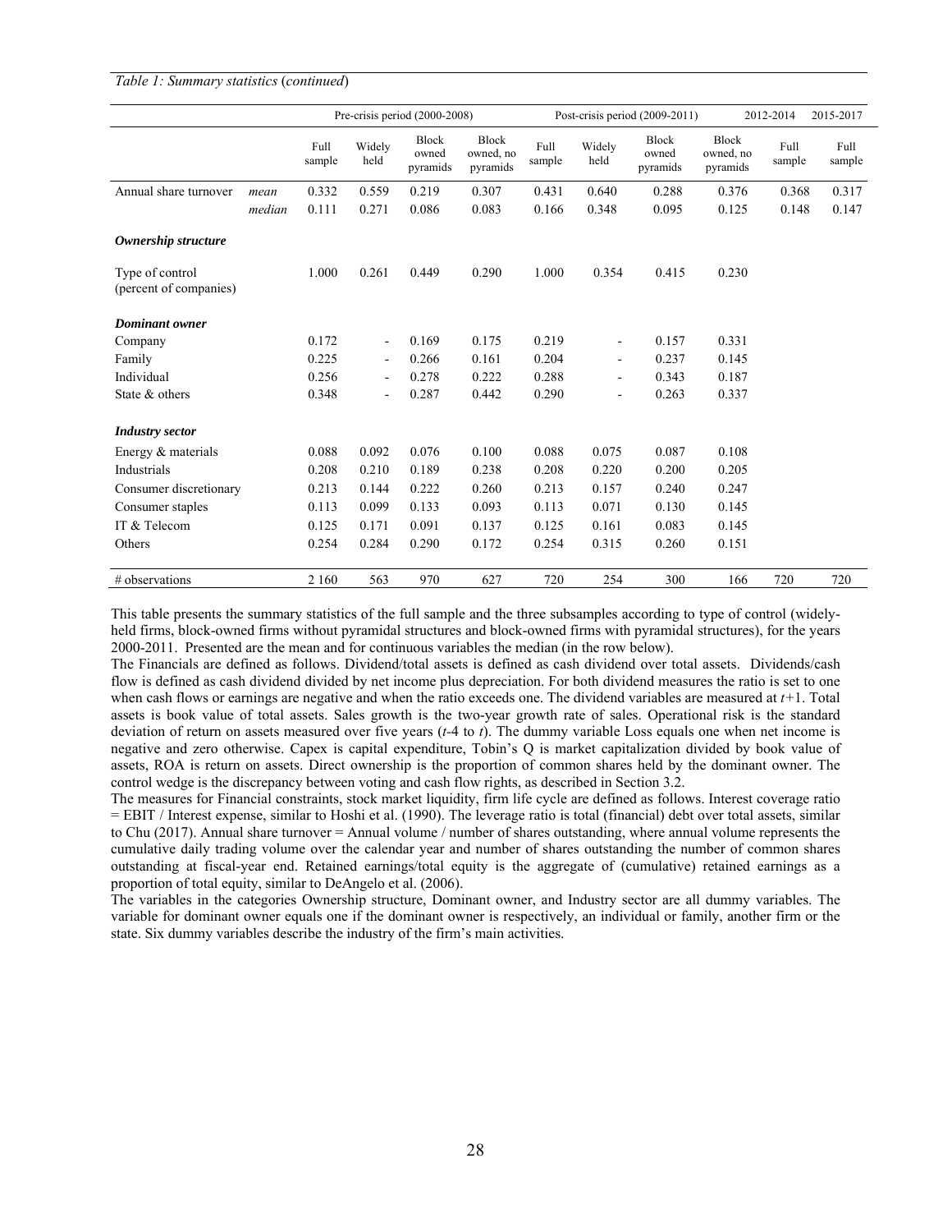*Table 1: Summary statistics* (*continued*)

| | | Pre-crisis period (2000-2008) | | | | Post-crisis period (2009-2011) | | | | 2012-2014 | 2015-2017 |
|---|---|---|---|---|---|---|---|---|---|---|---|
| | | Full sample | Widely held | Block owned pyramids | Block owned, no pyramids | Full sample | Widely held | Block owned pyramids | Block owned, no pyramids | Full sample | Full sample |
| Annual share turnover | *mean* | 0.332 | 0.559 | 0.219 | 0.307 | 0.431 | 0.640 | 0.288 | 0.376 | 0.368 | 0.317 |
| | *median* | 0.111 | 0.271 | 0.086 | 0.083 | 0.166 | 0.348 | 0.095 | 0.125 | 0.148 | 0.147 |
| ***Ownership structure*** | | | | | | | | | | | |
| Type of control (percent of companies) | | 1.000 | 0.261 | 0.449 | 0.290 | 1.000 | 0.354 | 0.415 | 0.230 | | |
| ***Dominant owner*** | | | | | | | | | | | |
| Company | | 0.172 | - | 0.169 | 0.175 | 0.219 | - | 0.157 | 0.331 | | |
| Family | | 0.225 | - | 0.266 | 0.161 | 0.204 | - | 0.237 | 0.145 | | |
| Individual | | 0.256 | - | 0.278 | 0.222 | 0.288 | - | 0.343 | 0.187 | | |
| State & others | | 0.348 | - | 0.287 | 0.442 | 0.290 | - | 0.263 | 0.337 | | |
| ***Industry sector*** | | | | | | | | | | | |
| Energy & materials | | 0.088 | 0.092 | 0.076 | 0.100 | 0.088 | 0.075 | 0.087 | 0.108 | | |
| Industrials | | 0.208 | 0.210 | 0.189 | 0.238 | 0.208 | 0.220 | 0.200 | 0.205 | | |
| Consumer discretionary | | 0.213 | 0.144 | 0.222 | 0.260 | 0.213 | 0.157 | 0.240 | 0.247 | | |
| Consumer staples | | 0.113 | 0.099 | 0.133 | 0.093 | 0.113 | 0.071 | 0.130 | 0.145 | | |
| IT & Telecom | | 0.125 | 0.171 | 0.091 | 0.137 | 0.125 | 0.161 | 0.083 | 0.145 | | |
| Others | | 0.254 | 0.284 | 0.290 | 0.172 | 0.254 | 0.315 | 0.260 | 0.151 | | |
| # observations | | 2 160 | 563 | 970 | 627 | 720 | 254 | 300 | 166 | 720 | 720 |

This table presents the summary statistics of the full sample and the three subsamples according to type of control (widely-held firms, block-owned firms without pyramidal structures and block-owned firms with pyramidal structures), for the years 2000-2011. Presented are the mean and for continuous variables the median (in the row below).

The Financials are defined as follows. Dividend/total assets is defined as cash dividend over total assets. Dividends/cash flow is defined as cash dividend divided by net income plus depreciation. For both dividend measures the ratio is set to one when cash flows or earnings are negative and when the ratio exceeds one. The dividend variables are measured at $t+1$. Total assets is book value of total assets. Sales growth is the two-year growth rate of sales. Operational risk is the standard deviation of return on assets measured over five years ($t$-4 to $t$). The dummy variable Loss equals one when net income is negative and zero otherwise. Capex is capital expenditure, Tobin's Q is market capitalization divided by book value of assets, ROA is return on assets. Direct ownership is the proportion of common shares held by the dominant owner. The control wedge is the discrepancy between voting and cash flow rights, as described in Section 3.2.

The measures for Financial constraints, stock market liquidity, firm life cycle are defined as follows. Interest coverage ratio = EBIT / Interest expense, similar to Hoshi et al. (1990). The leverage ratio is total (financial) debt over total assets, similar to Chu (2017). Annual share turnover = Annual volume / number of shares outstanding, where annual volume represents the cumulative daily trading volume over the calendar year and number of shares outstanding the number of common shares outstanding at fiscal-year end. Retained earnings/total equity is the aggregate of (cumulative) retained earnings as a proportion of total equity, similar to DeAngelo et al. (2006).

The variables in the categories Ownership structure, Dominant owner, and Industry sector are all dummy variables. The variable for dominant owner equals one if the dominant owner is respectively, an individual or family, another firm or the state. Six dummy variables describe the industry of the firm's main activities.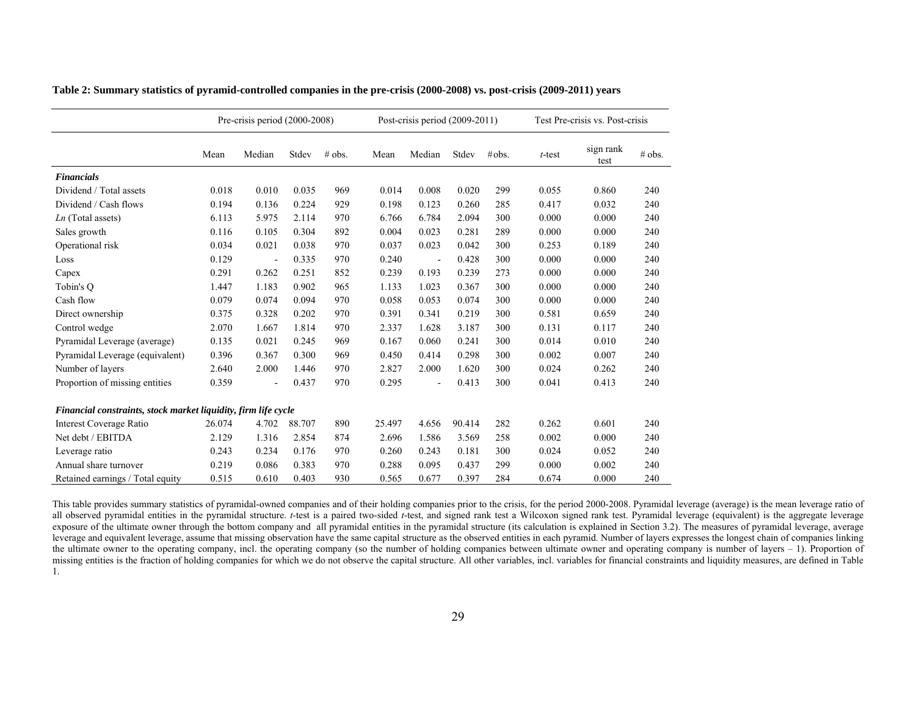**Table 2: Summary statistics of pyramid-controlled companies in the pre-crisis (2000-2008) vs. post-crisis (2009-2011) years**

| | Pre-crisis period (2000-2008) | | | | Post-crisis period (2009-2011) | | | | Test Pre-crisis vs. Post-crisis | | |
|---|---|---|---|---|---|---|---|---|---|---|---|
| | Mean | Median | Stdev | # obs. | Mean | Median | Stdev | #obs. | *t*-test | sign rank test | # obs. |
| ***Financials*** | | | | | | | | | | | |
| Dividend / Total assets | 0.018 | 0.010 | 0.035 | 969 | 0.014 | 0.008 | 0.020 | 299 | 0.055 | 0.860 | 240 |
| Dividend / Cash flows | 0.194 | 0.136 | 0.224 | 929 | 0.198 | 0.123 | 0.260 | 285 | 0.417 | 0.032 | 240 |
| *Ln* (Total assets) | 6.113 | 5.975 | 2.114 | 970 | 6.766 | 6.784 | 2.094 | 300 | 0.000 | 0.000 | 240 |
| Sales growth | 0.116 | 0.105 | 0.304 | 892 | 0.004 | 0.023 | 0.281 | 289 | 0.000 | 0.000 | 240 |
| Operational risk | 0.034 | 0.021 | 0.038 | 970 | 0.037 | 0.023 | 0.042 | 300 | 0.253 | 0.189 | 240 |
| Loss | 0.129 | - | 0.335 | 970 | 0.240 | - | 0.428 | 300 | 0.000 | 0.000 | 240 |
| Capex | 0.291 | 0.262 | 0.251 | 852 | 0.239 | 0.193 | 0.239 | 273 | 0.000 | 0.000 | 240 |
| Tobin's Q | 1.447 | 1.183 | 0.902 | 965 | 1.133 | 1.023 | 0.367 | 300 | 0.000 | 0.000 | 240 |
| Cash flow | 0.079 | 0.074 | 0.094 | 970 | 0.058 | 0.053 | 0.074 | 300 | 0.000 | 0.000 | 240 |
| Direct ownership | 0.375 | 0.328 | 0.202 | 970 | 0.391 | 0.341 | 0.219 | 300 | 0.581 | 0.659 | 240 |
| Control wedge | 2.070 | 1.667 | 1.814 | 970 | 2.337 | 1.628 | 3.187 | 300 | 0.131 | 0.117 | 240 |
| Pyramidal Leverage (average) | 0.135 | 0.021 | 0.245 | 969 | 0.167 | 0.060 | 0.241 | 300 | 0.014 | 0.010 | 240 |
| Pyramidal Leverage (equivalent) | 0.396 | 0.367 | 0.300 | 969 | 0.450 | 0.414 | 0.298 | 300 | 0.002 | 0.007 | 240 |
| Number of layers | 2.640 | 2.000 | 1.446 | 970 | 2.827 | 2.000 | 1.620 | 300 | 0.024 | 0.262 | 240 |
| Proportion of missing entities | 0.359 | - | 0.437 | 970 | 0.295 | - | 0.413 | 300 | 0.041 | 0.413 | 240 |
| ***Financial constraints, stock market liquidity, firm life cycle*** | | | | | | | | | | | |
| Interest Coverage Ratio | 26.074 | 4.702 | 88.707 | 890 | 25.497 | 4.656 | 90.414 | 282 | 0.262 | 0.601 | 240 |
| Net debt / EBITDA | 2.129 | 1.316 | 2.854 | 874 | 2.696 | 1.586 | 3.569 | 258 | 0.002 | 0.000 | 240 |
| Leverage ratio | 0.243 | 0.234 | 0.176 | 970 | 0.260 | 0.243 | 0.181 | 300 | 0.024 | 0.052 | 240 |
| Annual share turnover | 0.219 | 0.086 | 0.383 | 970 | 0.288 | 0.095 | 0.437 | 299 | 0.000 | 0.002 | 240 |
| Retained earnings / Total equity | 0.515 | 0.610 | 0.403 | 930 | 0.565 | 0.677 | 0.397 | 284 | 0.674 | 0.000 | 240 |

This table provides summary statistics of pyramidal-owned companies and of their holding companies prior to the crisis, for the period 2000-2008. Pyramidal leverage (average) is the mean leverage ratio of all observed pyramidal entities in the pyramidal structure. *t*-test is a paired two-sided *t*-test, and signed rank test a Wilcoxon signed rank test. Pyramidal leverage (equivalent) is the aggregate leverage exposure of the ultimate owner through the bottom company and all pyramidal entities in the pyramidal structure (its calculation is explained in Section 3.2). The measures of pyramidal leverage, average leverage and equivalent leverage, assume that missing observation have the same capital structure as the observed entities in each pyramid. Number of layers expresses the longest chain of companies linking the ultimate owner to the operating company, incl. the operating company (so the number of holding companies between ultimate owner and operating company is number of layers – 1). Proportion of missing entities is the fraction of holding companies for which we do not observe the capital structure. All other variables, incl. variables for financial constraints and liquidity measures, are defined in Table 1.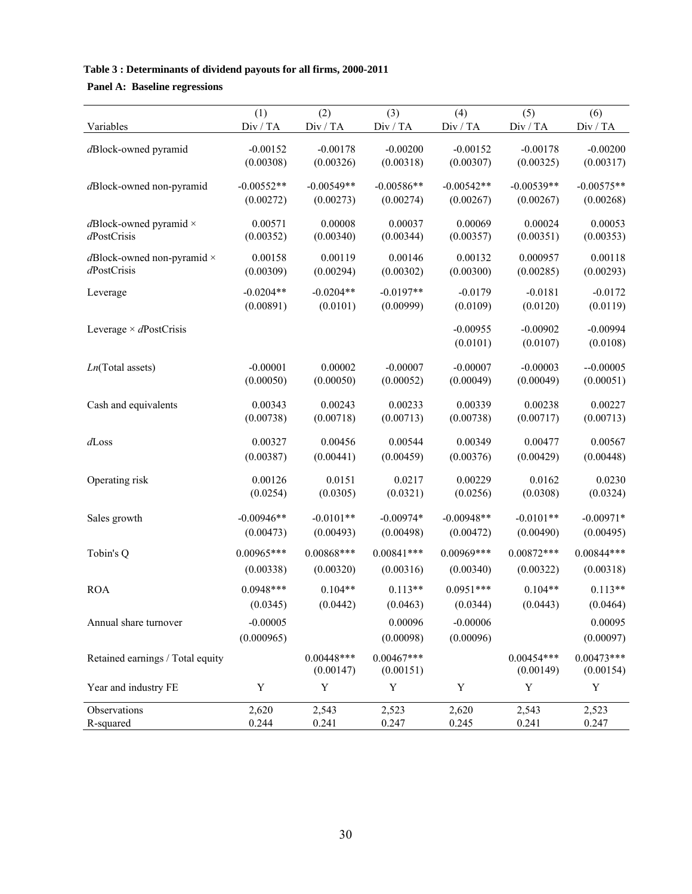**Table 3 : Determinants of dividend payouts for all firms, 2000-2011**

**Panel A: Baseline regressions**

| Variables | (1) Div / TA | (2) Div / TA | (3) Div / TA | (4) Div / TA | (5) Div / TA | (6) Div / TA |
|---|---|---|---|---|---|---|
| *d*Block-owned pyramid | -0.00152 | -0.00178 | -0.00200 | -0.00152 | -0.00178 | -0.00200 |
| | (0.00308) | (0.00326) | (0.00318) | (0.00307) | (0.00325) | (0.00317) |
| *d*Block-owned non-pyramid | -0.00552** | -0.00549** | -0.00586** | -0.00542** | -0.00539** | -0.00575** |
| | (0.00272) | (0.00273) | (0.00274) | (0.00267) | (0.00267) | (0.00268) |
| *d*Block-owned pyramid × *d*PostCrisis | 0.00571 | 0.00008 | 0.00037 | 0.00069 | 0.00024 | 0.00053 |
| | (0.00352) | (0.00340) | (0.00344) | (0.00357) | (0.00351) | (0.00353) |
| *d*Block-owned non-pyramid × *d*PostCrisis | 0.00158 | 0.00119 | 0.00146 | 0.00132 | 0.000957 | 0.00118 |
| | (0.00309) | (0.00294) | (0.00302) | (0.00300) | (0.00285) | (0.00293) |
| Leverage | -0.0204** | -0.0204** | -0.0197** | -0.0179 | -0.0181 | -0.0172 |
| | (0.00891) | (0.0101) | (0.00999) | (0.0109) | (0.0120) | (0.0119) |
| Leverage × *d*PostCrisis | | | | -0.00955 | -0.00902 | -0.00994 |
| | | | | (0.0101) | (0.0107) | (0.0108) |
| *Ln*(Total assets) | -0.00001 | 0.00002 | -0.00007 | -0.00007 | -0.00003 | --0.00005 |
| | (0.00050) | (0.00050) | (0.00052) | (0.00049) | (0.00049) | (0.00051) |
| Cash and equivalents | 0.00343 | 0.00243 | 0.00233 | 0.00339 | 0.00238 | 0.00227 |
| | (0.00738) | (0.00718) | (0.00713) | (0.00738) | (0.00717) | (0.00713) |
| *d*Loss | 0.00327 | 0.00456 | 0.00544 | 0.00349 | 0.00477 | 0.00567 |
| | (0.00387) | (0.00441) | (0.00459) | (0.00376) | (0.00429) | (0.00448) |
| Operating risk | 0.00126 | 0.0151 | 0.0217 | 0.00229 | 0.0162 | 0.0230 |
| | (0.0254) | (0.0305) | (0.0321) | (0.0256) | (0.0308) | (0.0324) |
| Sales growth | -0.00946** | -0.0101** | -0.00974* | -0.00948** | -0.0101** | -0.00971* |
| | (0.00473) | (0.00493) | (0.00498) | (0.00472) | (0.00490) | (0.00495) |
| Tobin's Q | 0.00965*** | 0.00868*** | 0.00841*** | 0.00969*** | 0.00872*** | 0.00844*** |
| | (0.00338) | (0.00320) | (0.00316) | (0.00340) | (0.00322) | (0.00318) |
| ROA | 0.0948*** | 0.104** | 0.113** | 0.0951*** | 0.104** | 0.113** |
| | (0.0345) | (0.0442) | (0.0463) | (0.0344) | (0.0443) | (0.0464) |
| Annual share turnover | -0.00005 | | 0.00096 | -0.00006 | | 0.00095 |
| | (0.000965) | | (0.00098) | (0.00096) | | (0.00097) |
| Retained earnings / Total equity | | 0.00448*** | 0.00467*** | | 0.00454*** | 0.00473*** |
| | | (0.00147) | (0.00151) | | (0.00149) | (0.00154) |
| Year and industry FE | Y | Y | Y | Y | Y | Y |
| Observations | 2,620 | 2,543 | 2,523 | 2,620 | 2,543 | 2,523 |
| R-squared | 0.244 | 0.241 | 0.247 | 0.245 | 0.241 | 0.247 |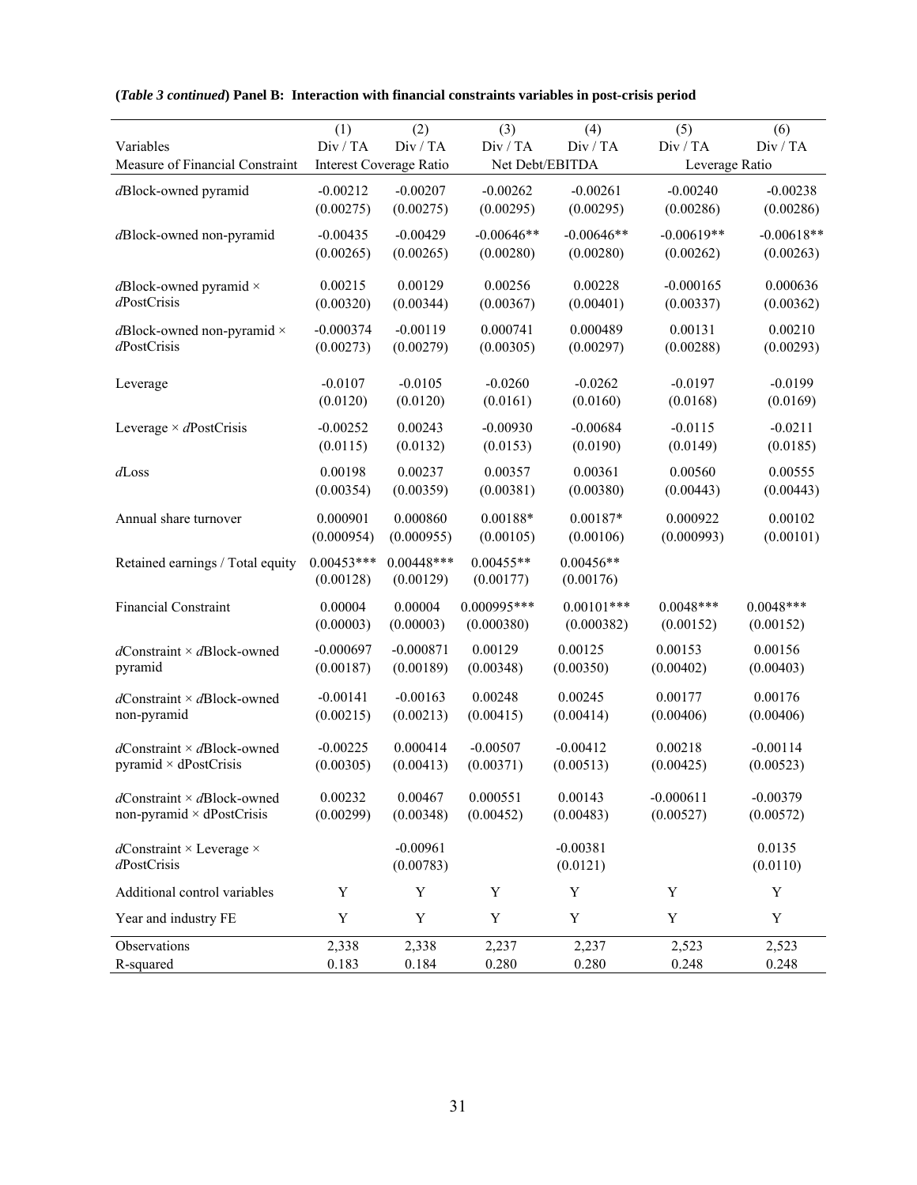**(*Table 3 continued*) Panel B: Interaction with financial constraints variables in post-crisis period**

| Variables | (1) Div / TA | (2) Div / TA | (3) Div / TA | (4) Div / TA | (5) Div / TA | (6) Div / TA |
|---|---|---|---|---|---|---|
| Measure of Financial Constraint | Interest Coverage Ratio | | Net Debt/EBITDA | | Leverage Ratio | |
| *d*Block-owned pyramid | -0.00212 | -0.00207 | -0.00262 | -0.00261 | -0.00240 | -0.00238 |
| | (0.00275) | (0.00275) | (0.00295) | (0.00295) | (0.00286) | (0.00286) |
| *d*Block-owned non-pyramid | -0.00435 | -0.00429 | -0.00646** | -0.00646** | -0.00619** | -0.00618** |
| | (0.00265) | (0.00265) | (0.00280) | (0.00280) | (0.00262) | (0.00263) |
| *d*Block-owned pyramid × *d*PostCrisis | 0.00215 | 0.00129 | 0.00256 | 0.00228 | -0.000165 | 0.000636 |
| | (0.00320) | (0.00344) | (0.00367) | (0.00401) | (0.00337) | (0.00362) |
| *d*Block-owned non-pyramid × *d*PostCrisis | -0.000374 | -0.00119 | 0.000741 | 0.000489 | 0.00131 | 0.00210 |
| | (0.00273) | (0.00279) | (0.00305) | (0.00297) | (0.00288) | (0.00293) |
| Leverage | -0.0107 | -0.0105 | -0.0260 | -0.0262 | -0.0197 | -0.0199 |
| | (0.0120) | (0.0120) | (0.0161) | (0.0160) | (0.0168) | (0.0169) |
| Leverage × *d*PostCrisis | -0.00252 | 0.00243 | -0.00930 | -0.00684 | -0.0115 | -0.0211 |
| | (0.0115) | (0.0132) | (0.0153) | (0.0190) | (0.0149) | (0.0185) |
| *d*Loss | 0.00198 | 0.00237 | 0.00357 | 0.00361 | 0.00560 | 0.00555 |
| | (0.00354) | (0.00359) | (0.00381) | (0.00380) | (0.00443) | (0.00443) |
| Annual share turnover | 0.000901 | 0.000860 | 0.00188* | 0.00187* | 0.000922 | 0.00102 |
| | (0.000954) | (0.000955) | (0.00105) | (0.00106) | (0.000993) | (0.00101) |
| Retained earnings / Total equity | 0.00453*** | 0.00448*** | 0.00455** | 0.00456** | | |
| | (0.00128) | (0.00129) | (0.00177) | (0.00176) | | |
| Financial Constraint | 0.00004 | 0.00004 | 0.000995*** | 0.00101*** | 0.0048*** | 0.0048*** |
| | (0.00003) | (0.00003) | (0.000380) | (0.000382) | (0.00152) | (0.00152) |
| *d*Constraint × *d*Block-owned pyramid | -0.000697 | -0.000871 | 0.00129 | 0.00125 | 0.00153 | 0.00156 |
| | (0.00187) | (0.00189) | (0.00348) | (0.00350) | (0.00402) | (0.00403) |
| *d*Constraint × *d*Block-owned non-pyramid | -0.00141 | -0.00163 | 0.00248 | 0.00245 | 0.00177 | 0.00176 |
| | (0.00215) | (0.00213) | (0.00415) | (0.00414) | (0.00406) | (0.00406) |
| *d*Constraint × *d*Block-owned pyramid × dPostCrisis | -0.00225 | 0.000414 | -0.00507 | -0.00412 | 0.00218 | -0.00114 |
| | (0.00305) | (0.00413) | (0.00371) | (0.00513) | (0.00425) | (0.00523) |
| *d*Constraint × *d*Block-owned non-pyramid × dPostCrisis | 0.00232 | 0.00467 | 0.000551 | 0.00143 | -0.000611 | -0.00379 |
| | (0.00299) | (0.00348) | (0.00452) | (0.00483) | (0.00527) | (0.00572) |
| *d*Constraint × Leverage × *d*PostCrisis | | -0.00961 | | -0.00381 | | 0.0135 |
| | | (0.00783) | | (0.0121) | | (0.0110) |
| Additional control variables | Y | Y | Y | Y | Y | Y |
| Year and industry FE | Y | Y | Y | Y | Y | Y |
| Observations | 2,338 | 2,338 | 2,237 | 2,237 | 2,523 | 2,523 |
| R-squared | 0.183 | 0.184 | 0.280 | 0.280 | 0.248 | 0.248 |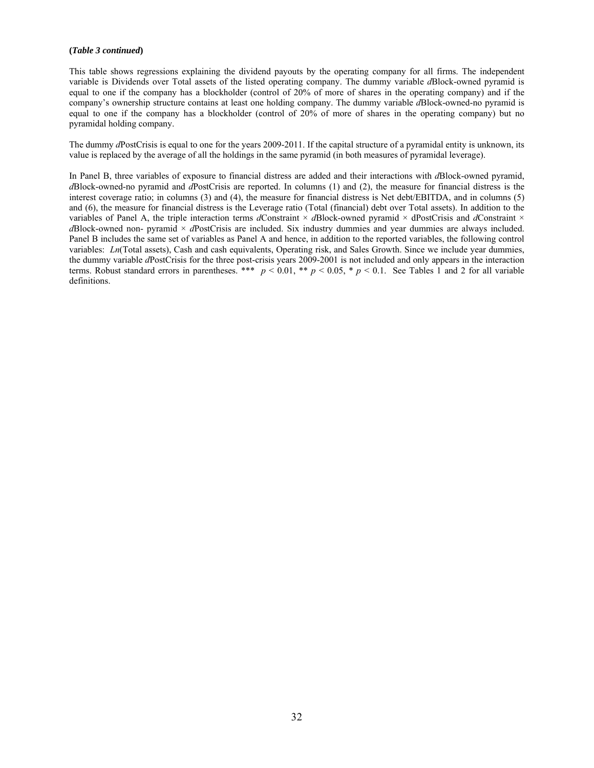**(*Table 3 continued*)**

This table shows regressions explaining the dividend payouts by the operating company for all firms. The independent variable is Dividends over Total assets of the listed operating company. The dummy variable *d*Block-owned pyramid is equal to one if the company has a blockholder (control of 20% of more of shares in the operating company) and if the company's ownership structure contains at least one holding company. The dummy variable *d*Block-owned-no pyramid is equal to one if the company has a blockholder (control of 20% of more of shares in the operating company) but no pyramidal holding company.

The dummy *d*PostCrisis is equal to one for the years 2009-2011. If the capital structure of a pyramidal entity is unknown, its value is replaced by the average of all the holdings in the same pyramid (in both measures of pyramidal leverage).

In Panel B, three variables of exposure to financial distress are added and their interactions with *d*Block-owned pyramid, *d*Block-owned-no pyramid and *d*PostCrisis are reported. In columns (1) and (2), the measure for financial distress is the interest coverage ratio; in columns (3) and (4), the measure for financial distress is Net debt/EBITDA, and in columns (5) and (6), the measure for financial distress is the Leverage ratio (Total (financial) debt over Total assets). In addition to the variables of Panel A, the triple interaction terms *d*Constraint × *d*Block-owned pyramid × dPostCrisis and *d*Constraint × *d*Block-owned non- pyramid × *d*PostCrisis are included. Six industry dummies and year dummies are always included. Panel B includes the same set of variables as Panel A and hence, in addition to the reported variables, the following control variables: *Ln*(Total assets), Cash and cash equivalents, Operating risk, and Sales Growth. Since we include year dummies, the dummy variable *d*PostCrisis for the three post-crisis years 2009-2001 is not included and only appears in the interaction terms. Robust standard errors in parentheses. *** $p < 0.01$, ** $p < 0.05$, * $p < 0.1$. See Tables 1 and 2 for all variable definitions.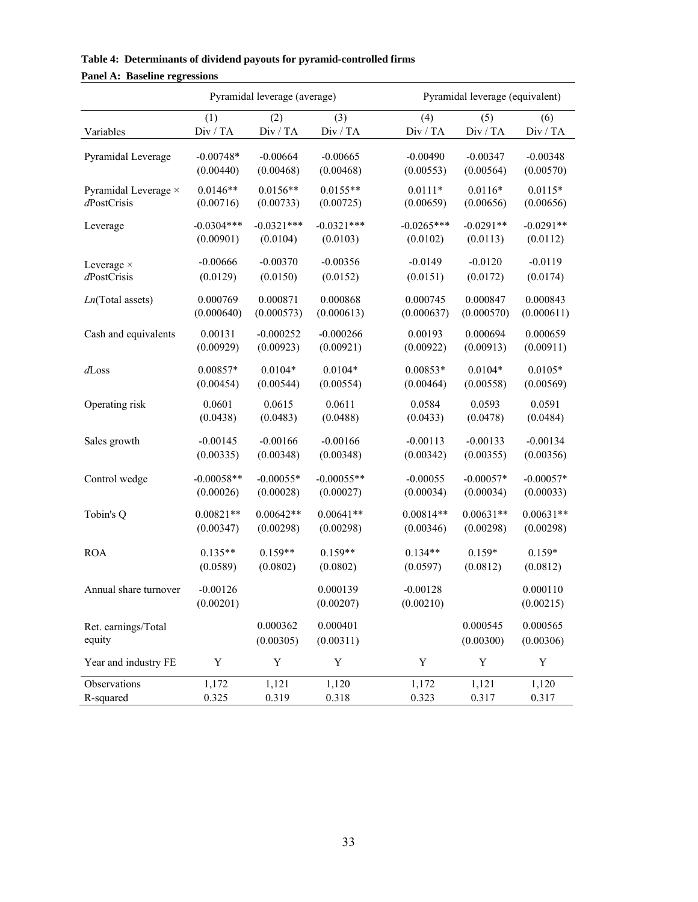**Table 4: Determinants of dividend payouts for pyramid-controlled firms**

**Panel A: Baseline regressions**

| | Pyramidal leverage (average) | | | Pyramidal leverage (equivalent) | | |
|---|---|---|---|---|---|---|
| | (1) | (2) | (3) | (4) | (5) | (6) |
| Variables | Div / TA | Div / TA | Div / TA | Div / TA | Div / TA | Div / TA |
| Pyramidal Leverage | -0.00748* | -0.00664 | -0.00665 | -0.00490 | -0.00347 | -0.00348 |
| | (0.00440) | (0.00468) | (0.00468) | (0.00553) | (0.00564) | (0.00570) |
| Pyramidal Leverage × *d*PostCrisis | 0.0146** | 0.0156** | 0.0155** | 0.0111* | 0.0116* | 0.0115* |
| | (0.00716) | (0.00733) | (0.00725) | (0.00659) | (0.00656) | (0.00656) |
| Leverage | -0.0304*** | -0.0321*** | -0.0321*** | -0.0265*** | -0.0291** | -0.0291** |
| | (0.00901) | (0.0104) | (0.0103) | (0.0102) | (0.0113) | (0.0112) |
| Leverage × *d*PostCrisis | -0.00666 | -0.00370 | -0.00356 | -0.0149 | -0.0120 | -0.0119 |
| | (0.0129) | (0.0150) | (0.0152) | (0.0151) | (0.0172) | (0.0174) |
| *Ln*(Total assets) | 0.000769 | 0.000871 | 0.000868 | 0.000745 | 0.000847 | 0.000843 |
| | (0.000640) | (0.000573) | (0.000613) | (0.000637) | (0.000570) | (0.000611) |
| Cash and equivalents | 0.00131 | -0.000252 | -0.000266 | 0.00193 | 0.000694 | 0.000659 |
| | (0.00929) | (0.00923) | (0.00921) | (0.00922) | (0.00913) | (0.00911) |
| *d*Loss | 0.00857* | 0.0104* | 0.0104* | 0.00853* | 0.0104* | 0.0105* |
| | (0.00454) | (0.00544) | (0.00554) | (0.00464) | (0.00558) | (0.00569) |
| Operating risk | 0.0601 | 0.0615 | 0.0611 | 0.0584 | 0.0593 | 0.0591 |
| | (0.0438) | (0.0483) | (0.0488) | (0.0433) | (0.0478) | (0.0484) |
| Sales growth | -0.00145 | -0.00166 | -0.00166 | -0.00113 | -0.00133 | -0.00134 |
| | (0.00335) | (0.00348) | (0.00348) | (0.00342) | (0.00355) | (0.00356) |
| Control wedge | -0.00058** | -0.00055* | -0.00055** | -0.00055 | -0.00057* | -0.00057* |
| | (0.00026) | (0.00028) | (0.00027) | (0.00034) | (0.00034) | (0.00033) |
| Tobin's Q | 0.00821** | 0.00642** | 0.00641** | 0.00814** | 0.00631** | 0.00631** |
| | (0.00347) | (0.00298) | (0.00298) | (0.00346) | (0.00298) | (0.00298) |
| ROA | 0.135** | 0.159** | 0.159** | 0.134** | 0.159* | 0.159* |
| | (0.0589) | (0.0802) | (0.0802) | (0.0597) | (0.0812) | (0.0812) |
| Annual share turnover | -0.00126 | | 0.000139 | -0.00128 | | 0.000110 |
| | (0.00201) | | (0.00207) | (0.00210) | | (0.00215) |
| Ret. earnings/Total equity | | 0.000362 | 0.000401 | | 0.000545 | 0.000565 |
| | | (0.00305) | (0.00311) | | (0.00300) | (0.00306) |
| Year and industry FE | Y | Y | Y | Y | Y | Y |
| Observations | 1,172 | 1,121 | 1,120 | 1,172 | 1,121 | 1,120 |
| R-squared | 0.325 | 0.319 | 0.318 | 0.323 | 0.317 | 0.317 |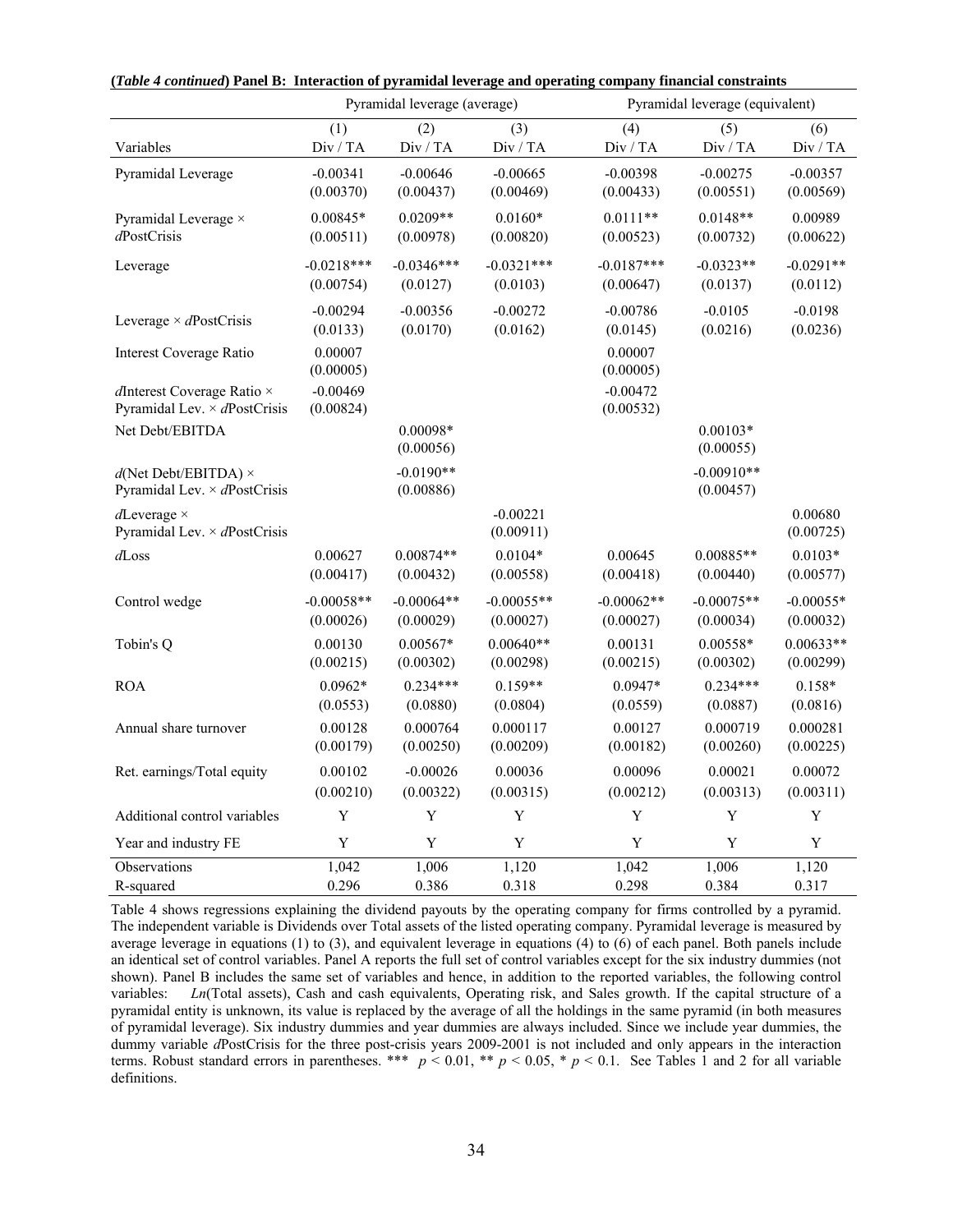**(*Table 4 continued*) Panel B: Interaction of pyramidal leverage and operating company financial constraints**

| | Pyramidal leverage (average) | | | Pyramidal leverage (equivalent) | | |
|---|---|---|---|---|---|---|
| | (1) | (2) | (3) | (4) | (5) | (6) |
| Variables | Div / TA | Div / TA | Div / TA | Div / TA | Div / TA | Div / TA |
| Pyramidal Leverage | -0.00341<br>(0.00370) | -0.00646<br>(0.00437) | -0.00665<br>(0.00469) | -0.00398<br>(0.00433) | -0.00275<br>(0.00551) | -0.00357<br>(0.00569) |
| Pyramidal Leverage × *d*PostCrisis | 0.00845*<br>(0.00511) | 0.0209**<br>(0.00978) | 0.0160*<br>(0.00820) | 0.0111**<br>(0.00523) | 0.0148**<br>(0.00732) | 0.00989<br>(0.00622) |
| Leverage | -0.0218***<br>(0.00754) | -0.0346***<br>(0.0127) | -0.0321***<br>(0.0103) | -0.0187***<br>(0.00647) | -0.0323**<br>(0.0137) | -0.0291**<br>(0.0112) |
| Leverage × *d*PostCrisis | -0.00294<br>(0.0133) | -0.00356<br>(0.0170) | -0.00272<br>(0.0162) | -0.00786<br>(0.0145) | -0.0105<br>(0.0216) | -0.0198<br>(0.0236) |
| Interest Coverage Ratio | 0.00007<br>(0.00005) | | | 0.00007<br>(0.00005) | | |
| *d*Interest Coverage Ratio × Pyramidal Lev. × *d*PostCrisis | -0.00469<br>(0.00824) | | | -0.00472<br>(0.00532) | | |
| Net Debt/EBITDA | | 0.00098*<br>(0.00056) | | | 0.00103*<br>(0.00055) | |
| *d*(Net Debt/EBITDA) × Pyramidal Lev. × *d*PostCrisis | | -0.0190**<br>(0.00886) | | | -0.00910**<br>(0.00457) | |
| *d*Leverage × Pyramidal Lev. × *d*PostCrisis | | | -0.00221<br>(0.00911) | | | 0.00680<br>(0.00725) |
| *d*Loss | 0.00627<br>(0.00417) | 0.00874**<br>(0.00432) | 0.0104*<br>(0.00558) | 0.00645<br>(0.00418) | 0.00885**<br>(0.00440) | 0.0103*<br>(0.00577) |
| Control wedge | -0.00058**<br>(0.00026) | -0.00064**<br>(0.00029) | -0.00055**<br>(0.00027) | -0.00062**<br>(0.00027) | -0.00075**<br>(0.00034) | -0.00055*<br>(0.00032) |
| Tobin's Q | 0.00130<br>(0.00215) | 0.00567*<br>(0.00302) | 0.00640**<br>(0.00298) | 0.00131<br>(0.00215) | 0.00558*<br>(0.00302) | 0.00633**<br>(0.00299) |
| ROA | 0.0962*<br>(0.0553) | 0.234***<br>(0.0880) | 0.159**<br>(0.0804) | 0.0947*<br>(0.0559) | 0.234***<br>(0.0887) | 0.158*<br>(0.0816) |
| Annual share turnover | 0.00128<br>(0.00179) | 0.000764<br>(0.00250) | 0.000117<br>(0.00209) | 0.00127<br>(0.00182) | 0.000719<br>(0.00260) | 0.000281<br>(0.00225) |
| Ret. earnings/Total equity | 0.00102<br>(0.00210) | -0.00026<br>(0.00322) | 0.00036<br>(0.00315) | 0.00096<br>(0.00212) | 0.00021<br>(0.00313) | 0.00072<br>(0.00311) |
| Additional control variables | Y | Y | Y | Y | Y | Y |
| Year and industry FE | Y | Y | Y | Y | Y | Y |
| Observations | 1,042 | 1,006 | 1,120 | 1,042 | 1,006 | 1,120 |
| R-squared | 0.296 | 0.386 | 0.318 | 0.298 | 0.384 | 0.317 |

Table 4 shows regressions explaining the dividend payouts by the operating company for firms controlled by a pyramid. The independent variable is Dividends over Total assets of the listed operating company. Pyramidal leverage is measured by average leverage in equations (1) to (3), and equivalent leverage in equations (4) to (6) of each panel. Both panels include an identical set of control variables. Panel A reports the full set of control variables except for the six industry dummies (not shown). Panel B includes the same set of variables and hence, in addition to the reported variables, the following control variables: *Ln*(Total assets), Cash and cash equivalents, Operating risk, and Sales growth. If the capital structure of a pyramidal entity is unknown, its value is replaced by the average of all the holdings in the same pyramid (in both measures of pyramidal leverage). Six industry dummies and year dummies are always included. Since we include year dummies, the dummy variable *d*PostCrisis for the three post-crisis years 2009-2001 is not included and only appears in the interaction terms. Robust standard errors in parentheses. *** $p < 0.01$, ** $p < 0.05$, * $p < 0.1$. See Tables 1 and 2 for all variable definitions.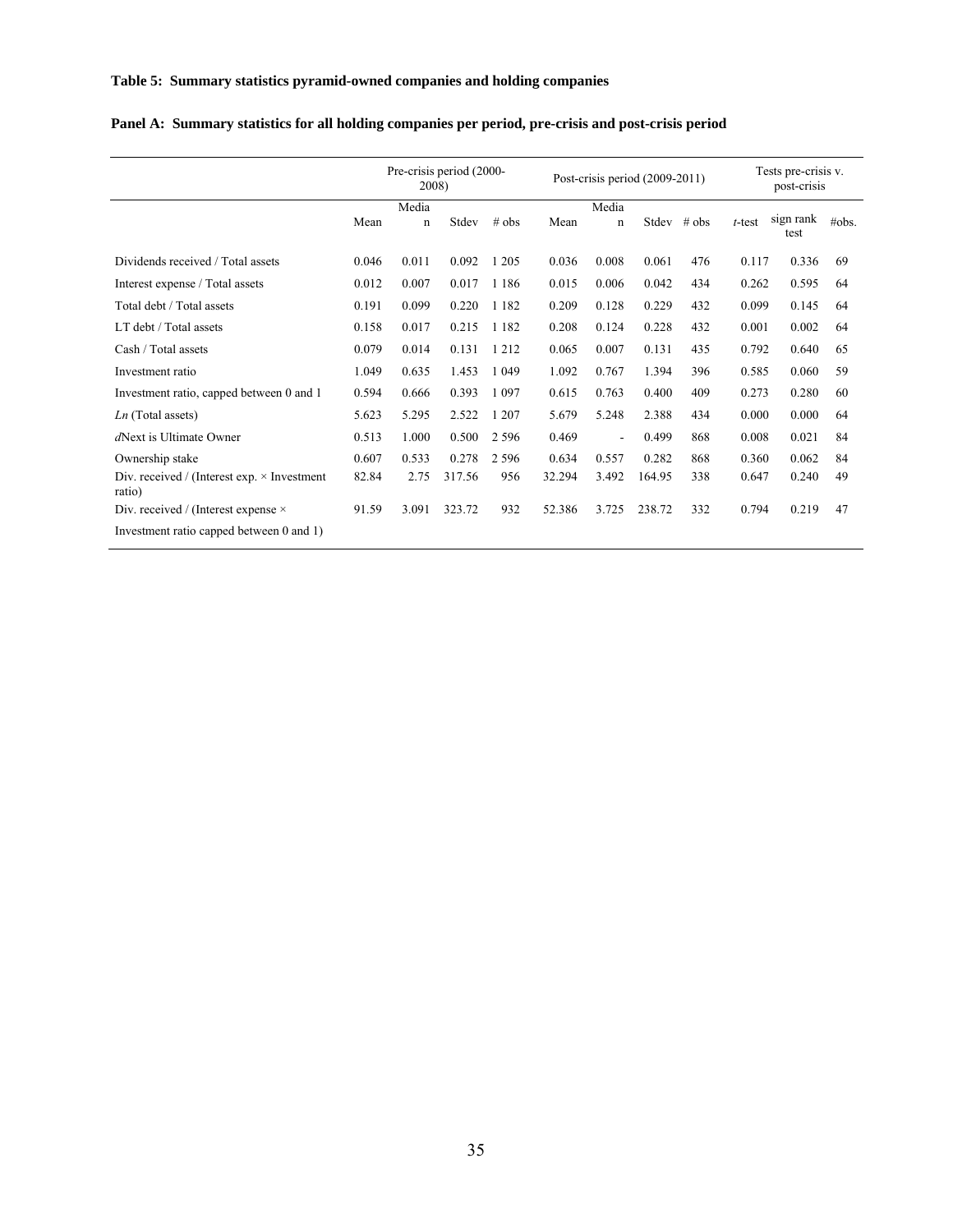**Table 5: Summary statistics pyramid-owned companies and holding companies**

**Panel A: Summary statistics for all holding companies per period, pre-crisis and post-crisis period**

| | Pre-crisis period (2000-2008) | | | | Post-crisis period (2009-2011) | | | | Tests pre-crisis v. post-crisis | | |
|---|---|---|---|---|---|---|---|---|---|---|---|
| | Mean | Median | Stdev | # obs | Mean | Median | Stdev | # obs | *t*-test | sign rank test | #obs. |
| Dividends received / Total assets | 0.046 | 0.011 | 0.092 | 1 205 | 0.036 | 0.008 | 0.061 | 476 | 0.117 | 0.336 | 69 |
| Interest expense / Total assets | 0.012 | 0.007 | 0.017 | 1 186 | 0.015 | 0.006 | 0.042 | 434 | 0.262 | 0.595 | 64 |
| Total debt / Total assets | 0.191 | 0.099 | 0.220 | 1 182 | 0.209 | 0.128 | 0.229 | 432 | 0.099 | 0.145 | 64 |
| LT debt / Total assets | 0.158 | 0.017 | 0.215 | 1 182 | 0.208 | 0.124 | 0.228 | 432 | 0.001 | 0.002 | 64 |
| Cash / Total assets | 0.079 | 0.014 | 0.131 | 1 212 | 0.065 | 0.007 | 0.131 | 435 | 0.792 | 0.640 | 65 |
| Investment ratio | 1.049 | 0.635 | 1.453 | 1 049 | 1.092 | 0.767 | 1.394 | 396 | 0.585 | 0.060 | 59 |
| Investment ratio, capped between 0 and 1 | 0.594 | 0.666 | 0.393 | 1 097 | 0.615 | 0.763 | 0.400 | 409 | 0.273 | 0.280 | 60 |
| *Ln* (Total assets) | 5.623 | 5.295 | 2.522 | 1 207 | 5.679 | 5.248 | 2.388 | 434 | 0.000 | 0.000 | 64 |
| *d*Next is Ultimate Owner | 0.513 | 1.000 | 0.500 | 2 596 | 0.469 | - | 0.499 | 868 | 0.008 | 0.021 | 84 |
| Ownership stake | 0.607 | 0.533 | 0.278 | 2 596 | 0.634 | 0.557 | 0.282 | 868 | 0.360 | 0.062 | 84 |
| Div. received / (Interest exp. × Investment ratio) | 82.84 | 2.75 | 317.56 | 956 | 32.294 | 3.492 | 164.95 | 338 | 0.647 | 0.240 | 49 |
| Div. received / (Interest expense × Investment ratio capped between 0 and 1) | 91.59 | 3.091 | 323.72 | 932 | 52.386 | 3.725 | 238.72 | 332 | 0.794 | 0.219 | 47 |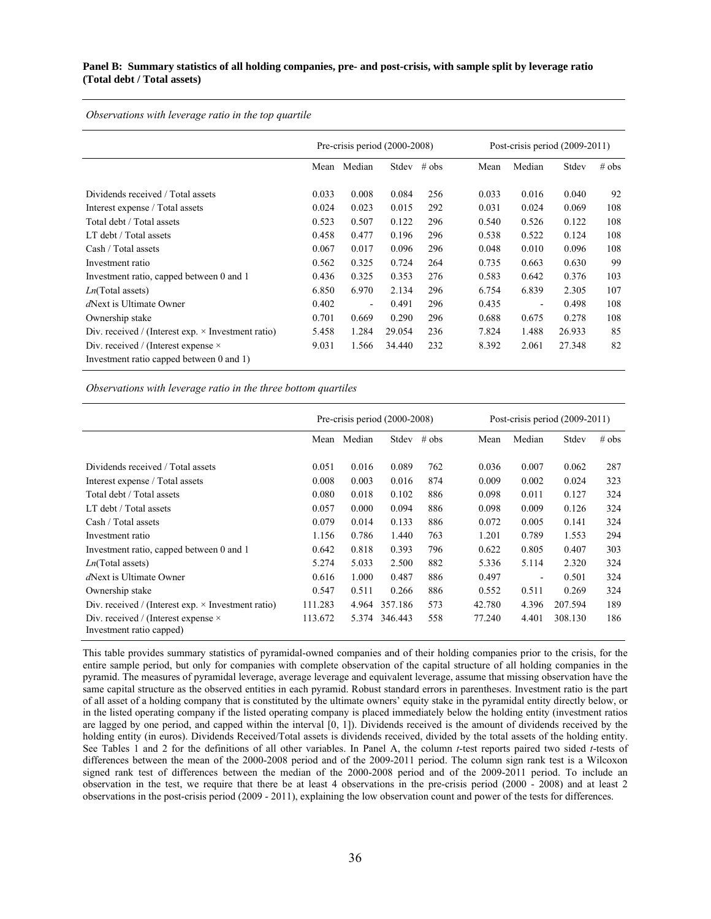**Panel B: Summary statistics of all holding companies, pre- and post-crisis, with sample split by leverage ratio (Total debt / Total assets)**

*Observations with leverage ratio in the top quartile*

| | Pre-crisis period (2000-2008) | | | | Post-crisis period (2009-2011) | | | |
|---|---|---|---|---|---|---|---|---|
| | Mean | Median | Stdev | # obs | Mean | Median | Stdev | # obs |
| Dividends received / Total assets | 0.033 | 0.008 | 0.084 | 256 | 0.033 | 0.016 | 0.040 | 92 |
| Interest expense / Total assets | 0.024 | 0.023 | 0.015 | 292 | 0.031 | 0.024 | 0.069 | 108 |
| Total debt / Total assets | 0.523 | 0.507 | 0.122 | 296 | 0.540 | 0.526 | 0.122 | 108 |
| LT debt / Total assets | 0.458 | 0.477 | 0.196 | 296 | 0.538 | 0.522 | 0.124 | 108 |
| Cash / Total assets | 0.067 | 0.017 | 0.096 | 296 | 0.048 | 0.010 | 0.096 | 108 |
| Investment ratio | 0.562 | 0.325 | 0.724 | 264 | 0.735 | 0.663 | 0.630 | 99 |
| Investment ratio, capped between 0 and 1 | 0.436 | 0.325 | 0.353 | 276 | 0.583 | 0.642 | 0.376 | 103 |
| *Ln*(Total assets) | 6.850 | 6.970 | 2.134 | 296 | 6.754 | 6.839 | 2.305 | 107 |
| *d*Next is Ultimate Owner | 0.402 | - | 0.491 | 296 | 0.435 | - | 0.498 | 108 |
| Ownership stake | 0.701 | 0.669 | 0.290 | 296 | 0.688 | 0.675 | 0.278 | 108 |
| Div. received / (Interest exp. × Investment ratio) | 5.458 | 1.284 | 29.054 | 236 | 7.824 | 1.488 | 26.933 | 85 |
| Div. received / (Interest expense × Investment ratio capped between 0 and 1) | 9.031 | 1.566 | 34.440 | 232 | 8.392 | 2.061 | 27.348 | 82 |

*Observations with leverage ratio in the three bottom quartiles*

| | Pre-crisis period (2000-2008) | | | | Post-crisis period (2009-2011) | | | |
|---|---|---|---|---|---|---|---|---|
| | Mean | Median | Stdev | # obs | Mean | Median | Stdev | # obs |
| Dividends received / Total assets | 0.051 | 0.016 | 0.089 | 762 | 0.036 | 0.007 | 0.062 | 287 |
| Interest expense / Total assets | 0.008 | 0.003 | 0.016 | 874 | 0.009 | 0.002 | 0.024 | 323 |
| Total debt / Total assets | 0.080 | 0.018 | 0.102 | 886 | 0.098 | 0.011 | 0.127 | 324 |
| LT debt / Total assets | 0.057 | 0.000 | 0.094 | 886 | 0.098 | 0.009 | 0.126 | 324 |
| Cash / Total assets | 0.079 | 0.014 | 0.133 | 886 | 0.072 | 0.005 | 0.141 | 324 |
| Investment ratio | 1.156 | 0.786 | 1.440 | 763 | 1.201 | 0.789 | 1.553 | 294 |
| Investment ratio, capped between 0 and 1 | 0.642 | 0.818 | 0.393 | 796 | 0.622 | 0.805 | 0.407 | 303 |
| *Ln*(Total assets) | 5.274 | 5.033 | 2.500 | 882 | 5.336 | 5.114 | 2.320 | 324 |
| *d*Next is Ultimate Owner | 0.616 | 1.000 | 0.487 | 886 | 0.497 | - | 0.501 | 324 |
| Ownership stake | 0.547 | 0.511 | 0.266 | 886 | 0.552 | 0.511 | 0.269 | 324 |
| Div. received / (Interest exp. × Investment ratio) | 111.283 | 4.964 | 357.186 | 573 | 42.780 | 4.396 | 207.594 | 189 |
| Div. received / (Interest expense × Investment ratio capped) | 113.672 | 5.374 | 346.443 | 558 | 77.240 | 4.401 | 308.130 | 186 |

This table provides summary statistics of pyramidal-owned companies and of their holding companies prior to the crisis, for the entire sample period, but only for companies with complete observation of the capital structure of all holding companies in the pyramid. The measures of pyramidal leverage, average leverage and equivalent leverage, assume that missing observation have the same capital structure as the observed entities in each pyramid. Robust standard errors in parentheses. Investment ratio is the part of all asset of a holding company that is constituted by the ultimate owners' equity stake in the pyramidal entity directly below, or in the listed operating company if the listed operating company is placed immediately below the holding entity (investment ratios are lagged by one period, and capped within the interval [0, 1]). Dividends received is the amount of dividends received by the holding entity (in euros). Dividends Received/Total assets is dividends received, divided by the total assets of the holding entity. See Tables 1 and 2 for the definitions of all other variables. In Panel A, the column *t*-test reports paired two sided *t*-tests of differences between the mean of the 2000-2008 period and of the 2009-2011 period. The column sign rank test is a Wilcoxon signed rank test of differences between the median of the 2000-2008 period and of the 2009-2011 period. To include an observation in the test, we require that there be at least 4 observations in the pre-crisis period (2000 - 2008) and at least 2 observations in the post-crisis period (2009 - 2011), explaining the low observation count and power of the tests for differences.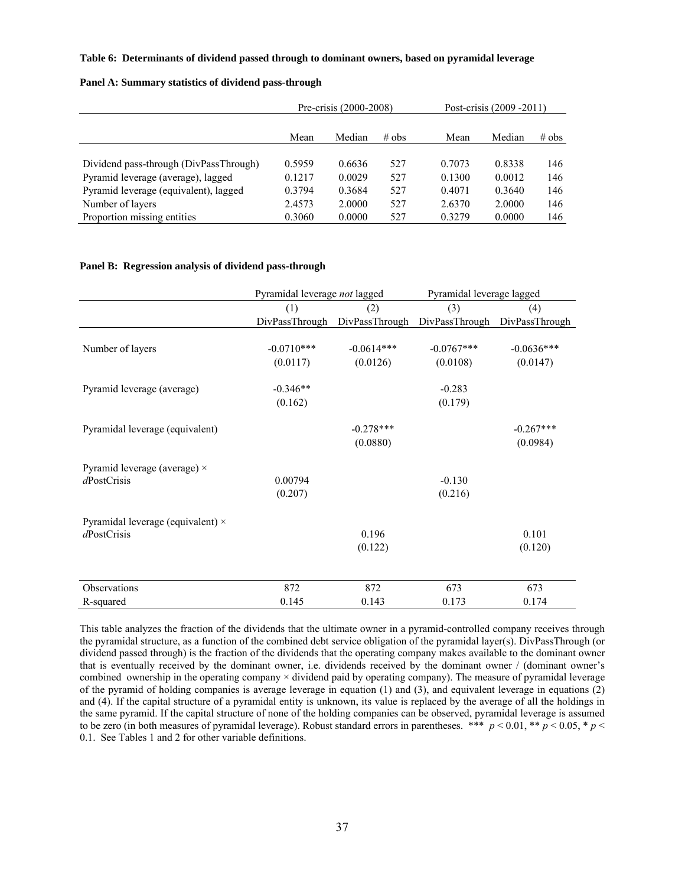**Table 6: Determinants of dividend passed through to dominant owners, based on pyramidal leverage**

**Panel A: Summary statistics of dividend pass-through**

| | Pre-crisis (2000-2008) | | | Post-crisis (2009 -2011) | | |
|---|---|---|---|---|---|---|
| | Mean | Median | # obs | Mean | Median | # obs |
| Dividend pass-through (DivPassThrough) | 0.5959 | 0.6636 | 527 | 0.7073 | 0.8338 | 146 |
| Pyramid leverage (average), lagged | 0.1217 | 0.0029 | 527 | 0.1300 | 0.0012 | 146 |
| Pyramid leverage (equivalent), lagged | 0.3794 | 0.3684 | 527 | 0.4071 | 0.3640 | 146 |
| Number of layers | 2.4573 | 2.0000 | 527 | 2.6370 | 2.0000 | 146 |
| Proportion missing entities | 0.3060 | 0.0000 | 527 | 0.3279 | 0.0000 | 146 |

**Panel B: Regression analysis of dividend pass-through**

| | Pyramidal leverage *not* lagged | | Pyramidal leverage lagged | |
|---|---|---|---|---|
| | (1) | (2) | (3) | (4) |
| | DivPassThrough | DivPassThrough | DivPassThrough | DivPassThrough |
| Number of layers | -0.0710*** | -0.0614*** | -0.0767*** | -0.0636*** |
| | (0.0117) | (0.0126) | (0.0108) | (0.0147) |
| Pyramid leverage (average) | -0.346** | | -0.283 | |
| | (0.162) | | (0.179) | |
| Pyramidal leverage (equivalent) | | -0.278*** | | -0.267*** |
| | | (0.0880) | | (0.0984) |
| Pyramid leverage (average) × *d*PostCrisis | 0.00794 | | -0.130 | |
| | (0.207) | | (0.216) | |
| Pyramidal leverage (equivalent) × *d*PostCrisis | | 0.196 | | 0.101 |
| | | (0.122) | | (0.120) |
| Observations | 872 | 872 | 673 | 673 |
| R-squared | 0.145 | 0.143 | 0.173 | 0.174 |

This table analyzes the fraction of the dividends that the ultimate owner in a pyramid-controlled company receives through the pyramidal structure, as a function of the combined debt service obligation of the pyramidal layer(s). DivPassThrough (or dividend passed through) is the fraction of the dividends that the operating company makes available to the dominant owner that is eventually received by the dominant owner, i.e. dividends received by the dominant owner / (dominant owner's combined ownership in the operating company × dividend paid by operating company). The measure of pyramidal leverage of the pyramid of holding companies is average leverage in equation (1) and (3), and equivalent leverage in equations (2) and (4). If the capital structure of a pyramidal entity is unknown, its value is replaced by the average of all the holdings in the same pyramid. If the capital structure of none of the holding companies can be observed, pyramidal leverage is assumed to be zero (in both measures of pyramidal leverage). Robust standard errors in parentheses. *** $p < 0.01$, ** $p < 0.05$, * $p < 0.1$. See Tables 1 and 2 for other variable definitions.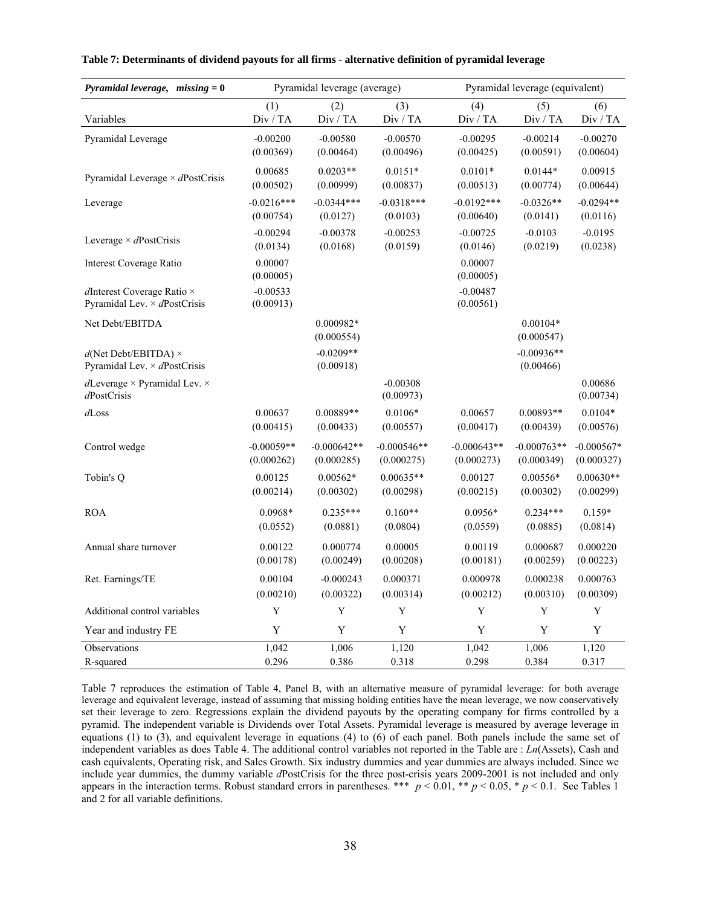**Table 7: Determinants of dividend payouts for all firms - alternative definition of pyramidal leverage**

| ***Pyramidal leverage, missing = 0*** | Pyramidal leverage (average) | | | Pyramidal leverage (equivalent) | | |
|---|---|---|---|---|---|---|
| | (1) | (2) | (3) | (4) | (5) | (6) |
| Variables | Div / TA | Div / TA | Div / TA | Div / TA | Div / TA | Div / TA |
| Pyramidal Leverage | -0.00200 | -0.00580 | -0.00570 | -0.00295 | -0.00214 | -0.00270 |
| | (0.00369) | (0.00464) | (0.00496) | (0.00425) | (0.00591) | (0.00604) |
| Pyramidal Leverage × *d*PostCrisis | 0.00685 | 0.0203** | 0.0151* | 0.0101* | 0.0144* | 0.00915 |
| | (0.00502) | (0.00999) | (0.00837) | (0.00513) | (0.00774) | (0.00644) |
| Leverage | -0.0216*** | -0.0344*** | -0.0318*** | -0.0192*** | -0.0326** | -0.0294** |
| | (0.00754) | (0.0127) | (0.0103) | (0.00640) | (0.0141) | (0.0116) |
| Leverage × *d*PostCrisis | -0.00294 | -0.00378 | -0.00253 | -0.00725 | -0.0103 | -0.0195 |
| | (0.0134) | (0.0168) | (0.0159) | (0.0146) | (0.0219) | (0.0238) |
| Interest Coverage Ratio | 0.00007 | | | 0.00007 | | |
| | (0.00005) | | | (0.00005) | | |
| *d*Interest Coverage Ratio × Pyramidal Lev. × *d*PostCrisis | -0.00533 | | | -0.00487 | | |
| | (0.00913) | | | (0.00561) | | |
| Net Debt/EBITDA | | 0.000982* | | | 0.00104* | |
| | | (0.000554) | | | (0.000547) | |
| *d*(Net Debt/EBITDA) × Pyramidal Lev. × *d*PostCrisis | | -0.0209** | | | -0.00936** | |
| | | (0.00918) | | | (0.00466) | |
| *d*Leverage × Pyramidal Lev. × *d*PostCrisis | | | -0.00308 | | | 0.00686 |
| | | | (0.00973) | | | (0.00734) |
| *d*Loss | 0.00637 | 0.00889** | 0.0106* | 0.00657 | 0.00893** | 0.0104* |
| | (0.00415) | (0.00433) | (0.00557) | (0.00417) | (0.00439) | (0.00576) |
| Control wedge | -0.00059** | -0.000642** | -0.000546** | -0.000643** | -0.000763** | -0.000567* |
| | (0.000262) | (0.000285) | (0.000275) | (0.000273) | (0.000349) | (0.000327) |
| Tobin's Q | 0.00125 | 0.00562* | 0.00635** | 0.00127 | 0.00556* | 0.00630** |
| | (0.00214) | (0.00302) | (0.00298) | (0.00215) | (0.00302) | (0.00299) |
| ROA | 0.0968* | 0.235*** | 0.160** | 0.0956* | 0.234*** | 0.159* |
| | (0.0552) | (0.0881) | (0.0804) | (0.0559) | (0.0885) | (0.0814) |
| Annual share turnover | 0.00122 | 0.000774 | 0.00005 | 0.00119 | 0.000687 | 0.000220 |
| | (0.00178) | (0.00249) | (0.00208) | (0.00181) | (0.00259) | (0.00223) |
| Ret. Earnings/TE | 0.00104 | -0.000243 | 0.000371 | 0.000978 | 0.000238 | 0.000763 |
| | (0.00210) | (0.00322) | (0.00314) | (0.00212) | (0.00310) | (0.00309) |
| Additional control variables | Y | Y | Y | Y | Y | Y |
| Year and industry FE | Y | Y | Y | Y | Y | Y |
| Observations | 1,042 | 1,006 | 1,120 | 1,042 | 1,006 | 1,120 |
| R-squared | 0.296 | 0.386 | 0.318 | 0.298 | 0.384 | 0.317 |

Table 7 reproduces the estimation of Table 4, Panel B, with an alternative measure of pyramidal leverage: for both average leverage and equivalent leverage, instead of assuming that missing holding entities have the mean leverage, we now conservatively set their leverage to zero. Regressions explain the dividend payouts by the operating company for firms controlled by a pyramid. The independent variable is Dividends over Total Assets. Pyramidal leverage is measured by average leverage in equations (1) to (3), and equivalent leverage in equations (4) to (6) of each panel. Both panels include the same set of independent variables as does Table 4. The additional control variables not reported in the Table are : *Ln*(Assets), Cash and cash equivalents, Operating risk, and Sales Growth. Six industry dummies and year dummies are always included. Since we include year dummies, the dummy variable *d*PostCrisis for the three post-crisis years 2009-2001 is not included and only appears in the interaction terms. Robust standard errors in parentheses. *** $p < 0.01$, ** $p < 0.05$, * $p < 0.1$. See Tables 1 and 2 for all variable definitions.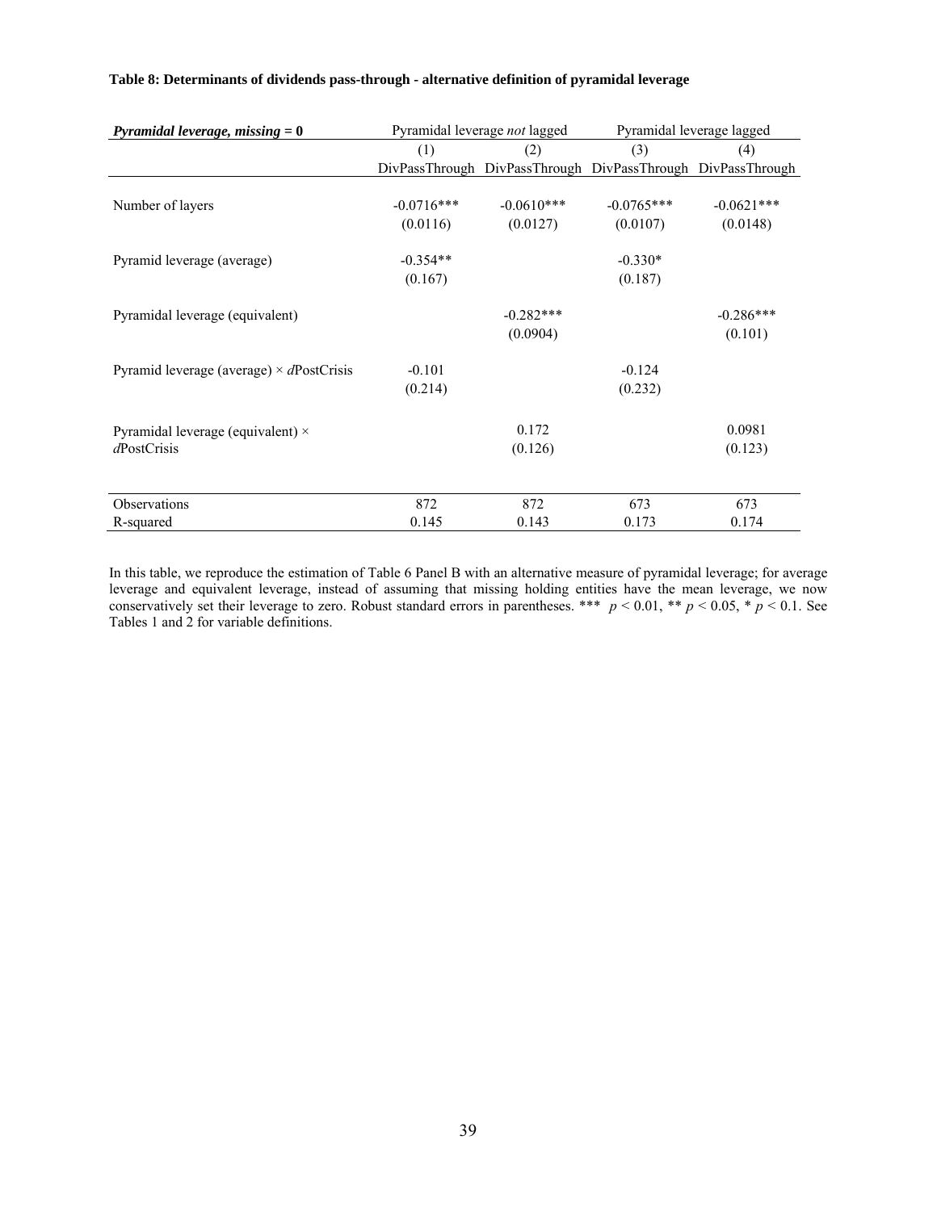**Table 8: Determinants of dividends pass-through - alternative definition of pyramidal leverage**

| ***Pyramidal leverage, missing = 0*** | Pyramidal leverage *not* lagged | | Pyramidal leverage lagged | |
|---|---|---|---|---|
| | (1) | (2) | (3) | (4) |
| | DivPassThrough | DivPassThrough | DivPassThrough | DivPassThrough |
| Number of layers | -0.0716*** | -0.0610*** | -0.0765*** | -0.0621*** |
| | (0.0116) | (0.0127) | (0.0107) | (0.0148) |
| Pyramid leverage (average) | -0.354** | | -0.330* | |
| | (0.167) | | (0.187) | |
| Pyramidal leverage (equivalent) | | -0.282*** | | -0.286*** |
| | | (0.0904) | | (0.101) |
| Pyramid leverage (average) × *d*PostCrisis | -0.101 | | -0.124 | |
| | (0.214) | | (0.232) | |
| Pyramidal leverage (equivalent) × *d*PostCrisis | | 0.172 | | 0.0981 |
| | | (0.126) | | (0.123) |
| Observations | 872 | 872 | 673 | 673 |
| R-squared | 0.145 | 0.143 | 0.173 | 0.174 |

In this table, we reproduce the estimation of Table 6 Panel B with an alternative measure of pyramidal leverage; for average leverage and equivalent leverage, instead of assuming that missing holding entities have the mean leverage, we now conservatively set their leverage to zero. Robust standard errors in parentheses. *** $p < 0.01$, ** $p < 0.05$, * $p < 0.1$. See Tables 1 and 2 for variable definitions.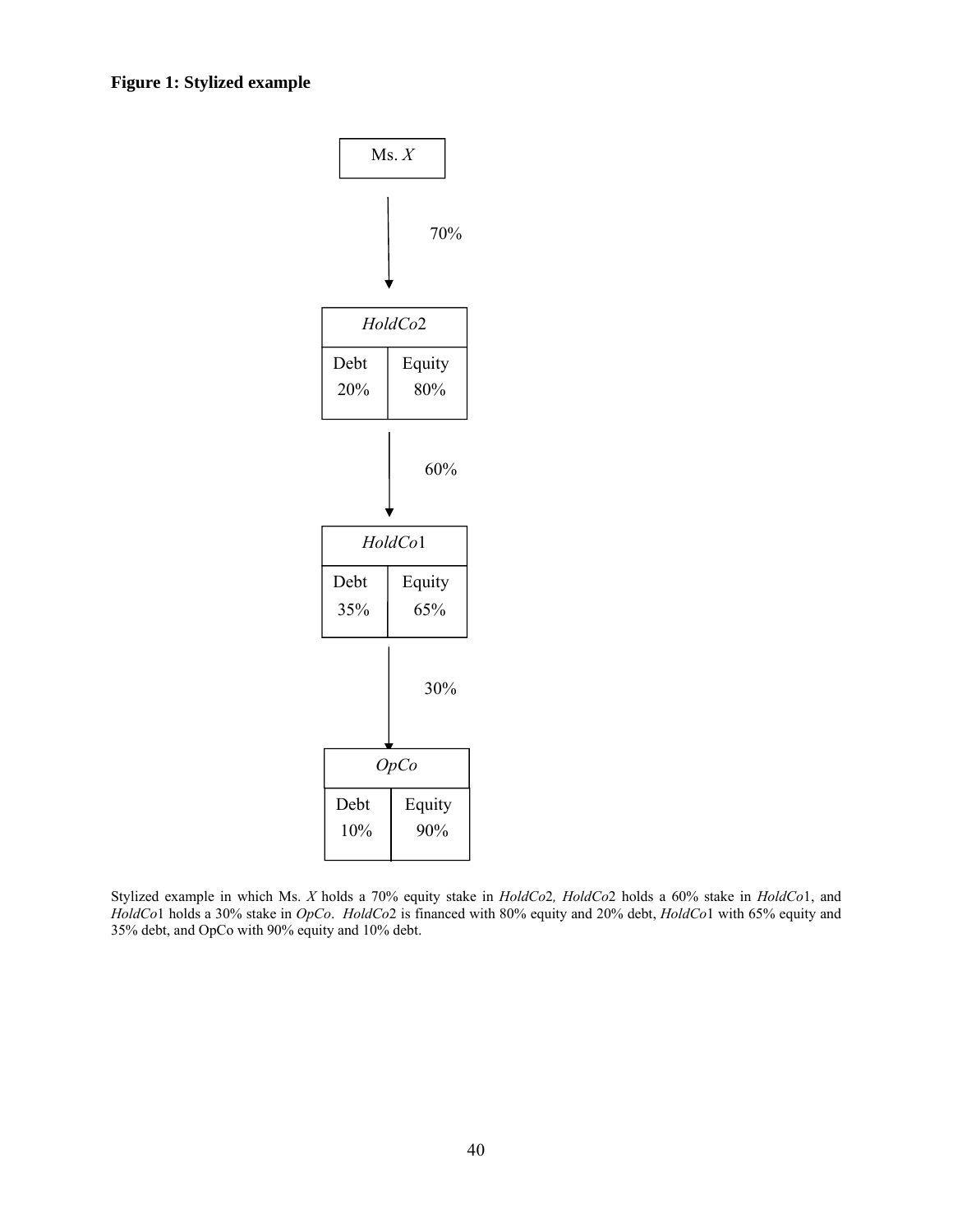**Figure 1: Stylized example**

Ms. *X*

70%

| *HoldCo*2 | |
|---|---|
| Debt 20% | Equity 80% |

60%

| *HoldCo*1 | |
|---|---|
| Debt 35% | Equity 65% |

30%

| *OpCo* | |
|---|---|
| Debt 10% | Equity 90% |

Stylized example in which Ms. *X* holds a 70% equity stake in *HoldCo*2*, HoldCo*2 holds a 60% stake in *HoldCo*1, and *HoldCo*1 holds a 30% stake in *OpCo*. *HoldCo*2 is financed with 80% equity and 20% debt, *HoldCo*1 with 65% equity and 35% debt, and OpCo with 90% equity and 10% debt.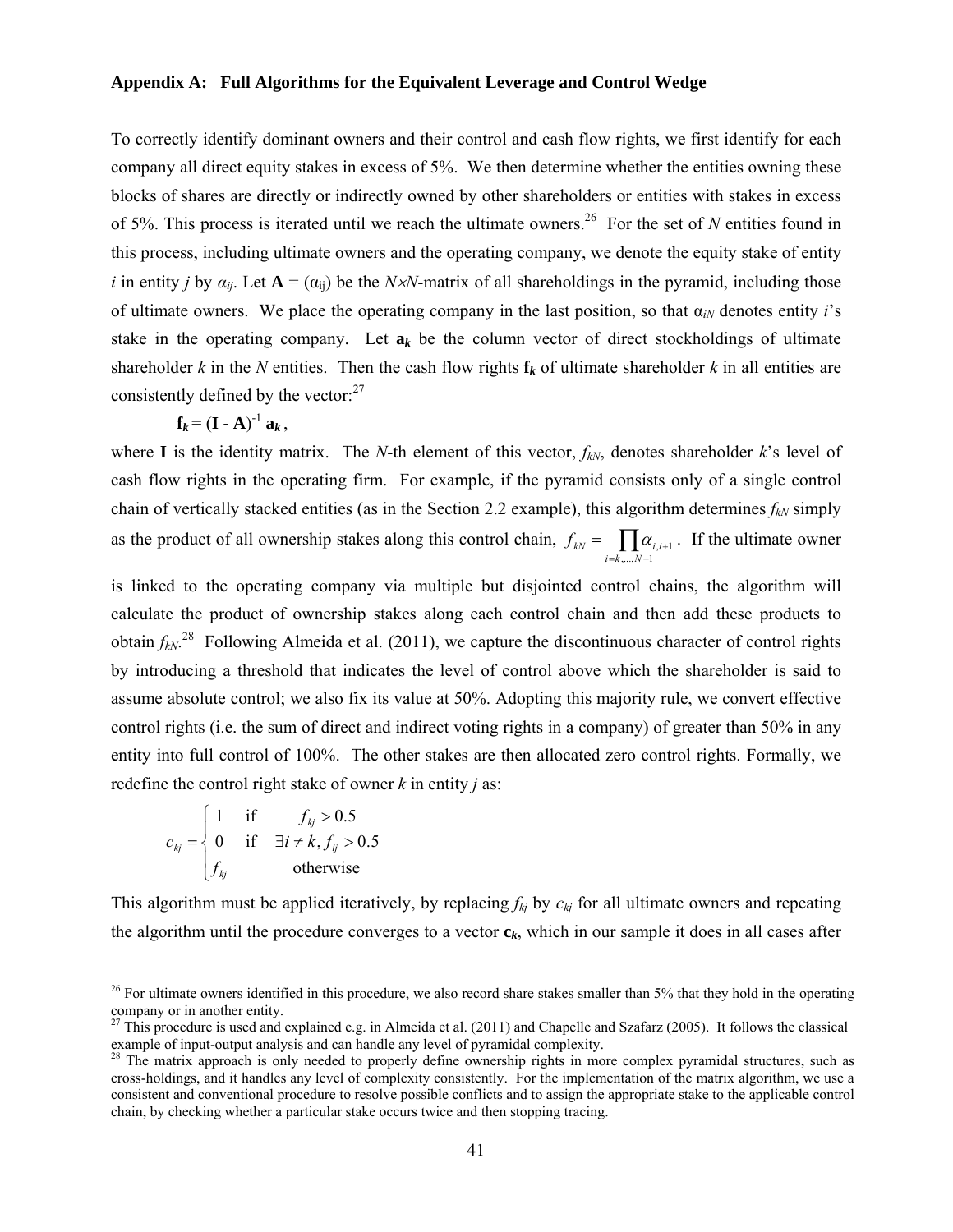### Appendix A: Full Algorithms for the Equivalent Leverage and Control Wedge

To correctly identify dominant owners and their control and cash flow rights, we first identify for each company all direct equity stakes in excess of 5%. We then determine whether the entities owning these blocks of shares are directly or indirectly owned by other shareholders or entities with stakes in excess of 5%. This process is iterated until we reach the ultimate owners.[26] For the set of $N$ entities found in this process, including ultimate owners and the operating company, we denote the equity stake of entity $i$ in entity $j$ by $\alpha_{ij}$. Let $\mathbf{A} = (\alpha_{ij})$ be the $N \times N$-matrix of all shareholdings in the pyramid, including those of ultimate owners. We place the operating company in the last position, so that $\alpha_{iN}$ denotes entity $i$'s stake in the operating company. Let $\mathbf{a}_k$ be the column vector of direct stockholdings of ultimate shareholder $k$ in the $N$ entities. Then the cash flow rights $\mathbf{f}_k$ of ultimate shareholder $k$ in all entities are consistently defined by the vector:[27]

$$\mathbf{f}_k = (\mathbf{I} - \mathbf{A})^{-1} \mathbf{a}_k ,$$

where $\mathbf{I}$ is the identity matrix. The $N$-th element of this vector, $f_{kN}$, denotes shareholder $k$'s level of cash flow rights in the operating firm. For example, if the pyramid consists only of a single control chain of vertically stacked entities (as in the Section 2.2 example), this algorithm determines $f_{kN}$ simply as the product of all ownership stakes along this control chain, $f_{kN} = \prod_{i=k,\ldots,N-1} \alpha_{i,i+1}$. If the ultimate owner is linked to the operating company via multiple but disjointed control chains, the algorithm will calculate the product of ownership stakes along each control chain and then add these products to obtain $f_{kN}$.[28] Following Almeida et al. (2011), we capture the discontinuous character of control rights by introducing a threshold that indicates the level of control above which the shareholder is said to assume absolute control; we also fix its value at 50%. Adopting this majority rule, we convert effective control rights (i.e. the sum of direct and indirect voting rights in a company) of greater than 50% in any entity into full control of 100%. The other stakes are then allocated zero control rights. Formally, we redefine the control right stake of owner $k$ in entity $j$ as:

$$c_{kj} = \begin{cases} 1 & \text{if} \quad f_{kj} > 0.5 \\ 0 & \text{if} \quad \exists i \neq k, f_{ij} > 0.5 \\ f_{kj} & \text{otherwise} \end{cases}$$

This algorithm must be applied iteratively, by replacing $f_{kj}$ by $c_{kj}$ for all ultimate owners and repeating the algorithm until the procedure converges to a vector $\mathbf{c}_k$, which in our sample it does in all cases after

[26] For ultimate owners identified in this procedure, we also record share stakes smaller than 5% that they hold in the operating company or in another entity.

[27] This procedure is used and explained e.g. in Almeida et al. (2011) and Chapelle and Szafarz (2005). It follows the classical example of input-output analysis and can handle any level of pyramidal complexity.

[28] The matrix approach is only needed to properly define ownership rights in more complex pyramidal structures, such as cross-holdings, and it handles any level of complexity consistently. For the implementation of the matrix algorithm, we use a consistent and conventional procedure to resolve possible conflicts and to assign the appropriate stake to the applicable control chain, by checking whether a particular stake occurs twice and then stopping tracing.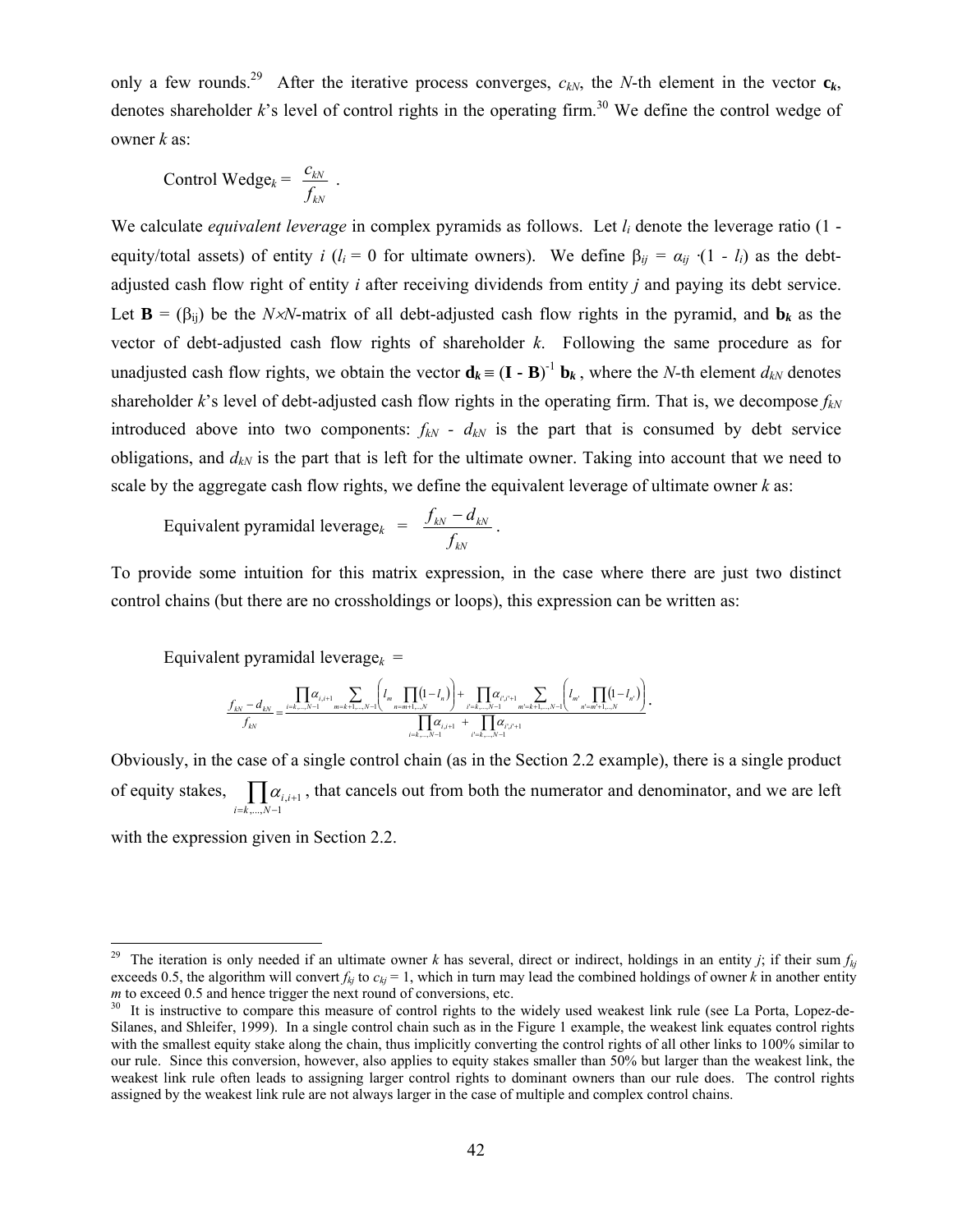only a few rounds.[29] After the iterative process converges, $c_{kN}$, the $N$-th element in the vector $\mathbf{c}_k$, denotes shareholder $k$'s level of control rights in the operating firm.[30] We define the control wedge of owner $k$ as:

$$\text{Control Wedge}_k = \frac{c_{kN}}{f_{kN}} .$$

We calculate *equivalent leverage* in complex pyramids as follows. Let $l_i$ denote the leverage ratio (1 - equity/total assets) of entity $i$ ($l_i = 0$ for ultimate owners). We define $\beta_{ij} = \alpha_{ij} \cdot (1 - l_i)$ as the debt-adjusted cash flow right of entity $i$ after receiving dividends from entity $j$ and paying its debt service. Let $\mathbf{B} = (\beta_{ij})$ be the $N \times N$-matrix of all debt-adjusted cash flow rights in the pyramid, and $\mathbf{b}_k$ as the vector of debt-adjusted cash flow rights of shareholder $k$. Following the same procedure as for unadjusted cash flow rights, we obtain the vector $\mathbf{d}_k \equiv (\mathbf{I} - \mathbf{B})^{-1} \mathbf{b}_k$, where the $N$-th element $d_{kN}$ denotes shareholder $k$'s level of debt-adjusted cash flow rights in the operating firm. That is, we decompose $f_{kN}$ introduced above into two components: $f_{kN} - d_{kN}$ is the part that is consumed by debt service obligations, and $d_{kN}$ is the part that is left for the ultimate owner. Taking into account that we need to scale by the aggregate cash flow rights, we define the equivalent leverage of ultimate owner $k$ as:

$$\text{Equivalent pyramidal leverage}_k = \frac{f_{kN} - d_{kN}}{f_{kN}} .$$

To provide some intuition for this matrix expression, in the case where there are just two distinct control chains (but there are no crossholdings or loops), this expression can be written as:

Equivalent pyramidal leverage$_k$ =

$$\frac{f_{kN} - d_{kN}}{f_{kN}} = \frac{\prod_{i=k,\ldots,N-1} \alpha_{i,i+1} \sum_{m=k+1,\ldots,N-1} \left( l_m \prod_{n=m+1,\ldots,N} (1 - l_n) \right) + \prod_{i'=k,\ldots,N-1} \alpha_{i',i'+1} \sum_{m'=k+1,\ldots,N-1} \left( l_{m'} \prod_{n'=m'+1,\ldots,N} (1 - l_{n'}) \right)}{\prod_{i=k,\ldots,N-1} \alpha_{i,i+1} + \prod_{i'=k,\ldots,N-1} \alpha_{i',i'+1}} .$$

Obviously, in the case of a single control chain (as in the Section 2.2 example), there is a single product of equity stakes, $\prod_{i=k,\ldots,N-1} \alpha_{i,i+1}$, that cancels out from both the numerator and denominator, and we are left with the expression given in Section 2.2.

---

[29] The iteration is only needed if an ultimate owner $k$ has several, direct or indirect, holdings in an entity $j$; if their sum $f_{kj}$ exceeds 0.5, the algorithm will convert $f_{kj}$ to $c_{kj} = 1$, which in turn may lead the combined holdings of owner $k$ in another entity $m$ to exceed 0.5 and hence trigger the next round of conversions, etc.

[30] It is instructive to compare this measure of control rights to the widely used weakest link rule (see La Porta, Lopez-de-Silanes, and Shleifer, 1999). In a single control chain such as in the Figure 1 example, the weakest link equates control rights with the smallest equity stake along the chain, thus implicitly converting the control rights of all other links to 100% similar to our rule. Since this conversion, however, also applies to equity stakes smaller than 50% but larger than the weakest link, the weakest link rule often leads to assigning larger control rights to dominant owners than our rule does. The control rights assigned by the weakest link rule are not always larger in the case of multiple and complex control chains.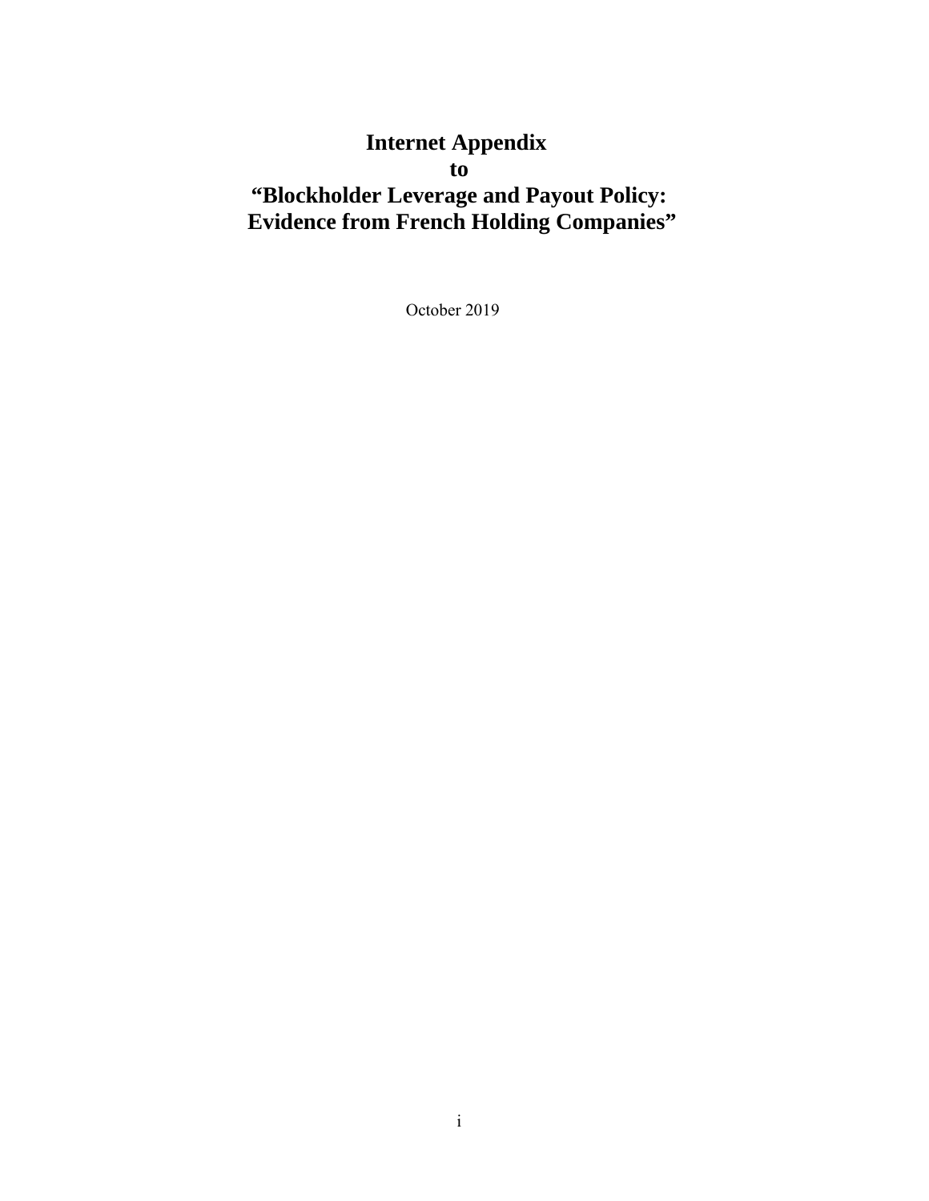# Internet Appendix to "Blockholder Leverage and Payout Policy: Evidence from French Holding Companies"

October 2019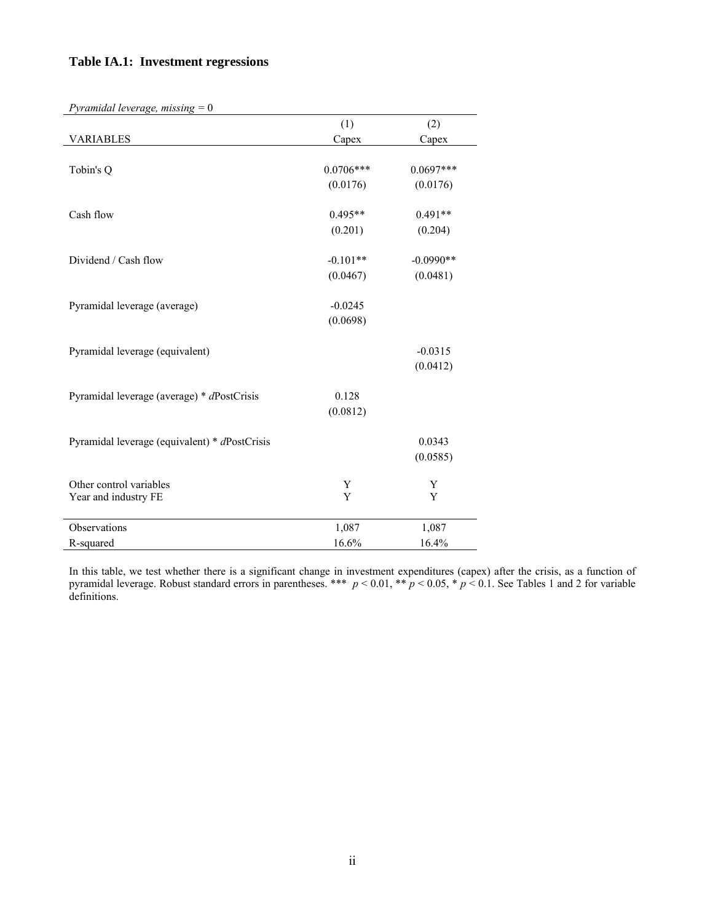### Table IA.1: Investment regressions

*Pyramidal leverage, missing = 0*

| VARIABLES | (1) Capex | (2) Capex |
|---|---|---|
| Tobin's Q | 0.0706*** | 0.0697*** |
| | (0.0176) | (0.0176) |
| Cash flow | 0.495** | 0.491** |
| | (0.201) | (0.204) |
| Dividend / Cash flow | -0.101** | -0.0990** |
| | (0.0467) | (0.0481) |
| Pyramidal leverage (average) | -0.0245 | |
| | (0.0698) | |
| Pyramidal leverage (equivalent) | | -0.0315 |
| | | (0.0412) |
| Pyramidal leverage (average) * *d*PostCrisis | 0.128 | |
| | (0.0812) | |
| Pyramidal leverage (equivalent) * *d*PostCrisis | | 0.0343 |
| | | (0.0585) |
| Other control variables | Y | Y |
| Year and industry FE | Y | Y |
| Observations | 1,087 | 1,087 |
| R-squared | 16.6% | 16.4% |

In this table, we test whether there is a significant change in investment expenditures (capex) after the crisis, as a function of pyramidal leverage. Robust standard errors in parentheses. *** $p < 0.01$, ** $p < 0.05$, * $p < 0.1$. See Tables 1 and 2 for variable definitions.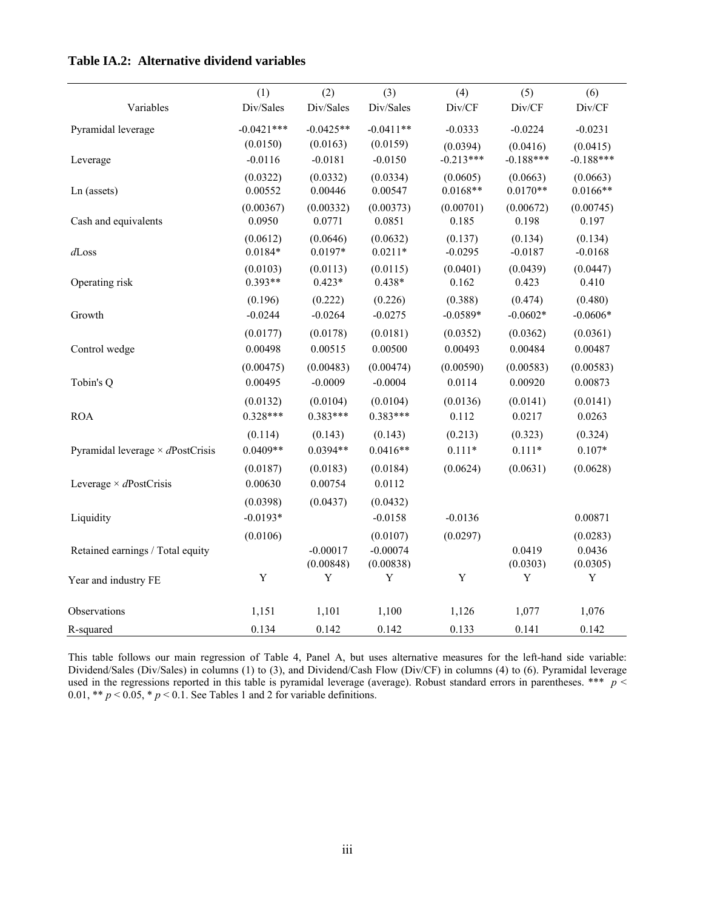**Table IA.2: Alternative dividend variables**

| Variables | (1) Div/Sales | (2) Div/Sales | (3) Div/Sales | (4) Div/CF | (5) Div/CF | (6) Div/CF |
|---|---|---|---|---|---|---|
| Pyramidal leverage | -0.0421*** | -0.0425** | -0.0411** | -0.0333 | -0.0224 | -0.0231 |
| | (0.0150) | (0.0163) | (0.0159) | (0.0394) | (0.0416) | (0.0415) |
| Leverage | -0.0116 | -0.0181 | -0.0150 | -0.213*** | -0.188*** | -0.188*** |
| | (0.0322) | (0.0332) | (0.0334) | (0.0605) | (0.0663) | (0.0663) |
| Ln (assets) | 0.00552 | 0.00446 | 0.00547 | 0.0168** | 0.0170** | 0.0166** |
| | (0.00367) | (0.00332) | (0.00373) | (0.00701) | (0.00672) | (0.00745) |
| Cash and equivalents | 0.0950 | 0.0771 | 0.0851 | 0.185 | 0.198 | 0.197 |
| | (0.0612) | (0.0646) | (0.0632) | (0.137) | (0.134) | (0.134) |
| *d*Loss | 0.0184* | 0.0197* | 0.0211* | -0.0295 | -0.0187 | -0.0168 |
| | (0.0103) | (0.0113) | (0.0115) | (0.0401) | (0.0439) | (0.0447) |
| Operating risk | 0.393** | 0.423* | 0.438* | 0.162 | 0.423 | 0.410 |
| | (0.196) | (0.222) | (0.226) | (0.388) | (0.474) | (0.480) |
| Growth | -0.0244 | -0.0264 | -0.0275 | -0.0589* | -0.0602* | -0.0606* |
| | (0.0177) | (0.0178) | (0.0181) | (0.0352) | (0.0362) | (0.0361) |
| Control wedge | 0.00498 | 0.00515 | 0.00500 | 0.00493 | 0.00484 | 0.00487 |
| | (0.00475) | (0.00483) | (0.00474) | (0.00590) | (0.00583) | (0.00583) |
| Tobin's Q | 0.00495 | -0.0009 | -0.0004 | 0.0114 | 0.00920 | 0.00873 |
| | (0.0132) | (0.0104) | (0.0104) | (0.0136) | (0.0141) | (0.0141) |
| ROA | 0.328*** | 0.383*** | 0.383*** | 0.112 | 0.0217 | 0.0263 |
| | (0.114) | (0.143) | (0.143) | (0.213) | (0.323) | (0.324) |
| Pyramidal leverage × *d*PostCrisis | 0.0409** | 0.0394** | 0.0416** | 0.111* | 0.111* | 0.107* |
| | (0.0187) | (0.0183) | (0.0184) | (0.0624) | (0.0631) | (0.0628) |
| Leverage × *d*PostCrisis | 0.00630 | 0.00754 | 0.0112 | | | |
| | (0.0398) | (0.0437) | (0.0432) | | | |
| Liquidity | -0.0193* | | -0.0158 | -0.0136 | | 0.00871 |
| | (0.0106) | | (0.0107) | (0.0297) | | (0.0283) |
| Retained earnings / Total equity | | -0.00017 | -0.00074 | | 0.0419 | 0.0436 |
| | | (0.00848) | (0.00838) | | (0.0303) | (0.0305) |
| Year and industry FE | Y | Y | Y | Y | Y | Y |
| Observations | 1,151 | 1,101 | 1,100 | 1,126 | 1,077 | 1,076 |
| R-squared | 0.134 | 0.142 | 0.142 | 0.133 | 0.141 | 0.142 |

This table follows our main regression of Table 4, Panel A, but uses alternative measures for the left-hand side variable: Dividend/Sales (Div/Sales) in columns (1) to (3), and Dividend/Cash Flow (Div/CF) in columns (4) to (6). Pyramidal leverage used in the regressions reported in this table is pyramidal leverage (average). Robust standard errors in parentheses. *** $p < 0.01$, ** $p < 0.05$, * $p < 0.1$. See Tables 1 and 2 for variable definitions.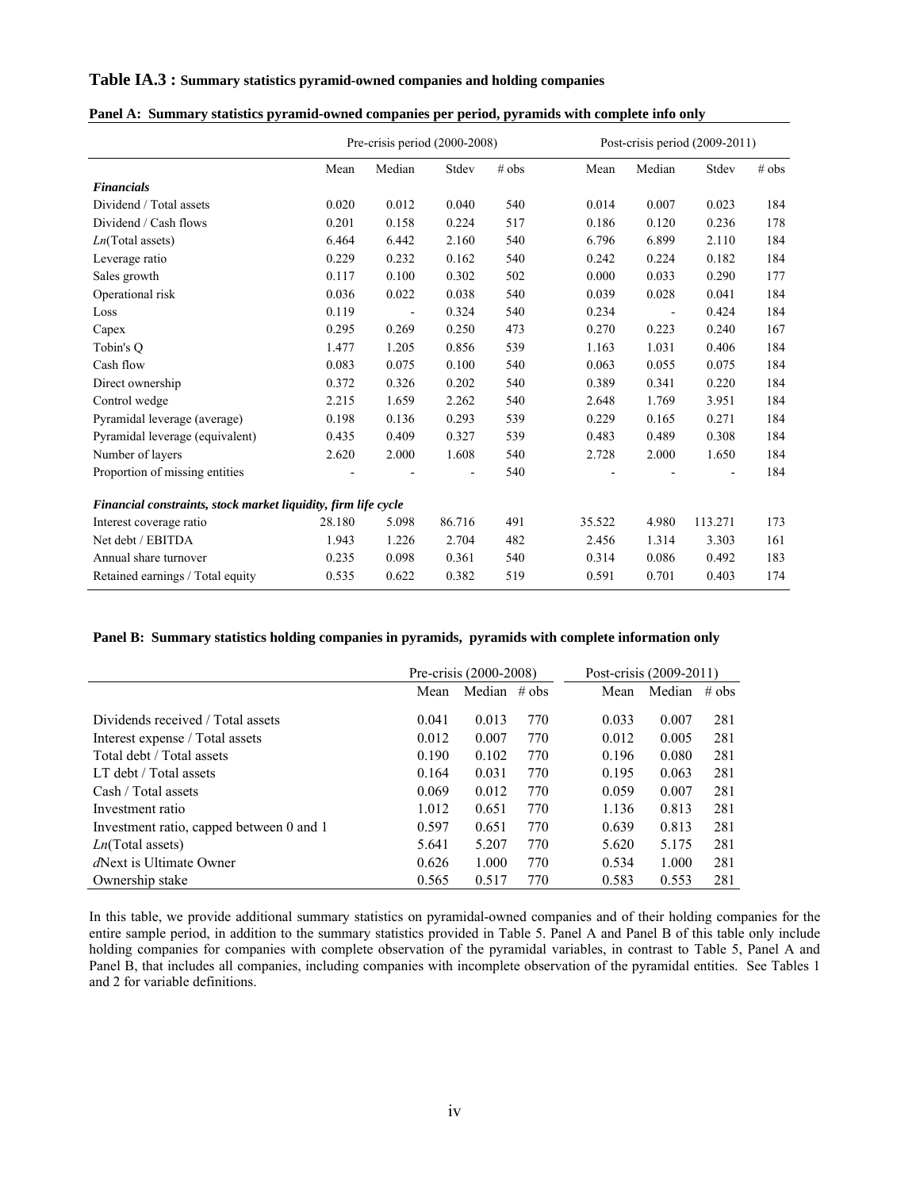**Table IA.3 : Summary statistics pyramid-owned companies and holding companies**

**Panel A: Summary statistics pyramid-owned companies per period, pyramids with complete info only**

| | Pre-crisis period (2000-2008) | | | | Post-crisis period (2009-2011) | | | |
|---|---|---|---|---|---|---|---|---|
| | Mean | Median | Stdev | # obs | Mean | Median | Stdev | # obs |
| ***Financials*** | | | | | | | | |
| Dividend / Total assets | 0.020 | 0.012 | 0.040 | 540 | 0.014 | 0.007 | 0.023 | 184 |
| Dividend / Cash flows | 0.201 | 0.158 | 0.224 | 517 | 0.186 | 0.120 | 0.236 | 178 |
| *Ln*(Total assets) | 6.464 | 6.442 | 2.160 | 540 | 6.796 | 6.899 | 2.110 | 184 |
| Leverage ratio | 0.229 | 0.232 | 0.162 | 540 | 0.242 | 0.224 | 0.182 | 184 |
| Sales growth | 0.117 | 0.100 | 0.302 | 502 | 0.000 | 0.033 | 0.290 | 177 |
| Operational risk | 0.036 | 0.022 | 0.038 | 540 | 0.039 | 0.028 | 0.041 | 184 |
| Loss | 0.119 | - | 0.324 | 540 | 0.234 | - | 0.424 | 184 |
| Capex | 0.295 | 0.269 | 0.250 | 473 | 0.270 | 0.223 | 0.240 | 167 |
| Tobin's Q | 1.477 | 1.205 | 0.856 | 539 | 1.163 | 1.031 | 0.406 | 184 |
| Cash flow | 0.083 | 0.075 | 0.100 | 540 | 0.063 | 0.055 | 0.075 | 184 |
| Direct ownership | 0.372 | 0.326 | 0.202 | 540 | 0.389 | 0.341 | 0.220 | 184 |
| Control wedge | 2.215 | 1.659 | 2.262 | 540 | 2.648 | 1.769 | 3.951 | 184 |
| Pyramidal leverage (average) | 0.198 | 0.136 | 0.293 | 539 | 0.229 | 0.165 | 0.271 | 184 |
| Pyramidal leverage (equivalent) | 0.435 | 0.409 | 0.327 | 539 | 0.483 | 0.489 | 0.308 | 184 |
| Number of layers | 2.620 | 2.000 | 1.608 | 540 | 2.728 | 2.000 | 1.650 | 184 |
| Proportion of missing entities | - | - | - | 540 | - | - | - | 184 |
| ***Financial constraints, stock market liquidity, firm life cycle*** | | | | | | | | |
| Interest coverage ratio | 28.180 | 5.098 | 86.716 | 491 | 35.522 | 4.980 | 113.271 | 173 |
| Net debt / EBITDA | 1.943 | 1.226 | 2.704 | 482 | 2.456 | 1.314 | 3.303 | 161 |
| Annual share turnover | 0.235 | 0.098 | 0.361 | 540 | 0.314 | 0.086 | 0.492 | 183 |
| Retained earnings / Total equity | 0.535 | 0.622 | 0.382 | 519 | 0.591 | 0.701 | 0.403 | 174 |

**Panel B: Summary statistics holding companies in pyramids, pyramids with complete information only**

| | Pre-crisis (2000-2008) | | | Post-crisis (2009-2011) | | |
|---|---|---|---|---|---|---|
| | Mean | Median | # obs | Mean | Median | # obs |
| Dividends received / Total assets | 0.041 | 0.013 | 770 | 0.033 | 0.007 | 281 |
| Interest expense / Total assets | 0.012 | 0.007 | 770 | 0.012 | 0.005 | 281 |
| Total debt / Total assets | 0.190 | 0.102 | 770 | 0.196 | 0.080 | 281 |
| LT debt / Total assets | 0.164 | 0.031 | 770 | 0.195 | 0.063 | 281 |
| Cash / Total assets | 0.069 | 0.012 | 770 | 0.059 | 0.007 | 281 |
| Investment ratio | 1.012 | 0.651 | 770 | 1.136 | 0.813 | 281 |
| Investment ratio, capped between 0 and 1 | 0.597 | 0.651 | 770 | 0.639 | 0.813 | 281 |
| *Ln*(Total assets) | 5.641 | 5.207 | 770 | 5.620 | 5.175 | 281 |
| *d*Next is Ultimate Owner | 0.626 | 1.000 | 770 | 0.534 | 1.000 | 281 |
| Ownership stake | 0.565 | 0.517 | 770 | 0.583 | 0.553 | 281 |

In this table, we provide additional summary statistics on pyramidal-owned companies and of their holding companies for the entire sample period, in addition to the summary statistics provided in Table 5. Panel A and Panel B of this table only include holding companies for companies with complete observation of the pyramidal variables, in contrast to Table 5, Panel A and Panel B, that includes all companies, including companies with incomplete observation of the pyramidal entities. See Tables 1 and 2 for variable definitions.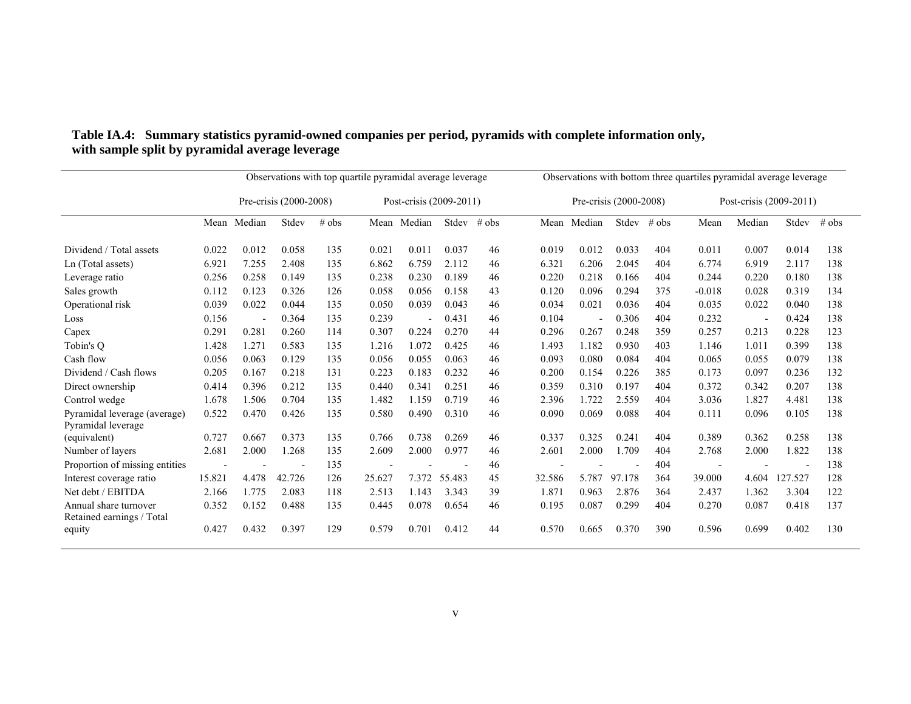**Table IA.4: Summary statistics pyramid-owned companies per period, pyramids with complete information only, with sample split by pyramidal average leverage**

| | Observations with top quartile pyramidal average leverage | | | | | | | | Observations with bottom three quartiles pyramidal average leverage | | | | | | | |
|---|---|---|---|---|---|---|---|---|---|---|---|---|---|---|---|---|
| | Pre-crisis (2000-2008) | | | | Post-crisis (2009-2011) | | | | Pre-crisis (2000-2008) | | | | Post-crisis (2009-2011) | | | |
| | Mean | Median | Stdev | # obs | Mean | Median | Stdev | # obs | Mean | Median | Stdev | # obs | Mean | Median | Stdev | # obs |
| Dividend / Total assets | 0.022 | 0.012 | 0.058 | 135 | 0.021 | 0.011 | 0.037 | 46 | 0.019 | 0.012 | 0.033 | 404 | 0.011 | 0.007 | 0.014 | 138 |
| Ln (Total assets) | 6.921 | 7.255 | 2.408 | 135 | 6.862 | 6.759 | 2.112 | 46 | 6.321 | 6.206 | 2.045 | 404 | 6.774 | 6.919 | 2.117 | 138 |
| Leverage ratio | 0.256 | 0.258 | 0.149 | 135 | 0.238 | 0.230 | 0.189 | 46 | 0.220 | 0.218 | 0.166 | 404 | 0.244 | 0.220 | 0.180 | 138 |
| Sales growth | 0.112 | 0.123 | 0.326 | 126 | 0.058 | 0.056 | 0.158 | 43 | 0.120 | 0.096 | 0.294 | 375 | -0.018 | 0.028 | 0.319 | 134 |
| Operational risk | 0.039 | 0.022 | 0.044 | 135 | 0.050 | 0.039 | 0.043 | 46 | 0.034 | 0.021 | 0.036 | 404 | 0.035 | 0.022 | 0.040 | 138 |
| Loss | 0.156 | - | 0.364 | 135 | 0.239 | - | 0.431 | 46 | 0.104 | - | 0.306 | 404 | 0.232 | - | 0.424 | 138 |
| Capex | 0.291 | 0.281 | 0.260 | 114 | 0.307 | 0.224 | 0.270 | 44 | 0.296 | 0.267 | 0.248 | 359 | 0.257 | 0.213 | 0.228 | 123 |
| Tobin's Q | 1.428 | 1.271 | 0.583 | 135 | 1.216 | 1.072 | 0.425 | 46 | 1.493 | 1.182 | 0.930 | 403 | 1.146 | 1.011 | 0.399 | 138 |
| Cash flow | 0.056 | 0.063 | 0.129 | 135 | 0.056 | 0.055 | 0.063 | 46 | 0.093 | 0.080 | 0.084 | 404 | 0.065 | 0.055 | 0.079 | 138 |
| Dividend / Cash flows | 0.205 | 0.167 | 0.218 | 131 | 0.223 | 0.183 | 0.232 | 46 | 0.200 | 0.154 | 0.226 | 385 | 0.173 | 0.097 | 0.236 | 132 |
| Direct ownership | 0.414 | 0.396 | 0.212 | 135 | 0.440 | 0.341 | 0.251 | 46 | 0.359 | 0.310 | 0.197 | 404 | 0.372 | 0.342 | 0.207 | 138 |
| Control wedge | 1.678 | 1.506 | 0.704 | 135 | 1.482 | 1.159 | 0.719 | 46 | 2.396 | 1.722 | 2.559 | 404 | 3.036 | 1.827 | 4.481 | 138 |
| Pyramidal leverage (average) | 0.522 | 0.470 | 0.426 | 135 | 0.580 | 0.490 | 0.310 | 46 | 0.090 | 0.069 | 0.088 | 404 | 0.111 | 0.096 | 0.105 | 138 |
| Pyramidal leverage (equivalent) | 0.727 | 0.667 | 0.373 | 135 | 0.766 | 0.738 | 0.269 | 46 | 0.337 | 0.325 | 0.241 | 404 | 0.389 | 0.362 | 0.258 | 138 |
| Number of layers | 2.681 | 2.000 | 1.268 | 135 | 2.609 | 2.000 | 0.977 | 46 | 2.601 | 2.000 | 1.709 | 404 | 2.768 | 2.000 | 1.822 | 138 |
| Proportion of missing entities | - | - | - | 135 | - | - | - | 46 | - | - | - | 404 | - | - | - | 138 |
| Interest coverage ratio | 15.821 | 4.478 | 42.726 | 126 | 25.627 | 7.372 | 55.483 | 45 | 32.586 | 5.787 | 97.178 | 364 | 39.000 | 4.604 | 127.527 | 128 |
| Net debt / EBITDA | 2.166 | 1.775 | 2.083 | 118 | 2.513 | 1.143 | 3.343 | 39 | 1.871 | 0.963 | 2.876 | 364 | 2.437 | 1.362 | 3.304 | 122 |
| Annual share turnover | 0.352 | 0.152 | 0.488 | 135 | 0.445 | 0.078 | 0.654 | 46 | 0.195 | 0.087 | 0.299 | 404 | 0.270 | 0.087 | 0.418 | 137 |
| Retained earnings / Total equity | 0.427 | 0.432 | 0.397 | 129 | 0.579 | 0.701 | 0.412 | 44 | 0.570 | 0.665 | 0.370 | 390 | 0.596 | 0.699 | 0.402 | 130 |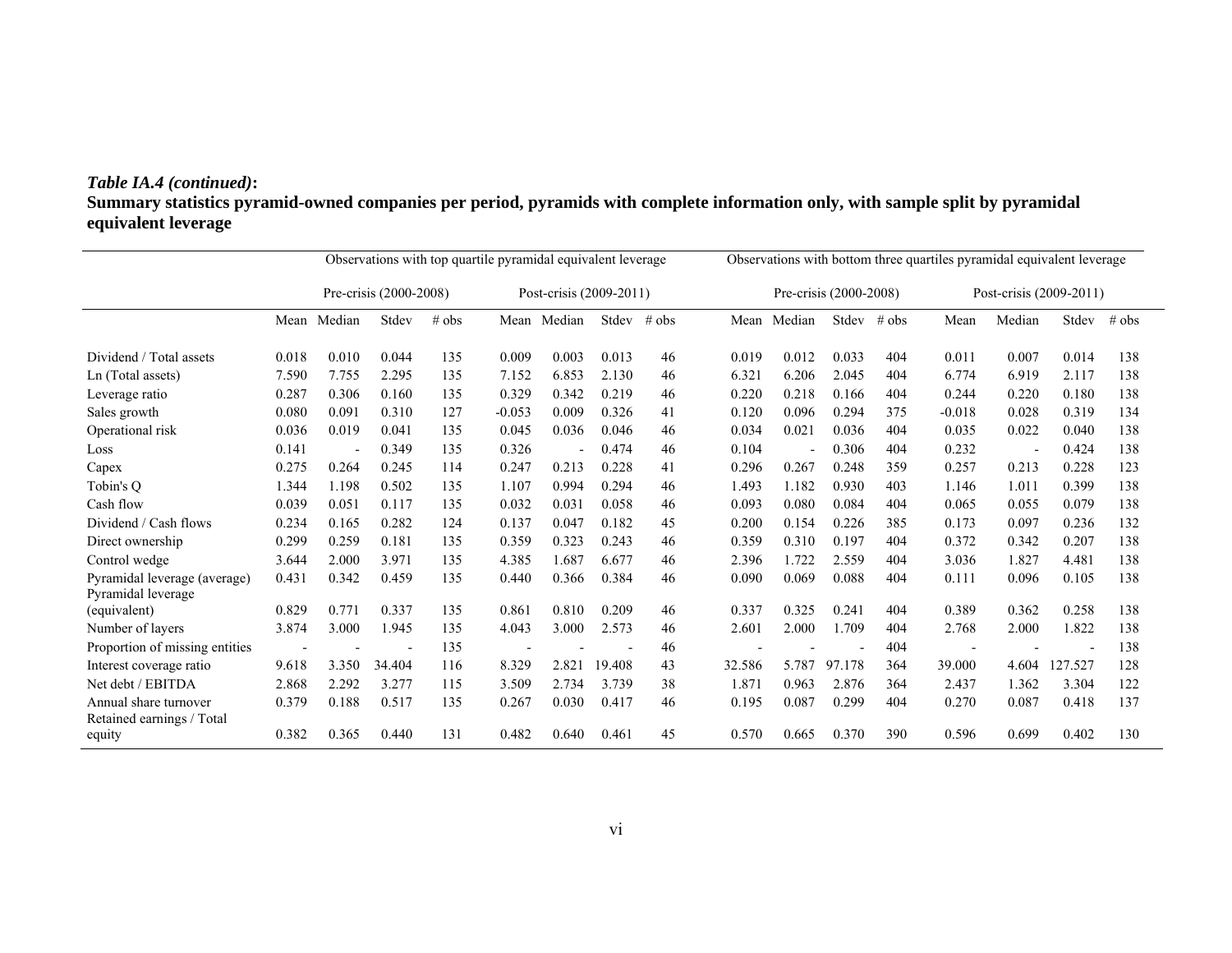***Table IA.4 (continued)*:**

**Summary statistics pyramid-owned companies per period, pyramids with complete information only, with sample split by pyramidal equivalent leverage**

| | Observations with top quartile pyramidal equivalent leverage | | | | | | | | Observations with bottom three quartiles pyramidal equivalent leverage | | | | | | | |
|---|---|---|---|---|---|---|---|---|---|---|---|---|---|---|---|---|
| | Pre-crisis (2000-2008) | | | | Post-crisis (2009-2011) | | | | Pre-crisis (2000-2008) | | | | Post-crisis (2009-2011) | | | |
| | Mean | Median | Stdev | # obs | Mean | Median | Stdev | # obs | Mean | Median | Stdev | # obs | Mean | Median | Stdev | # obs |
| Dividend / Total assets | 0.018 | 0.010 | 0.044 | 135 | 0.009 | 0.003 | 0.013 | 46 | 0.019 | 0.012 | 0.033 | 404 | 0.011 | 0.007 | 0.014 | 138 |
| Ln (Total assets) | 7.590 | 7.755 | 2.295 | 135 | 7.152 | 6.853 | 2.130 | 46 | 6.321 | 6.206 | 2.045 | 404 | 6.774 | 6.919 | 2.117 | 138 |
| Leverage ratio | 0.287 | 0.306 | 0.160 | 135 | 0.329 | 0.342 | 0.219 | 46 | 0.220 | 0.218 | 0.166 | 404 | 0.244 | 0.220 | 0.180 | 138 |
| Sales growth | 0.080 | 0.091 | 0.310 | 127 | -0.053 | 0.009 | 0.326 | 41 | 0.120 | 0.096 | 0.294 | 375 | -0.018 | 0.028 | 0.319 | 134 |
| Operational risk | 0.036 | 0.019 | 0.041 | 135 | 0.045 | 0.036 | 0.046 | 46 | 0.034 | 0.021 | 0.036 | 404 | 0.035 | 0.022 | 0.040 | 138 |
| Loss | 0.141 | - | 0.349 | 135 | 0.326 | - | 0.474 | 46 | 0.104 | - | 0.306 | 404 | 0.232 | - | 0.424 | 138 |
| Capex | 0.275 | 0.264 | 0.245 | 114 | 0.247 | 0.213 | 0.228 | 41 | 0.296 | 0.267 | 0.248 | 359 | 0.257 | 0.213 | 0.228 | 123 |
| Tobin's Q | 1.344 | 1.198 | 0.502 | 135 | 1.107 | 0.994 | 0.294 | 46 | 1.493 | 1.182 | 0.930 | 403 | 1.146 | 1.011 | 0.399 | 138 |
| Cash flow | 0.039 | 0.051 | 0.117 | 135 | 0.032 | 0.031 | 0.058 | 46 | 0.093 | 0.080 | 0.084 | 404 | 0.065 | 0.055 | 0.079 | 138 |
| Dividend / Cash flows | 0.234 | 0.165 | 0.282 | 124 | 0.137 | 0.047 | 0.182 | 45 | 0.200 | 0.154 | 0.226 | 385 | 0.173 | 0.097 | 0.236 | 132 |
| Direct ownership | 0.299 | 0.259 | 0.181 | 135 | 0.359 | 0.323 | 0.243 | 46 | 0.359 | 0.310 | 0.197 | 404 | 0.372 | 0.342 | 0.207 | 138 |
| Control wedge | 3.644 | 2.000 | 3.971 | 135 | 4.385 | 1.687 | 6.677 | 46 | 2.396 | 1.722 | 2.559 | 404 | 3.036 | 1.827 | 4.481 | 138 |
| Pyramidal leverage (average) | 0.431 | 0.342 | 0.459 | 135 | 0.440 | 0.366 | 0.384 | 46 | 0.090 | 0.069 | 0.088 | 404 | 0.111 | 0.096 | 0.105 | 138 |
| Pyramidal leverage (equivalent) | 0.829 | 0.771 | 0.337 | 135 | 0.861 | 0.810 | 0.209 | 46 | 0.337 | 0.325 | 0.241 | 404 | 0.389 | 0.362 | 0.258 | 138 |
| Number of layers | 3.874 | 3.000 | 1.945 | 135 | 4.043 | 3.000 | 2.573 | 46 | 2.601 | 2.000 | 1.709 | 404 | 2.768 | 2.000 | 1.822 | 138 |
| Proportion of missing entities | - | - | - | 135 | - | - | - | 46 | - | - | - | 404 | - | - | - | 138 |
| Interest coverage ratio | 9.618 | 3.350 | 34.404 | 116 | 8.329 | 2.821 | 19.408 | 43 | 32.586 | 5.787 | 97.178 | 364 | 39.000 | 4.604 | 127.527 | 128 |
| Net debt / EBITDA | 2.868 | 2.292 | 3.277 | 115 | 3.509 | 2.734 | 3.739 | 38 | 1.871 | 0.963 | 2.876 | 364 | 2.437 | 1.362 | 3.304 | 122 |
| Annual share turnover | 0.379 | 0.188 | 0.517 | 135 | 0.267 | 0.030 | 0.417 | 46 | 0.195 | 0.087 | 0.299 | 404 | 0.270 | 0.087 | 0.418 | 137 |
| Retained earnings / Total equity | 0.382 | 0.365 | 0.440 | 131 | 0.482 | 0.640 | 0.461 | 45 | 0.570 | 0.665 | 0.370 | 390 | 0.596 | 0.699 | 0.402 | 130 |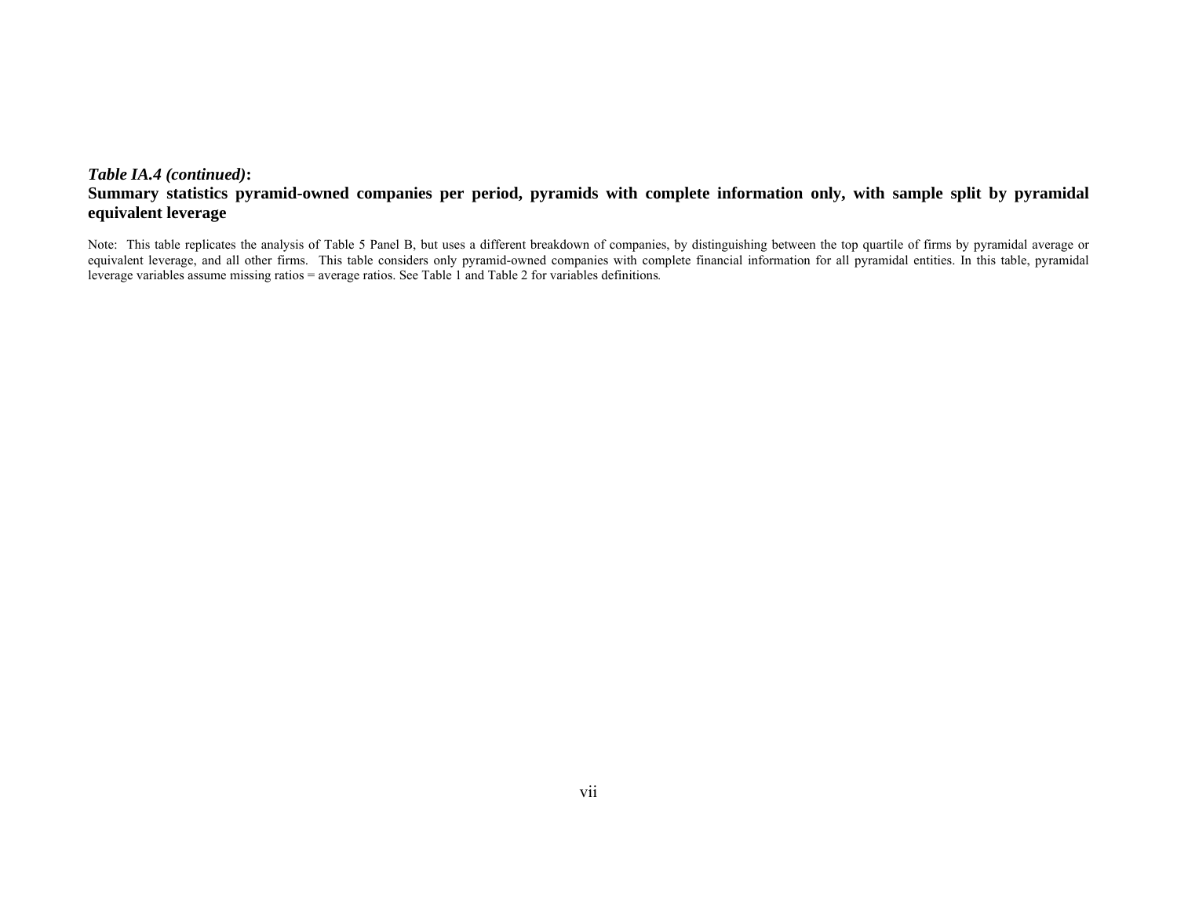***Table IA.4 (continued)*:**
**Summary statistics pyramid-owned companies per period, pyramids with complete information only, with sample split by pyramidal equivalent leverage**

Note: This table replicates the analysis of Table 5 Panel B, but uses a different breakdown of companies, by distinguishing between the top quartile of firms by pyramidal average or equivalent leverage, and all other firms. This table considers only pyramid-owned companies with complete financial information for all pyramidal entities. In this table, pyramidal leverage variables assume missing ratios = average ratios. See Table 1 and Table 2 for variables definitions.